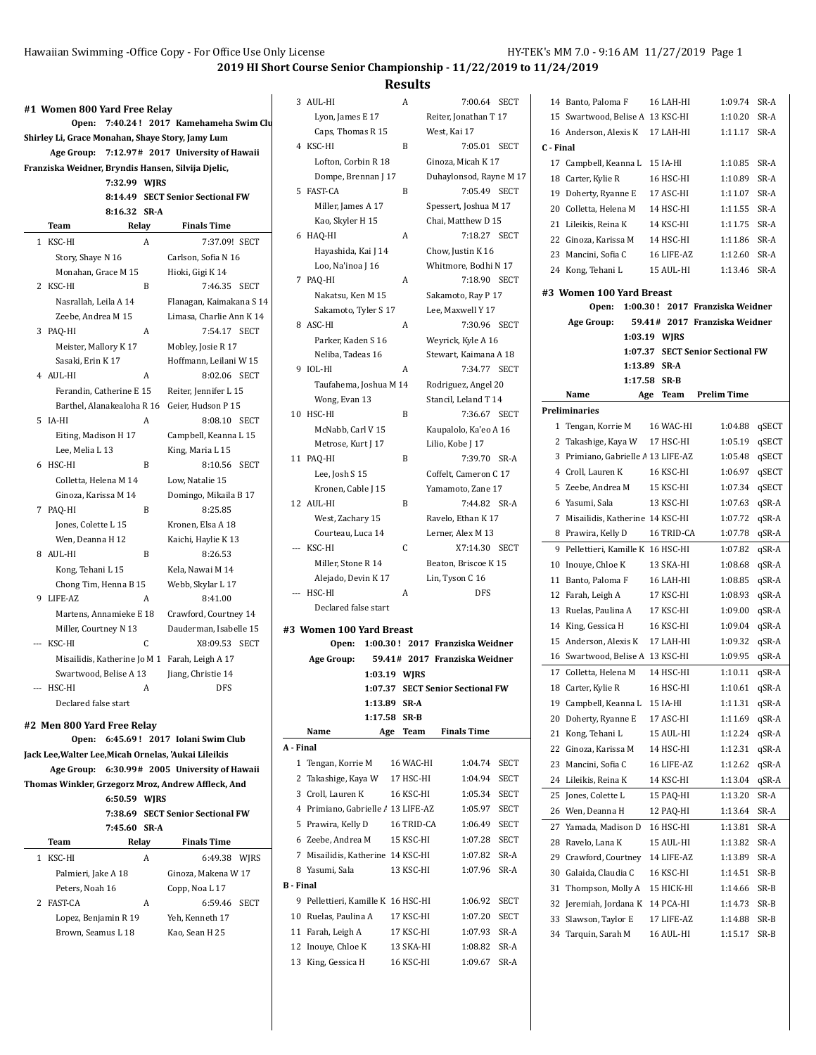## 2019 HI Short Course Senior Championship - 11/22/2019 to 11/24/2019

## Results

### #1 Women 800 Yard Free Relay

Open: 7:40.24 ! 2017 Kamehameha Swim Club
Shirley Li, Grace Monahan, Shaye Story, Jamy Lum

Age Group: 7:12.97# 2017 University of Hawaii
Franziska Weidner, Bryndis Hansen, Silvija Djelic,

7:32.99 WJRS
8:14.49 SECT Senior Sectional FW
8:16.32 SR-A

| | Team | Relay | Finals Time | |
|---|---|---|---|---|
| 1 | KSC-HI | A | 7:37.09! | SECT |
| | Story, Shaye N 16 | Carlson, Sofia N 16 | | |
| | Monahan, Grace M 15 | Hioki, Gigi K 14 | | |
| 2 | KSC-HI | B | 7:46.35 | SECT |
| | Nasrallah, Leila A 14 | Flanagan, Kaimakana S 14 | | |
| | Zeebe, Andrea M 15 | Limasa, Charlie Ann K 14 | | |
| 3 | PAQ-HI | A | 7:54.17 | SECT |
| | Meister, Mallory K 17 | Mobley, Josie R 17 | | |
| | Sasaki, Erin K 17 | Hoffmann, Leilani W 15 | | |
| 4 | AUL-HI | A | 8:02.06 | SECT |
| | Ferandin, Catherine E 15 | Reiter, Jennifer L 15 | | |
| | Barthel, Alanakealoha R 16 | Geier, Hudson P 15 | | |
| 5 | IA-HI | A | 8:08.10 | SECT |
| | Eiting, Madison H 17 | Campbell, Keanna L 15 | | |
| | Lee, Melia L 13 | King, Maria L 15 | | |
| 6 | HSC-HI | B | 8:10.56 | SECT |
| | Colletta, Helena M 14 | Low, Natalie 15 | | |
| | Ginoza, Karissa M 14 | Domingo, Mikaila B 17 | | |
| 7 | PAQ-HI | B | 8:25.85 | |
| | Jones, Colette L 15 | Kronen, Elsa A 18 | | |
| | Wen, Deanna H 12 | Kaichi, Haylie K 13 | | |
| 8 | AUL-HI | B | 8:26.53 | |
| | Kong, Tehani L 15 | Kela, Nawai M 14 | | |
| | Chong Tim, Henna B 15 | Webb, Skylar L 17 | | |
| 9 | LIFE-AZ | A | 8:41.00 | |
| | Martens, Annamieke E 18 | Crawford, Courtney 14 | | |
| | Miller, Courtney N 13 | Dauderman, Isabelle 15 | | |
| --- | KSC-HI | C | X8:09.53 | SECT |
| | Misailidis, Katherine Jo M 1 | Farah, Leigh A 17 | | |
| | Swartwood, Belise A 13 | Jiang, Christie 14 | | |
| --- | HSC-HI | A | DFS | |
| | Declared false start | | | |

### #2 Men 800 Yard Free Relay

Open: 6:45.69 ! 2017 Iolani Swim Club
Jack Lee,Walter Lee,Micah Ornelas, 'Aukai Lileikis

Age Group: 6:30.99# 2005 University of Hawaii
Thomas Winkler, Grzegorz Mroz, Andrew Affleck, And

6:50.59 WJRS
7:38.69 SECT Senior Sectional FW
7:45.60 SR-A

| | Team | Relay | Finals Time | |
|---|---|---|---|---|
| 1 | KSC-HI | A | 6:49.38 | WJRS |
| | Palmieri, Jake A 18 | Ginoza, Makena W 17 | | |
| | Peters, Noah 16 | Copp, Noa L 17 | | |
| 2 | FAST-CA | A | 6:59.46 | SECT |
| | Lopez, Benjamin R 19 | Yeh, Kenneth 17 | | |
| | Brown, Seamus L 18 | Kao, Sean H 25 | | |
| 3 | AUL-HI | A | 7:00.64 | SECT |
| | Lyon, James E 17 | Reiter, Jonathan T 17 | | |
| | Caps, Thomas R 15 | West, Kai 17 | | |
| 4 | KSC-HI | B | 7:05.01 | SECT |
| | Lofton, Corbin R 18 | Ginoza, Micah K 17 | | |
| | Dompe, Brennan J 17 | Duhaylonsod, Rayne M 17 | | |
| 5 | FAST-CA | B | 7:05.49 | SECT |
| | Miller, James A 17 | Spessert, Joshua M 17 | | |
| | Kao, Skyler H 15 | Chai, Matthew D 15 | | |
| 6 | HAQ-HI | A | 7:18.27 | SECT |
| | Hayashida, Kai J 14 | Chow, Justin K 16 | | |
| | Loo, Na'inoa J 16 | Whitmore, Bodhi N 17 | | |
| 7 | PAQ-HI | A | 7:18.90 | SECT |
| | Nakatsu, Ken M 15 | Sakamoto, Ray P 17 | | |
| | Sakamoto, Tyler S 17 | Lee, Maxwell Y 17 | | |
| 8 | ASC-HI | A | 7:30.96 | SECT |
| | Parker, Kaden S 16 | Weyrick, Kyle A 16 | | |
| | Neliba, Tadeas 16 | Stewart, Kaimana A 18 | | |
| 9 | IOL-HI | A | 7:34.77 | SECT |
| | Taufahema, Joshua M 14 | Rodriguez, Angel 20 | | |
| | Wong, Evan 13 | Stancil, Leland T 14 | | |
| 10 | HSC-HI | B | 7:36.67 | SECT |
| | McNabb, Carl V 15 | Kaupalolo, Ka'eo A 16 | | |
| | Metrose, Kurt J 17 | Lilio, Kobe J 17 | | |
| 11 | PAQ-HI | B | 7:39.70 | SR-A |
| | Lee, Josh S 15 | Coffelt, Cameron C 17 | | |
| | Kronen, Cable J 15 | Yamamoto, Zane 17 | | |
| 12 | AUL-HI | B | 7:44.82 | SR-A |
| | West, Zachary 15 | Ravelo, Ethan K 17 | | |
| | Courteau, Luca 14 | Lerner, Alex M 13 | | |
| --- | KSC-HI | C | X7:14.30 | SECT |
| | Miller, Stone R 14 | Beaton, Briscoe K 15 | | |
| | Alejado, Devin K 17 | Lin, Tyson C 16 | | |
| --- | HSC-HI | A | DFS | |
| | Declared false start | | | |

### #3 Women 100 Yard Breast

Open: 1:00.30 ! 2017 Franziska Weidner
Age Group: 59.41# 2017 Franziska Weidner

1:03.19 WJRS
1:07.37 SECT Senior Sectional FW
1:13.89 SR-A
1:17.58 SR-B

| | Name | Age | Team | Finals Time | |
|---|---|---|---|---|---|
| **A - Final** | | | | | |
| 1 | Tengan, Korrie M | 16 | WAC-HI | 1:04.74 | SECT |
| 2 | Takashige, Kaya W | 17 | HSC-HI | 1:04.94 | SECT |
| 3 | Croll, Lauren K | 16 | KSC-HI | 1:05.34 | SECT |
| 4 | Primiano, Gabrielle A | 13 | LIFE-AZ | 1:05.97 | SECT |
| 5 | Prawira, Kelly D | 16 | TRID-CA | 1:06.49 | SECT |
| 6 | Zeebe, Andrea M | 15 | KSC-HI | 1:07.28 | SECT |
| 7 | Misailidis, Katherine | 14 | KSC-HI | 1:07.82 | SR-A |
| 8 | Yasumi, Sala | 13 | KSC-HI | 1:07.96 | SR-A |
| **B - Final** | | | | | |
| 9 | Pellettieri, Kamille K | 16 | HSC-HI | 1:06.92 | SECT |
| 10 | Ruelas, Paulina A | 17 | KSC-HI | 1:07.20 | SECT |
| 11 | Farah, Leigh A | 17 | KSC-HI | 1:07.93 | SR-A |
| 12 | Inouye, Chloe K | 13 | SKA-HI | 1:08.82 | SR-A |
| 13 | King, Gessica H | 16 | KSC-HI | 1:09.67 | SR-A |
| 14 | Banto, Paloma F | 16 | LAH-HI | 1:09.74 | SR-A |
| 15 | Swartwood, Belise A | 13 | KSC-HI | 1:10.20 | SR-A |
| 16 | Anderson, Alexis K | 17 | LAH-HI | 1:11.17 | SR-A |
| **C - Final** | | | | | |
| 17 | Campbell, Keanna L | 15 | IA-HI | 1:10.85 | SR-A |
| 18 | Carter, Kylie R | 16 | HSC-HI | 1:10.89 | SR-A |
| 19 | Doherty, Ryanne E | 17 | ASC-HI | 1:11.07 | SR-A |
| 20 | Colletta, Helena M | 14 | HSC-HI | 1:11.55 | SR-A |
| 21 | Lileikis, Reina K | 14 | KSC-HI | 1:11.75 | SR-A |
| 22 | Ginoza, Karissa M | 14 | HSC-HI | 1:11.86 | SR-A |
| 23 | Mancini, Sofia C | 16 | LIFE-AZ | 1:12.60 | SR-A |
| 24 | Kong, Tehani L | 15 | AUL-HI | 1:13.46 | SR-A |

### #3 Women 100 Yard Breast

Open: 1:00.30 ! 2017 Franziska Weidner
Age Group: 59.41# 2017 Franziska Weidner

1:03.19 WJRS
1:07.37 SECT Senior Sectional FW
1:13.89 SR-A
1:17.58 SR-B

| | Name | Age | Team | Prelim Time | |
|---|---|---|---|---|---|
| **Preliminaries** | | | | | |
| 1 | Tengan, Korrie M | 16 | WAC-HI | 1:04.88 | qSECT |
| 2 | Takashige, Kaya W | 17 | HSC-HI | 1:05.19 | qSECT |
| 3 | Primiano, Gabrielle A | 13 | LIFE-AZ | 1:05.48 | qSECT |
| 4 | Croll, Lauren K | 16 | KSC-HI | 1:06.97 | qSECT |
| 5 | Zeebe, Andrea M | 15 | KSC-HI | 1:07.34 | qSECT |
| 6 | Yasumi, Sala | 13 | KSC-HI | 1:07.63 | qSR-A |
| 7 | Misailidis, Katherine | 14 | KSC-HI | 1:07.72 | qSR-A |
| 8 | Prawira, Kelly D | 16 | TRID-CA | 1:07.78 | qSR-A |
| 9 | Pellettieri, Kamille K | 16 | HSC-HI | 1:07.82 | qSR-A |
| 10 | Inouye, Chloe K | 13 | SKA-HI | 1:08.68 | qSR-A |
| 11 | Banto, Paloma F | 16 | LAH-HI | 1:08.85 | qSR-A |
| 12 | Farah, Leigh A | 17 | KSC-HI | 1:08.93 | qSR-A |
| 13 | Ruelas, Paulina A | 17 | KSC-HI | 1:09.00 | qSR-A |
| 14 | King, Gessica H | 16 | KSC-HI | 1:09.04 | qSR-A |
| 15 | Anderson, Alexis K | 17 | LAH-HI | 1:09.32 | qSR-A |
| 16 | Swartwood, Belise A | 13 | KSC-HI | 1:09.95 | qSR-A |
| 17 | Colletta, Helena M | 14 | HSC-HI | 1:10.11 | qSR-A |
| 18 | Carter, Kylie R | 16 | HSC-HI | 1:10.61 | qSR-A |
| 19 | Campbell, Keanna L | 15 | IA-HI | 1:11.31 | qSR-A |
| 20 | Doherty, Ryanne E | 17 | ASC-HI | 1:11.69 | qSR-A |
| 21 | Kong, Tehani L | 15 | AUL-HI | 1:12.24 | qSR-A |
| 22 | Ginoza, Karissa M | 14 | HSC-HI | 1:12.31 | qSR-A |
| 23 | Mancini, Sofia C | 16 | LIFE-AZ | 1:12.62 | qSR-A |
| 24 | Lileikis, Reina K | 14 | KSC-HI | 1:13.04 | qSR-A |
| 25 | Jones, Colette L | 15 | PAQ-HI | 1:13.20 | SR-A |
| 26 | Wen, Deanna H | 12 | PAQ-HI | 1:13.64 | SR-A |
| 27 | Yamada, Madison D | 16 | HSC-HI | 1:13.81 | SR-A |
| 28 | Ravelo, Lana K | 15 | AUL-HI | 1:13.82 | SR-A |
| 29 | Crawford, Courtney | 14 | LIFE-AZ | 1:13.89 | SR-A |
| 30 | Galaida, Claudia C | 16 | KSC-HI | 1:14.51 | SR-B |
| 31 | Thompson, Molly A | 15 | HICK-HI | 1:14.66 | SR-B |
| 32 | Jeremiah, Jordana K | 14 | PCA-HI | 1:14.73 | SR-B |
| 33 | Slawson, Taylor E | 17 | LIFE-AZ | 1:14.88 | SR-B |
| 34 | Tarquin, Sarah M | 16 | AUL-HI | 1:15.17 | SR-B |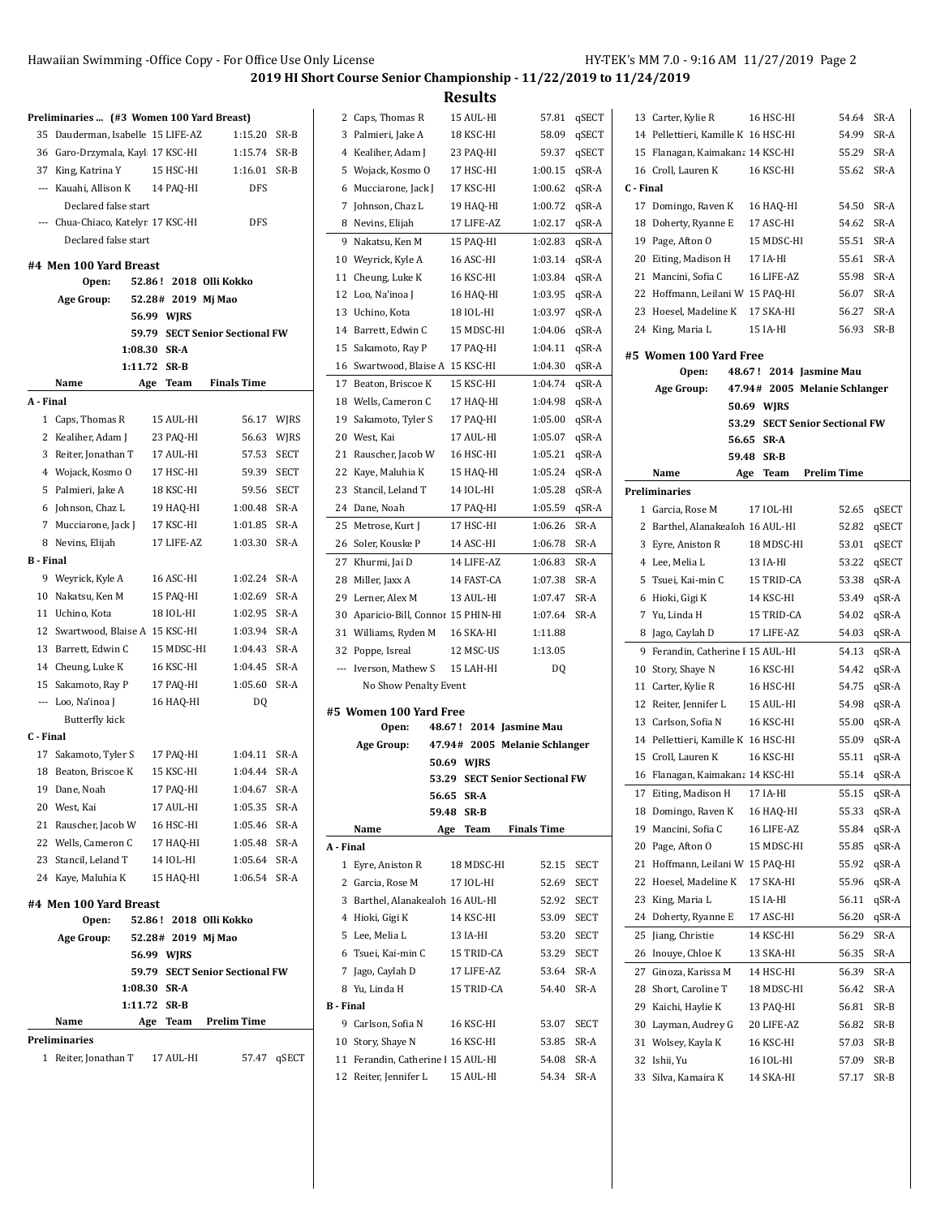2019 HI Short Course Senior Championship - 11/22/2019 to 11/24/2019

## Results

### Preliminaries ... (#3 Women 100 Yard Breast)

| | Name | Age | Team | Prelim Time | |
|---|---|---|---|---|---|
| 35 | Dauderman, Isabelle | 15 | LIFE-AZ | 1:15.20 | SR-B |
| 36 | Garo-Drzymala, Kayl | 17 | KSC-HI | 1:15.74 | SR-B |
| 37 | King, Katrina Y | 15 | HSC-HI | 1:16.01 | SR-B |
| --- | Kauahi, Allison K | 14 | PAQ-HI | DFS | |
| | Declared false start | | | | |
| --- | Chua-Chiaco, Katelyr | 17 | KSC-HI | DFS | |
| | Declared false start | | | | |

### #4 Men 100 Yard Breast

Open: 52.86 ! 2018 Olli Kokko
Age Group: 52.28 # 2019 Mj Mao
56.99 WJRS
59.79 SECT Senior Sectional FW
1:08.30 SR-A
1:11.72 SR-B

| | Name | Age | Team | Finals Time | |
|---|---|---|---|---|---|
| **A - Final** | | | | | |
| 1 | Caps, Thomas R | 15 | AUL-HI | 56.17 | WJRS |
| 2 | Kealiher, Adam J | 23 | PAQ-HI | 56.63 | WJRS |
| 3 | Reiter, Jonathan T | 17 | AUL-HI | 57.53 | SECT |
| 4 | Wojack, Kosmo O | 17 | HSC-HI | 59.39 | SECT |
| 5 | Palmieri, Jake A | 18 | KSC-HI | 59.56 | SECT |
| 6 | Johnson, Chaz L | 19 | HAQ-HI | 1:00.48 | SR-A |
| 7 | Mucciarone, Jack J | 17 | KSC-HI | 1:01.85 | SR-A |
| 8 | Nevins, Elijah | 17 | LIFE-AZ | 1:03.30 | SR-A |
| **B - Final** | | | | | |
| 9 | Weyrick, Kyle A | 16 | ASC-HI | 1:02.24 | SR-A |
| 10 | Nakatsu, Ken M | 15 | PAQ-HI | 1:02.69 | SR-A |
| 11 | Uchino, Kota | 18 | IOL-HI | 1:02.95 | SR-A |
| 12 | Swartwood, Blaise A | 15 | KSC-HI | 1:03.94 | SR-A |
| 13 | Barrett, Edwin C | 15 | MDSC-HI | 1:04.43 | SR-A |
| 14 | Cheung, Luke K | 16 | KSC-HI | 1:04.45 | SR-A |
| 15 | Sakamoto, Ray P | 17 | PAQ-HI | 1:05.60 | SR-A |
| --- | Loo, Na'inoa J | 16 | HAQ-HI | DQ | |
| | Butterfly kick | | | | |
| **C - Final** | | | | | |
| 17 | Sakamoto, Tyler S | 17 | PAQ-HI | 1:04.11 | SR-A |
| 18 | Beaton, Briscoe K | 15 | KSC-HI | 1:04.44 | SR-A |
| 19 | Dane, Noah | 17 | PAQ-HI | 1:04.67 | SR-A |
| 20 | West, Kai | 17 | AUL-HI | 1:05.35 | SR-A |
| 21 | Rauscher, Jacob W | 16 | HSC-HI | 1:05.46 | SR-A |
| 22 | Wells, Cameron C | 17 | HAQ-HI | 1:05.48 | SR-A |
| 23 | Stancil, Leland T | 14 | IOL-HI | 1:05.64 | SR-A |
| 24 | Kaye, Maluhia K | 15 | HAQ-HI | 1:06.54 | SR-A |

### #4 Men 100 Yard Breast

Open: 52.86 ! 2018 Olli Kokko
Age Group: 52.28 # 2019 Mj Mao
56.99 WJRS
59.79 SECT Senior Sectional FW
1:08.30 SR-A
1:11.72 SR-B

| | Name | Age | Team | Prelim Time | |
|---|---|---|---|---|---|
| **Preliminaries** | | | | | |
| 1 | Reiter, Jonathan T | 17 | AUL-HI | 57.47 | qSECT |
| 2 | Caps, Thomas R | 15 | AUL-HI | 57.81 | qSECT |
| 3 | Palmieri, Jake A | 18 | KSC-HI | 58.09 | qSECT |
| 4 | Kealiher, Adam J | 23 | PAQ-HI | 59.37 | qSECT |
| 5 | Wojack, Kosmo O | 17 | HSC-HI | 1:00.15 | qSR-A |
| 6 | Mucciarone, Jack J | 17 | KSC-HI | 1:00.62 | qSR-A |
| 7 | Johnson, Chaz L | 19 | HAQ-HI | 1:00.72 | qSR-A |
| 8 | Nevins, Elijah | 17 | LIFE-AZ | 1:02.17 | qSR-A |
| 9 | Nakatsu, Ken M | 15 | PAQ-HI | 1:02.83 | qSR-A |
| 10 | Weyrick, Kyle A | 16 | ASC-HI | 1:03.14 | qSR-A |
| 11 | Cheung, Luke K | 16 | KSC-HI | 1:03.84 | qSR-A |
| 12 | Loo, Na'inoa J | 16 | HAQ-HI | 1:03.95 | qSR-A |
| 13 | Uchino, Kota | 18 | IOL-HI | 1:03.97 | qSR-A |
| 14 | Barrett, Edwin C | 15 | MDSC-HI | 1:04.06 | qSR-A |
| 15 | Sakamoto, Ray P | 17 | PAQ-HI | 1:04.11 | qSR-A |
| 16 | Swartwood, Blaise A | 15 | KSC-HI | 1:04.30 | qSR-A |
| 17 | Beaton, Briscoe K | 15 | KSC-HI | 1:04.74 | qSR-A |
| 18 | Wells, Cameron C | 17 | HAQ-HI | 1:04.98 | qSR-A |
| 19 | Sakamoto, Tyler S | 17 | PAQ-HI | 1:05.00 | qSR-A |
| 20 | West, Kai | 17 | AUL-HI | 1:05.07 | qSR-A |
| 21 | Rauscher, Jacob W | 16 | HSC-HI | 1:05.21 | qSR-A |
| 22 | Kaye, Maluhia K | 15 | HAQ-HI | 1:05.24 | qSR-A |
| 23 | Stancil, Leland T | 14 | IOL-HI | 1:05.28 | qSR-A |
| 24 | Dane, Noah | 17 | PAQ-HI | 1:05.59 | qSR-A |
| 25 | Metrose, Kurt J | 17 | HSC-HI | 1:06.26 | SR-A |
| 26 | Soler, Kouske P | 14 | ASC-HI | 1:06.78 | SR-A |
| 27 | Khurmi, Jai D | 14 | LIFE-AZ | 1:06.83 | SR-A |
| 28 | Miller, Jaxx A | 14 | FAST-CA | 1:07.38 | SR-A |
| 29 | Lerner, Alex M | 13 | AUL-HI | 1:07.47 | SR-A |
| 30 | Aparicio-Bill, Connor | 15 | PHIN-HI | 1:07.64 | SR-A |
| 31 | Williams, Ryden M | 16 | SKA-HI | 1:11.88 | |
| 32 | Poppe, Isreal | 12 | MSC-US | 1:13.05 | |
| --- | Iverson, Mathew S | 15 | LAH-HI | DQ | |
| | No Show Penalty Event | | | | |

### #5 Women 100 Yard Free

Open: 48.67 ! 2014 Jasmine Mau
Age Group: 47.94 # 2005 Melanie Schlanger
50.69 WJRS
53.29 SECT Senior Sectional FW
56.65 SR-A
59.48 SR-B

| | Name | Age | Team | Finals Time | |
|---|---|---|---|---|---|
| **A - Final** | | | | | |
| 1 | Eyre, Aniston R | 18 | MDSC-HI | 52.15 | SECT |
| 2 | Garcia, Rose M | 17 | IOL-HI | 52.69 | SECT |
| 3 | Barthel, Alanakealoh | 16 | AUL-HI | 52.92 | SECT |
| 4 | Hioki, Gigi K | 14 | KSC-HI | 53.09 | SECT |
| 5 | Lee, Melia L | 13 | IA-HI | 53.20 | SECT |
| 6 | Tsuei, Kai-min C | 15 | TRID-CA | 53.29 | SECT |
| 7 | Jago, Caylah D | 17 | LIFE-AZ | 53.64 | SR-A |
| 8 | Yu, Linda H | 15 | TRID-CA | 54.40 | SR-A |
| **B - Final** | | | | | |
| 9 | Carlson, Sofia N | 16 | KSC-HI | 53.07 | SECT |
| 10 | Story, Shaye N | 16 | KSC-HI | 53.85 | SR-A |
| 11 | Ferandin, Catherine I | 15 | AUL-HI | 54.08 | SR-A |
| 12 | Reiter, Jennifer L | 15 | AUL-HI | 54.34 | SR-A |
| 13 | Carter, Kylie R | 16 | HSC-HI | 54.64 | SR-A |
| 14 | Pellettieri, Kamille K | 16 | HSC-HI | 54.99 | SR-A |
| 15 | Flanagan, Kaimakana | 14 | KSC-HI | 55.29 | SR-A |
| 16 | Croll, Lauren K | 16 | KSC-HI | 55.62 | SR-A |
| **C - Final** | | | | | |
| 17 | Domingo, Raven K | 16 | HAQ-HI | 54.50 | SR-A |
| 18 | Doherty, Ryanne E | 17 | ASC-HI | 54.62 | SR-A |
| 19 | Page, Afton O | 15 | MDSC-HI | 55.51 | SR-A |
| 20 | Eiting, Madison H | 17 | IA-HI | 55.61 | SR-A |
| 21 | Mancini, Sofia C | 16 | LIFE-AZ | 55.98 | SR-A |
| 22 | Hoffmann, Leilani W | 15 | PAQ-HI | 56.07 | SR-A |
| 23 | Hoesel, Madeline K | 17 | SKA-HI | 56.27 | SR-A |
| 24 | King, Maria L | 15 | IA-HI | 56.93 | SR-B |

### #5 Women 100 Yard Free

Open: 48.67 ! 2014 Jasmine Mau
Age Group: 47.94 # 2005 Melanie Schlanger
50.69 WJRS
53.29 SECT Senior Sectional FW
56.65 SR-A
59.48 SR-B

| | Name | Age | Team | Prelim Time | |
|---|---|---|---|---|---|
| **Preliminaries** | | | | | |
| 1 | Garcia, Rose M | 17 | IOL-HI | 52.65 | qSECT |
| 2 | Barthel, Alanakealoh | 16 | AUL-HI | 52.82 | qSECT |
| 3 | Eyre, Aniston R | 18 | MDSC-HI | 53.01 | qSECT |
| 4 | Lee, Melia L | 13 | IA-HI | 53.22 | qSECT |
| 5 | Tsuei, Kai-min C | 15 | TRID-CA | 53.38 | qSR-A |
| 6 | Hioki, Gigi K | 14 | KSC-HI | 53.49 | qSR-A |
| 7 | Yu, Linda H | 15 | TRID-CA | 54.02 | qSR-A |
| 8 | Jago, Caylah D | 17 | LIFE-AZ | 54.03 | qSR-A |
| 9 | Ferandin, Catherine I | 15 | AUL-HI | 54.13 | qSR-A |
| 10 | Story, Shaye N | 16 | KSC-HI | 54.42 | qSR-A |
| 11 | Carter, Kylie R | 16 | HSC-HI | 54.75 | qSR-A |
| 12 | Reiter, Jennifer L | 15 | AUL-HI | 54.98 | qSR-A |
| 13 | Carlson, Sofia N | 16 | KSC-HI | 55.00 | qSR-A |
| 14 | Pellettieri, Kamille K | 16 | HSC-HI | 55.09 | qSR-A |
| 15 | Croll, Lauren K | 16 | KSC-HI | 55.11 | qSR-A |
| 16 | Flanagan, Kaimakana | 14 | KSC-HI | 55.14 | qSR-A |
| 17 | Eiting, Madison H | 17 | IA-HI | 55.15 | qSR-A |
| 18 | Domingo, Raven K | 16 | HAQ-HI | 55.33 | qSR-A |
| 19 | Mancini, Sofia C | 16 | LIFE-AZ | 55.84 | qSR-A |
| 20 | Page, Afton O | 15 | MDSC-HI | 55.85 | qSR-A |
| 21 | Hoffmann, Leilani W | 15 | PAQ-HI | 55.92 | qSR-A |
| 22 | Hoesel, Madeline K | 17 | SKA-HI | 55.96 | qSR-A |
| 23 | King, Maria L | 15 | IA-HI | 56.11 | qSR-A |
| 24 | Doherty, Ryanne E | 17 | ASC-HI | 56.20 | qSR-A |
| 25 | Jiang, Christie | 14 | KSC-HI | 56.29 | SR-A |
| 26 | Inouye, Chloe K | 13 | SKA-HI | 56.35 | SR-A |
| 27 | Ginoza, Karissa M | 14 | HSC-HI | 56.39 | SR-A |
| 28 | Short, Caroline T | 18 | MDSC-HI | 56.42 | SR-A |
| 29 | Kaichi, Haylie K | 13 | PAQ-HI | 56.81 | SR-B |
| 30 | Layman, Audrey G | 20 | LIFE-AZ | 56.82 | SR-B |
| 31 | Wolsey, Kayla K | 16 | KSC-HI | 57.03 | SR-B |
| 32 | Ishii, Yu | 16 | IOL-HI | 57.09 | SR-B |
| 33 | Silva, Kamaira K | 14 | SKA-HI | 57.17 | SR-B |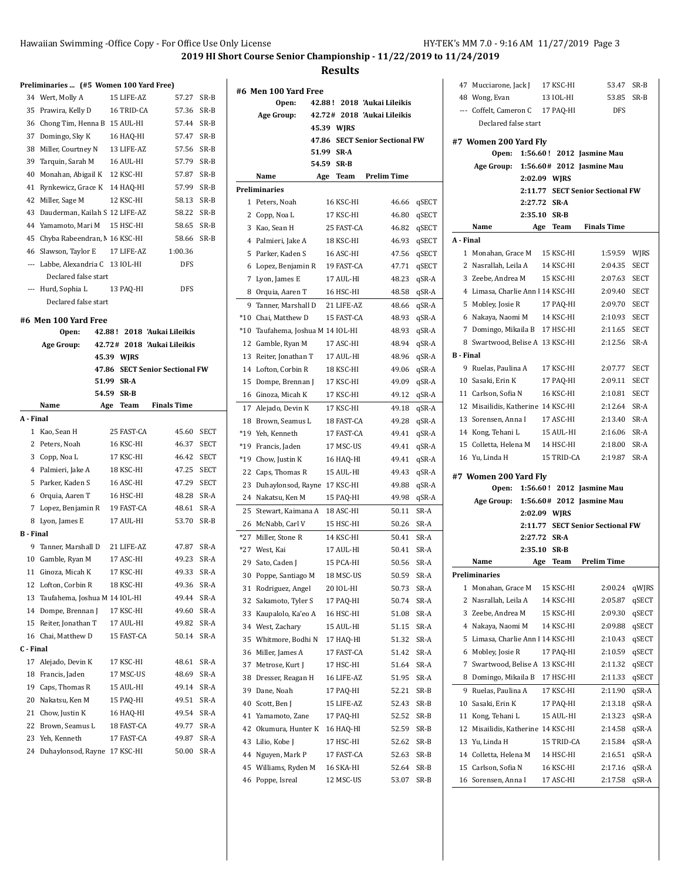## 2019 HI Short Course Senior Championship - 11/22/2019 to 11/24/2019

## Results

**Preliminaries ... (#5 Women 100 Yard Free)**

| | Name | Age | Team | Prelim Time | |
|---|---|---|---|---|---|
| 34 | Wert, Molly A | 15 | LIFE-AZ | 57.27 | SR-B |
| 35 | Prawira, Kelly D | 16 | TRID-CA | 57.36 | SR-B |
| 36 | Chong Tim, Henna B | 15 | AUL-HI | 57.44 | SR-B |
| 37 | Domingo, Sky K | 16 | HAQ-HI | 57.47 | SR-B |
| 38 | Miller, Courtney N | 13 | LIFE-AZ | 57.56 | SR-B |
| 39 | Tarquin, Sarah M | 16 | AUL-HI | 57.79 | SR-B |
| 40 | Monahan, Abigail K | 12 | KSC-HI | 57.87 | SR-B |
| 41 | Rynkewicz, Grace K | 14 | HAQ-HI | 57.99 | SR-B |
| 42 | Miller, Sage M | 12 | KSC-HI | 58.13 | SR-B |
| 43 | Dauderman, Kailah S | 12 | LIFE-AZ | 58.22 | SR-B |
| 44 | Yamamoto, Mari M | 15 | HSC-HI | 58.65 | SR-B |
| 45 | Chyba Rabeendran, M | 16 | KSC-HI | 58.66 | SR-B |
| 46 | Slawson, Taylor E | 17 | LIFE-AZ | 1:00.36 | |
| --- | Labbe, Alexandria C | 13 | IOL-HI | DFS | |
| | Declared false start | | | | |
| --- | Hurd, Sophia L | 13 | PAQ-HI | DFS | |
| | Declared false start | | | | |

### #6 Men 100 Yard Free

Open: 42.88 ! 2018 'Aukai Lileikis
Age Group: 42.72 # 2018 'Aukai Lileikis
45.39 WJRS
47.86 SECT Senior Sectional FW
51.99 SR-A
54.59 SR-B

| | Name | Age | Team | Finals Time | |
|---|---|---|---|---|---|
| **A - Final** | | | | | |
| 1 | Kao, Sean H | 25 | FAST-CA | 45.60 | SECT |
| 2 | Peters, Noah | 16 | KSC-HI | 46.37 | SECT |
| 3 | Copp, Noa L | 17 | KSC-HI | 46.42 | SECT |
| 4 | Palmieri, Jake A | 18 | KSC-HI | 47.25 | SECT |
| 5 | Parker, Kaden S | 16 | ASC-HI | 47.29 | SECT |
| 6 | Orquia, Aaren T | 16 | HSC-HI | 48.28 | SR-A |
| 7 | Lopez, Benjamin R | 19 | FAST-CA | 48.61 | SR-A |
| 8 | Lyon, James E | 17 | AUL-HI | 53.70 | SR-B |
| **B - Final** | | | | | |
| 9 | Tanner, Marshall D | 21 | LIFE-AZ | 47.87 | SR-A |
| 10 | Gamble, Ryan M | 17 | ASC-HI | 49.23 | SR-A |
| 11 | Ginoza, Micah K | 17 | KSC-HI | 49.33 | SR-A |
| 12 | Lofton, Corbin R | 18 | KSC-HI | 49.36 | SR-A |
| 13 | Taufahema, Joshua M | 14 | IOL-HI | 49.44 | SR-A |
| 14 | Dompe, Brennan J | 17 | KSC-HI | 49.60 | SR-A |
| 15 | Reiter, Jonathan T | 17 | AUL-HI | 49.82 | SR-A |
| 16 | Chai, Matthew D | 15 | FAST-CA | 50.14 | SR-A |
| **C - Final** | | | | | |
| 17 | Alejado, Devin K | 17 | KSC-HI | 48.61 | SR-A |
| 18 | Francis, Jaden | 17 | MSC-US | 48.69 | SR-A |
| 19 | Caps, Thomas R | 15 | AUL-HI | 49.14 | SR-A |
| 20 | Nakatsu, Ken M | 15 | PAQ-HI | 49.51 | SR-A |
| 21 | Chow, Justin K | 16 | HAQ-HI | 49.54 | SR-A |
| 22 | Brown, Seamus L | 18 | FAST-CA | 49.77 | SR-A |
| 23 | Yeh, Kenneth | 17 | FAST-CA | 49.87 | SR-A |
| 24 | Duhaylonsod, Rayne | 17 | KSC-HI | 50.00 | SR-A |

### #6 Men 100 Yard Free

Open: 42.88 ! 2018 'Aukai Lileikis
Age Group: 42.72 # 2018 'Aukai Lileikis
45.39 WJRS
47.86 SECT Senior Sectional FW
51.99 SR-A
54.59 SR-B

| | Name | Age | Team | Prelim Time | |
|---|---|---|---|---|---|
| **Preliminaries** | | | | | |
| 1 | Peters, Noah | 16 | KSC-HI | 46.66 | qSECT |
| 2 | Copp, Noa L | 17 | KSC-HI | 46.80 | qSECT |
| 3 | Kao, Sean H | 25 | FAST-CA | 46.82 | qSECT |
| 4 | Palmieri, Jake A | 18 | KSC-HI | 46.93 | qSECT |
| 5 | Parker, Kaden S | 16 | ASC-HI | 47.56 | qSECT |
| 6 | Lopez, Benjamin R | 19 | FAST-CA | 47.71 | qSECT |
| 7 | Lyon, James E | 17 | AUL-HI | 48.23 | qSR-A |
| 8 | Orquia, Aaren T | 16 | HSC-HI | 48.58 | qSR-A |
| 9 | Tanner, Marshall D | 21 | LIFE-AZ | 48.66 | qSR-A |
| *10 | Chai, Matthew D | 15 | FAST-CA | 48.93 | qSR-A |
| *10 | Taufahema, Joshua M | 14 | IOL-HI | 48.93 | qSR-A |
| 12 | Gamble, Ryan M | 17 | ASC-HI | 48.94 | qSR-A |
| 13 | Reiter, Jonathan T | 17 | AUL-HI | 48.96 | qSR-A |
| 14 | Lofton, Corbin R | 18 | KSC-HI | 49.06 | qSR-A |
| 15 | Dompe, Brennan J | 17 | KSC-HI | 49.09 | qSR-A |
| 16 | Ginoza, Micah K | 17 | KSC-HI | 49.12 | qSR-A |
| 17 | Alejado, Devin K | 17 | KSC-HI | 49.18 | qSR-A |
| 18 | Brown, Seamus L | 18 | FAST-CA | 49.28 | qSR-A |
| *19 | Yeh, Kenneth | 17 | FAST-CA | 49.41 | qSR-A |
| *19 | Francis, Jaden | 17 | MSC-US | 49.41 | qSR-A |
| *19 | Chow, Justin K | 16 | HAQ-HI | 49.41 | qSR-A |
| 22 | Caps, Thomas R | 15 | AUL-HI | 49.43 | qSR-A |
| 23 | Duhaylonsod, Rayne | 17 | KSC-HI | 49.88 | qSR-A |
| 24 | Nakatsu, Ken M | 15 | PAQ-HI | 49.98 | qSR-A |
| 25 | Stewart, Kaimana A | 18 | ASC-HI | 50.11 | SR-A |
| 26 | McNabb, Carl V | 15 | HSC-HI | 50.26 | SR-A |
| *27 | Miller, Stone R | 14 | KSC-HI | 50.41 | SR-A |
| *27 | West, Kai | 17 | AUL-HI | 50.41 | SR-A |
| 29 | Sato, Caden J | 15 | PCA-HI | 50.56 | SR-A |
| 30 | Poppe, Santiago M | 18 | MSC-US | 50.59 | SR-A |
| 31 | Rodriguez, Angel | 20 | IOL-HI | 50.73 | SR-A |
| 32 | Sakamoto, Tyler S | 17 | PAQ-HI | 50.74 | SR-A |
| 33 | Kaupalolo, Ka'eo A | 16 | HSC-HI | 51.08 | SR-A |
| 34 | West, Zachary | 15 | AUL-HI | 51.15 | SR-A |
| 35 | Whitmore, Bodhi N | 17 | HAQ-HI | 51.32 | SR-A |
| 36 | Miller, James A | 17 | FAST-CA | 51.42 | SR-A |
| 37 | Metrose, Kurt J | 17 | HSC-HI | 51.64 | SR-A |
| 38 | Dresser, Reagan H | 16 | LIFE-AZ | 51.95 | SR-A |
| 39 | Dane, Noah | 17 | PAQ-HI | 52.21 | SR-B |
| 40 | Scott, Ben J | 15 | LIFE-AZ | 52.43 | SR-B |
| 41 | Yamamoto, Zane | 17 | PAQ-HI | 52.52 | SR-B |
| 42 | Okumura, Hunter K | 16 | HAQ-HI | 52.59 | SR-B |
| 43 | Lilio, Kobe J | 17 | HSC-HI | 52.62 | SR-B |
| 44 | Nguyen, Mark P | 17 | FAST-CA | 52.63 | SR-B |
| 45 | Williams, Ryden M | 16 | SKA-HI | 52.64 | SR-B |
| 46 | Poppe, Isreal | 12 | MSC-US | 53.07 | SR-B |
| 47 | Mucciarone, Jack J | 17 | KSC-HI | 53.47 | SR-B |
| 48 | Wong, Evan | 13 | IOL-HI | 53.85 | SR-B |
| --- | Coffelt, Cameron C | 17 | PAQ-HI | DFS | |
| | Declared false start | | | | |

### #7 Women 200 Yard Fly

Open: 1:56.60 ! 2012 Jasmine Mau
Age Group: 1:56.60 # 2012 Jasmine Mau
2:02.09 WJRS
2:11.77 SECT Senior Sectional FW
2:27.72 SR-A
2:35.10 SR-B

| | Name | Age | Team | Finals Time | |
|---|---|---|---|---|---|
| **A - Final** | | | | | |
| 1 | Monahan, Grace M | 15 | KSC-HI | 1:59.59 | WJRS |
| 2 | Nasrallah, Leila A | 14 | KSC-HI | 2:04.35 | SECT |
| 3 | Zeebe, Andrea M | 15 | KSC-HI | 2:07.63 | SECT |
| 4 | Limasa, Charlie Ann I | 14 | KSC-HI | 2:09.40 | SECT |
| 5 | Mobley, Josie R | 17 | PAQ-HI | 2:09.70 | SECT |
| 6 | Nakaya, Naomi M | 14 | KSC-HI | 2:10.93 | SECT |
| 7 | Domingo, Mikaila B | 17 | HSC-HI | 2:11.65 | SECT |
| 8 | Swartwood, Belise A | 13 | KSC-HI | 2:12.56 | SR-A |
| **B - Final** | | | | | |
| 9 | Ruelas, Paulina A | 17 | KSC-HI | 2:07.77 | SECT |
| 10 | Sasaki, Erin K | 17 | PAQ-HI | 2:09.11 | SECT |
| 11 | Carlson, Sofia N | 16 | KSC-HI | 2:10.81 | SECT |
| 12 | Misailidis, Katherine | 14 | KSC-HI | 2:12.64 | SR-A |
| 13 | Sorensen, Anna I | 17 | ASC-HI | 2:13.40 | SR-A |
| 14 | Kong, Tehani L | 15 | AUL-HI | 2:16.06 | SR-A |
| 15 | Colletta, Helena M | 14 | HSC-HI | 2:18.00 | SR-A |
| 16 | Yu, Linda H | 15 | TRID-CA | 2:19.87 | SR-A |

### #7 Women 200 Yard Fly

Open: 1:56.60 ! 2012 Jasmine Mau
Age Group: 1:56.60 # 2012 Jasmine Mau
2:02.09 WJRS
2:11.77 SECT Senior Sectional FW
2:27.72 SR-A
2:35.10 SR-B

| | Name | Age | Team | Prelim Time | |
|---|---|---|---|---|---|
| **Preliminaries** | | | | | |
| 1 | Monahan, Grace M | 15 | KSC-HI | 2:00.24 | qWJRS |
| 2 | Nasrallah, Leila A | 14 | KSC-HI | 2:05.87 | qSECT |
| 3 | Zeebe, Andrea M | 15 | KSC-HI | 2:09.30 | qSECT |
| 4 | Nakaya, Naomi M | 14 | KSC-HI | 2:09.88 | qSECT |
| 5 | Limasa, Charlie Ann I | 14 | KSC-HI | 2:10.43 | qSECT |
| 6 | Mobley, Josie R | 17 | PAQ-HI | 2:10.59 | qSECT |
| 7 | Swartwood, Belise A | 13 | KSC-HI | 2:11.32 | qSECT |
| 8 | Domingo, Mikaila B | 17 | HSC-HI | 2:11.33 | qSECT |
| 9 | Ruelas, Paulina A | 17 | KSC-HI | 2:11.90 | qSR-A |
| 10 | Sasaki, Erin K | 17 | PAQ-HI | 2:13.18 | qSR-A |
| 11 | Kong, Tehani L | 15 | AUL-HI | 2:13.23 | qSR-A |
| 12 | Misailidis, Katherine | 14 | KSC-HI | 2:14.58 | qSR-A |
| 13 | Yu, Linda H | 15 | TRID-CA | 2:15.84 | qSR-A |
| 14 | Colletta, Helena M | 14 | HSC-HI | 2:16.51 | qSR-A |
| 15 | Carlson, Sofia N | 16 | KSC-HI | 2:17.16 | qSR-A |
| 16 | Sorensen, Anna I | 17 | ASC-HI | 2:17.58 | qSR-A |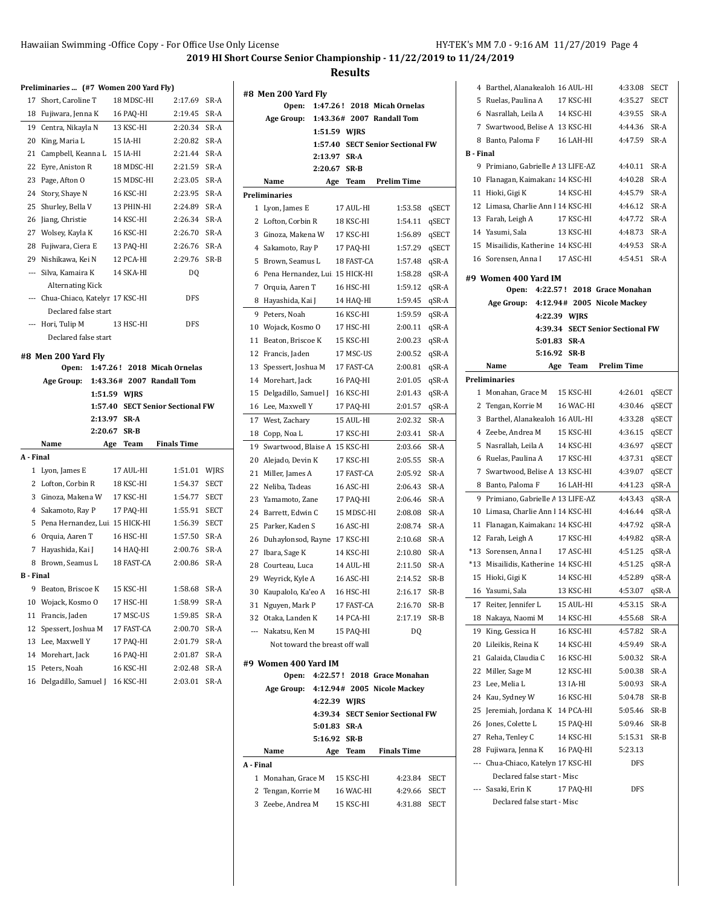## 2019 HI Short Course Senior Championship - 11/22/2019 to 11/24/2019

## Results

### Preliminaries ... (#7 Women 200 Yard Fly)

| | Name | Age | Team | Prelim Time | |
|---|---|---|---|---|---|
| 17 | Short, Caroline T | 18 | MDSC-HI | 2:17.69 | SR-A |
| 18 | Fujiwara, Jenna K | 16 | PAQ-HI | 2:19.45 | SR-A |
| 19 | Centra, Nikayla N | 13 | KSC-HI | 2:20.34 | SR-A |
| 20 | King, Maria L | 15 | IA-HI | 2:20.82 | SR-A |
| 21 | Campbell, Keanna L | 15 | IA-HI | 2:21.44 | SR-A |
| 22 | Eyre, Aniston R | 18 | MDSC-HI | 2:21.59 | SR-A |
| 23 | Page, Afton O | 15 | MDSC-HI | 2:23.05 | SR-A |
| 24 | Story, Shaye N | 16 | KSC-HI | 2:23.95 | SR-A |
| 25 | Shurley, Bella V | 13 | PHIN-HI | 2:24.89 | SR-A |
| 26 | Jiang, Christie | 14 | KSC-HI | 2:26.34 | SR-A |
| 27 | Wolsey, Kayla K | 16 | KSC-HI | 2:26.70 | SR-A |
| 28 | Fujiwara, Ciera E | 13 | PAQ-HI | 2:26.76 | SR-A |
| 29 | Nishikawa, Kei N | 12 | PCA-HI | 2:29.76 | SR-B |
| --- | Silva, Kamaira K | 14 | SKA-HI | DQ | |
| | Alternating Kick | | | | |
| --- | Chua-Chiaco, Katelyn | 17 | KSC-HI | DFS | |
| | Declared false start | | | | |
| --- | Hori, Tulip M | 13 | HSC-HI | DFS | |
| | Declared false start | | | | |

### #8 Men 200 Yard Fly

Open: 1:47.26 ! 2018 Micah Ornelas
Age Group: 1:43.36 # 2007 Randall Tom
1:51.59 WJRS
1:57.40 SECT Senior Sectional FW
2:13.97 SR-A
2:20.67 SR-B

| | Name | Age | Team | Finals Time | |
|---|---|---|---|---|---|
| **A - Final** | | | | | |
| 1 | Lyon, James E | 17 | AUL-HI | 1:51.01 | WJRS |
| 2 | Lofton, Corbin R | 18 | KSC-HI | 1:54.37 | SECT |
| 3 | Ginoza, Makena W | 17 | KSC-HI | 1:54.77 | SECT |
| 4 | Sakamoto, Ray P | 17 | PAQ-HI | 1:55.91 | SECT |
| 5 | Pena Hernandez, Lui | 15 | HICK-HI | 1:56.39 | SECT |
| 6 | Orquia, Aaren T | 16 | HSC-HI | 1:57.50 | SR-A |
| 7 | Hayashida, Kai J | 14 | HAQ-HI | 2:00.76 | SR-A |
| 8 | Brown, Seamus L | 18 | FAST-CA | 2:00.86 | SR-A |
| **B - Final** | | | | | |
| 9 | Beaton, Briscoe K | 15 | KSC-HI | 1:58.68 | SR-A |
| 10 | Wojack, Kosmo O | 17 | HSC-HI | 1:58.99 | SR-A |
| 11 | Francis, Jaden | 17 | MSC-US | 1:59.85 | SR-A |
| 12 | Spessert, Joshua M | 17 | FAST-CA | 2:00.70 | SR-A |
| 13 | Lee, Maxwell Y | 17 | PAQ-HI | 2:01.79 | SR-A |
| 14 | Morehart, Jack | 16 | PAQ-HI | 2:01.87 | SR-A |
| 15 | Peters, Noah | 16 | KSC-HI | 2:02.48 | SR-A |
| 16 | Delgadillo, Samuel J | 16 | KSC-HI | 2:03.01 | SR-A |

### #8 Men 200 Yard Fly

Open: 1:47.26 ! 2018 Micah Ornelas
Age Group: 1:43.36 # 2007 Randall Tom
1:51.59 WJRS
1:57.40 SECT Senior Sectional FW
2:13.97 SR-A
2:20.67 SR-B

| | Name | Age | Team | Prelim Time | |
|---|---|---|---|---|---|
| **Preliminaries** | | | | | |
| 1 | Lyon, James E | 17 | AUL-HI | 1:53.58 | qSECT |
| 2 | Lofton, Corbin R | 18 | KSC-HI | 1:54.11 | qSECT |
| 3 | Ginoza, Makena W | 17 | KSC-HI | 1:56.89 | qSECT |
| 4 | Sakamoto, Ray P | 17 | PAQ-HI | 1:57.29 | qSECT |
| 5 | Brown, Seamus L | 18 | FAST-CA | 1:57.48 | qSR-A |
| 6 | Pena Hernandez, Lui | 15 | HICK-HI | 1:58.28 | qSR-A |
| 7 | Orquia, Aaren T | 16 | HSC-HI | 1:59.12 | qSR-A |
| 8 | Hayashida, Kai J | 14 | HAQ-HI | 1:59.45 | qSR-A |
| 9 | Peters, Noah | 16 | KSC-HI | 1:59.59 | qSR-A |
| 10 | Wojack, Kosmo O | 17 | HSC-HI | 2:00.11 | qSR-A |
| 11 | Beaton, Briscoe K | 15 | KSC-HI | 2:00.23 | qSR-A |
| 12 | Francis, Jaden | 17 | MSC-US | 2:00.52 | qSR-A |
| 13 | Spessert, Joshua M | 17 | FAST-CA | 2:00.81 | qSR-A |
| 14 | Morehart, Jack | 16 | PAQ-HI | 2:01.05 | qSR-A |
| 15 | Delgadillo, Samuel J | 16 | KSC-HI | 2:01.43 | qSR-A |
| 16 | Lee, Maxwell Y | 17 | PAQ-HI | 2:01.57 | qSR-A |
| 17 | West, Zachary | 15 | AUL-HI | 2:02.32 | SR-A |
| 18 | Copp, Noa L | 17 | KSC-HI | 2:03.41 | SR-A |
| 19 | Swartwood, Blaise A | 15 | KSC-HI | 2:03.66 | SR-A |
| 20 | Alejado, Devin K | 17 | KSC-HI | 2:05.55 | SR-A |
| 21 | Miller, James A | 17 | FAST-CA | 2:05.92 | SR-A |
| 22 | Neliba, Tadeas | 16 | ASC-HI | 2:06.43 | SR-A |
| 23 | Yamamoto, Zane | 17 | PAQ-HI | 2:06.46 | SR-A |
| 24 | Barrett, Edwin C | 15 | MDSC-HI | 2:08.08 | SR-A |
| 25 | Parker, Kaden S | 16 | ASC-HI | 2:08.74 | SR-A |
| 26 | Duhaylonsod, Rayne | 17 | KSC-HI | 2:10.68 | SR-A |
| 27 | Ibara, Sage K | 14 | KSC-HI | 2:10.80 | SR-A |
| 28 | Courteau, Luca | 14 | AUL-HI | 2:11.50 | SR-A |
| 29 | Weyrick, Kyle A | 16 | ASC-HI | 2:14.52 | SR-B |
| 30 | Kaupalolo, Ka'eo A | 16 | HSC-HI | 2:16.17 | SR-B |
| 31 | Nguyen, Mark P | 17 | FAST-CA | 2:16.70 | SR-B |
| 32 | Otaka, Landen K | 14 | PCA-HI | 2:17.19 | SR-B |
| --- | Nakatsu, Ken M | 15 | PAQ-HI | DQ | |
| | Not toward the breast off wall | | | | |

### #9 Women 400 Yard IM

Open: 4:22.57 ! 2018 Grace Monahan
Age Group: 4:12.94 # 2005 Nicole Mackey
4:22.39 WJRS
4:39.34 SECT Senior Sectional FW
5:01.83 SR-A
5:16.92 SR-B

| | Name | Age | Team | Finals Time | |
|---|---|---|---|---|---|
| **A - Final** | | | | | |
| 1 | Monahan, Grace M | 15 | KSC-HI | 4:23.84 | SECT |
| 2 | Tengan, Korrie M | 16 | WAC-HI | 4:29.66 | SECT |
| 3 | Zeebe, Andrea M | 15 | KSC-HI | 4:31.88 | SECT |
| 4 | Barthel, Alanakealoh | 16 | AUL-HI | 4:33.08 | SECT |
| 5 | Ruelas, Paulina A | 17 | KSC-HI | 4:35.27 | SECT |
| 6 | Nasrallah, Leila A | 14 | KSC-HI | 4:39.55 | SR-A |
| 7 | Swartwood, Belise A | 13 | KSC-HI | 4:44.36 | SR-A |
| 8 | Banto, Paloma F | 16 | LAH-HI | 4:47.59 | SR-A |
| **B - Final** | | | | | |
| 9 | Primiano, Gabrielle A | 13 | LIFE-AZ | 4:40.11 | SR-A |
| 10 | Flanagan, Kaimakana | 14 | KSC-HI | 4:40.28 | SR-A |
| 11 | Hioki, Gigi K | 14 | KSC-HI | 4:45.79 | SR-A |
| 12 | Limasa, Charlie Ann I | 14 | KSC-HI | 4:46.12 | SR-A |
| 13 | Farah, Leigh A | 17 | KSC-HI | 4:47.72 | SR-A |
| 14 | Yasumi, Sala | 13 | KSC-HI | 4:48.73 | SR-A |
| 15 | Misailidis, Katherine | 14 | KSC-HI | 4:49.53 | SR-A |
| 16 | Sorensen, Anna I | 17 | ASC-HI | 4:54.51 | SR-A |

### #9 Women 400 Yard IM

Open: 4:22.57 ! 2018 Grace Monahan
Age Group: 4:12.94 # 2005 Nicole Mackey
4:22.39 WJRS
4:39.34 SECT Senior Sectional FW
5:01.83 SR-A
5:16.92 SR-B

| | Name | Age | Team | Prelim Time | |
|---|---|---|---|---|---|
| **Preliminaries** | | | | | |
| 1 | Monahan, Grace M | 15 | KSC-HI | 4:26.01 | qSECT |
| 2 | Tengan, Korrie M | 16 | WAC-HI | 4:30.46 | qSECT |
| 3 | Barthel, Alanakealoh | 16 | AUL-HI | 4:33.28 | qSECT |
| 4 | Zeebe, Andrea M | 15 | KSC-HI | 4:36.15 | qSECT |
| 5 | Nasrallah, Leila A | 14 | KSC-HI | 4:36.97 | qSECT |
| 6 | Ruelas, Paulina A | 17 | KSC-HI | 4:37.31 | qSECT |
| 7 | Swartwood, Belise A | 13 | KSC-HI | 4:39.07 | qSECT |
| 8 | Banto, Paloma F | 16 | LAH-HI | 4:41.23 | qSR-A |
| 9 | Primiano, Gabrielle A | 13 | LIFE-AZ | 4:43.43 | qSR-A |
| 10 | Limasa, Charlie Ann I | 14 | KSC-HI | 4:46.44 | qSR-A |
| 11 | Flanagan, Kaimakana | 14 | KSC-HI | 4:47.92 | qSR-A |
| 12 | Farah, Leigh A | 17 | KSC-HI | 4:49.82 | qSR-A |
| *13 | Sorensen, Anna I | 17 | ASC-HI | 4:51.25 | qSR-A |
| *13 | Misailidis, Katherine | 14 | KSC-HI | 4:51.25 | qSR-A |
| 15 | Hioki, Gigi K | 14 | KSC-HI | 4:52.89 | qSR-A |
| 16 | Yasumi, Sala | 13 | KSC-HI | 4:53.07 | qSR-A |
| 17 | Reiter, Jennifer L | 15 | AUL-HI | 4:53.15 | SR-A |
| 18 | Nakaya, Naomi M | 14 | KSC-HI | 4:55.68 | SR-A |
| 19 | King, Gessica H | 16 | KSC-HI | 4:57.82 | SR-A |
| 20 | Lileikis, Reina K | 14 | KSC-HI | 4:59.49 | SR-A |
| 21 | Galaida, Claudia C | 16 | KSC-HI | 5:00.32 | SR-A |
| 22 | Miller, Sage M | 12 | KSC-HI | 5:00.38 | SR-A |
| 23 | Lee, Melia L | 13 | IA-HI | 5:00.93 | SR-A |
| 24 | Kau, Sydney W | 16 | KSC-HI | 5:04.78 | SR-B |
| 25 | Jeremiah, Jordana K | 14 | PCA-HI | 5:05.46 | SR-B |
| 26 | Jones, Colette L | 15 | PAQ-HI | 5:09.46 | SR-B |
| 27 | Reha, Tenley C | 14 | KSC-HI | 5:15.31 | SR-B |
| 28 | Fujiwara, Jenna K | 16 | PAQ-HI | 5:23.13 | |
| --- | Chua-Chiaco, Katelyn | 17 | KSC-HI | DFS | |
| | Declared false start - Misc | | | | |
| --- | Sasaki, Erin K | 17 | PAQ-HI | DFS | |
| | Declared false start - Misc | | | | |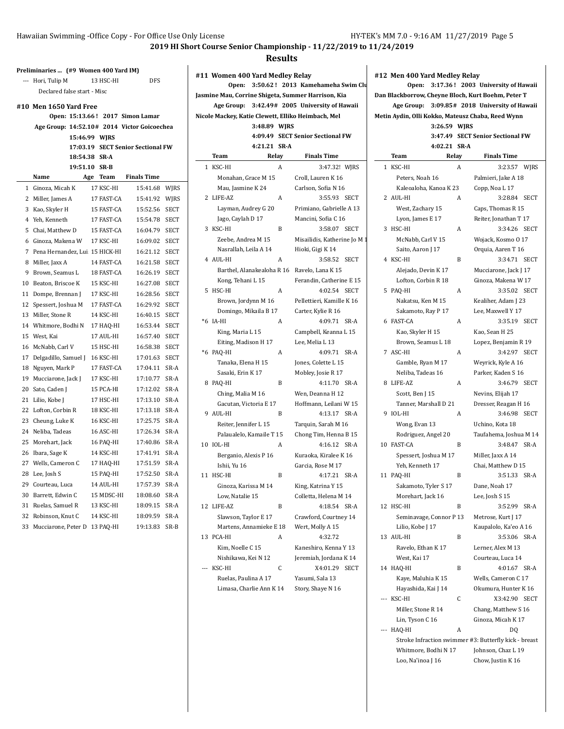## 2019 HI Short Course Senior Championship - 11/22/2019 to 11/24/2019

## Results

**Preliminaries ... (#9 Women 400 Yard IM)**

| | | | | |
|---|---|---|---|---|
| --- | Hori, Tulip M | 13 | HSC-HI | DFS |

Declared false start - Misc

### #10 Men 1650 Yard Free

Open: 15:13.66 ! 2017 Simon Lamar
Age Group: 14:52.10 # 2014 Victor Goicoechea
15:46.99 WJRS
17:03.19 SECT Senior Sectional FW
18:54.38 SR-A
19:51.10 SR-B

| | Name | Age | Team | Finals Time | |
|---|---|---|---|---|---|
| 1 | Ginoza, Micah K | 17 | KSC-HI | 15:41.68 | WJRS |
| 2 | Miller, James A | 17 | FAST-CA | 15:41.92 | WJRS |
| 3 | Kao, Skyler H | 15 | FAST-CA | 15:52.56 | SECT |
| 4 | Yeh, Kenneth | 17 | FAST-CA | 15:54.78 | SECT |
| 5 | Chai, Matthew D | 15 | FAST-CA | 16:04.79 | SECT |
| 6 | Ginoza, Makena W | 17 | KSC-HI | 16:09.02 | SECT |
| 7 | Pena Hernandez, Lui | 15 | HICK-HI | 16:21.12 | SECT |
| 8 | Miller, Jaxx A | 14 | FAST-CA | 16:21.58 | SECT |
| 9 | Brown, Seamus L | 18 | FAST-CA | 16:26.19 | SECT |
| 10 | Beaton, Briscoe K | 15 | KSC-HI | 16:27.08 | SECT |
| 11 | Dompe, Brennan J | 17 | KSC-HI | 16:28.56 | SECT |
| 12 | Spessert, Joshua M | 17 | FAST-CA | 16:29.92 | SECT |
| 13 | Miller, Stone R | 14 | KSC-HI | 16:40.15 | SECT |
| 14 | Whitmore, Bodhi N | 17 | HAQ-HI | 16:53.44 | SECT |
| 15 | West, Kai | 17 | AUL-HI | 16:57.40 | SECT |
| 16 | McNabb, Carl V | 15 | HSC-HI | 16:58.38 | SECT |
| 17 | Delgadillo, Samuel J | 16 | KSC-HI | 17:01.63 | SECT |
| 18 | Nguyen, Mark P | 17 | FAST-CA | 17:04.11 | SR-A |
| 19 | Mucciarone, Jack J | 17 | KSC-HI | 17:10.77 | SR-A |
| 20 | Sato, Caden J | 15 | PCA-HI | 17:12.02 | SR-A |
| 21 | Lilio, Kobe J | 17 | HSC-HI | 17:13.10 | SR-A |
| 22 | Lofton, Corbin R | 18 | KSC-HI | 17:13.18 | SR-A |
| 23 | Cheung, Luke K | 16 | KSC-HI | 17:25.75 | SR-A |
| 24 | Neliba, Tadeas | 16 | ASC-HI | 17:26.34 | SR-A |
| 25 | Morehart, Jack | 16 | PAQ-HI | 17:40.86 | SR-A |
| 26 | Ibara, Sage K | 14 | KSC-HI | 17:41.91 | SR-A |
| 27 | Wells, Cameron C | 17 | HAQ-HI | 17:51.59 | SR-A |
| 28 | Lee, Josh S | 15 | PAQ-HI | 17:52.50 | SR-A |
| 29 | Courteau, Luca | 14 | AUL-HI | 17:57.39 | SR-A |
| 30 | Barrett, Edwin C | 15 | MDSC-HI | 18:08.60 | SR-A |
| 31 | Ruelas, Samuel R | 13 | KSC-HI | 18:09.15 | SR-A |
| 32 | Robinson, Knut C | 14 | KSC-HI | 18:09.59 | SR-A |
| 33 | Mucciarone, Peter D | 13 | PAQ-HI | 19:13.83 | SR-B |

### #11 Women 400 Yard Medley Relay

Open: 3:50.62 ! 2013 Kamehameha Swim Clu
Jasmine Mau, Corrine Shigeta, Summer Harrison, Kia
Age Group: 3:42.49 # 2005 University of Hawaii
Nicole Mackey, Katie Clewett, Elliko Heimbach, Mel
3:48.89 WJRS
4:09.49 SECT Senior Sectional FW
4:21.21 SR-A

| | Team | Relay | Finals Time | |
|---|---|---|---|---|
| 1 | KSC-HI | A | 3:47.32! | WJRS |
| | Monahan, Grace M 15 | Croll, Lauren K 16 | | |
| | Mau, Jasmine K 24 | Carlson, Sofia N 16 | | |
| 2 | LIFE-AZ | A | 3:55.93 | SECT |
| | Layman, Audrey G 20 | Primiano, Gabrielle A 13 | | |
| | Jagp, Caylah D 17 | Mancini, Sofia C 16 | | |
| 3 | KSC-HI | B | 3:58.07 | SECT |
| | Zeebe, Andrea M 15 | Misailidis, Katherine Jo M 1 | | |
| | Nasrallah, Leila A 14 | Hioki, Gigi K 14 | | |
| 4 | AUL-HI | A | 3:58.52 | SECT |
| | Barthel, Alanakealoha R 16 | Ravelo, Lana K 15 | | |
| | Kong, Tehani L 15 | Ferandin, Catherine E 15 | | |
| 5 | HSC-HI | A | 4:02.54 | SECT |
| | Brown, Jordynn M 16 | Pellettieri, Kamille K 16 | | |
| | Domingo, Mikaila B 17 | Carter, Kylie R 16 | | |
| *6 | IA-HI | A | 4:09.71 | SR-A |
| | King, Maria L 15 | Campbell, Keanna L 15 | | |
| | Eiting, Madison H 17 | Lee, Melia L 13 | | |
| *6 | PAQ-HI | A | 4:09.71 | SR-A |
| | Tanaka, Elena H 15 | Jones, Colette L 15 | | |
| | Sasaki, Erin K 17 | Mobley, Josie R 17 | | |
| 8 | PAQ-HI | B | 4:11.70 | SR-A |
| | Ching, Malia M 16 | Wen, Deanna H 12 | | |
| | Gacutan, Victoria E 17 | Hoffmann, Leilani W 15 | | |
| 9 | AUL-HI | B | 4:13.17 | SR-A |
| | Reiter, Jennifer L 15 | Tarquin, Sarah M 16 | | |
| | Palaualelo, Kamaile T 15 | Chong Tim, Henna B 15 | | |
| 10 | IOL-HI | A | 4:16.12 | SR-A |
| | Berganio, Alexis P 16 | Kuraoka, Kiralee K 16 | | |
| | Ishii, Yu 16 | Garcia, Rose M 17 | | |
| 11 | HSC-HI | B | 4:17.21 | SR-A |
| | Ginoza, Karissa M 14 | King, Katrina Y 15 | | |
| | Low, Natalie 15 | Colletta, Helena M 14 | | |
| 12 | LIFE-AZ | B | 4:18.54 | SR-A |
| | Slawson, Taylor E 17 | Crawford, Courtney 14 | | |
| | Martens, Annamieke E 18 | Wert, Molly A 15 | | |
| 13 | PCA-HI | A | 4:32.72 | |
| | Kim, Noelle C 15 | Kaneshiro, Kenna Y 13 | | |
| | Nishikawa, Kei N 12 | Jeremiah, Jordana K 14 | | |
| --- | KSC-HI | C | X4:01.29 | SECT |
| | Ruelas, Paulina A 17 | Yasumi, Sala 13 | | |
| | Limasa, Charlie Ann K 14 | Story, Shaye N 16 | | |

### #12 Men 400 Yard Medley Relay

Open: 3:17.36 ! 2003 University of Hawaii
Dan Blackborrow, Cheyne Bloch, Kurt Boehm, Peter T
Age Group: 3:09.85 # 2018 University of Hawaii
Metin Aydin, Olli Kokko, Mateusz Chaba, Reed Wynn
3:26.59 WJRS
3:47.49 SECT Senior Sectional FW
4:02.21 SR-A

| | Team | Relay | Finals Time | |
|---|---|---|---|---|
| 1 | KSC-HI | A | 3:23.57 | WJRS |
| | Peters, Noah 16 | Palmieri, Jake A 18 | | |
| | Kaleoaloha, Kanoa K 23 | Copp, Noa L 17 | | |
| 2 | AUL-HI | A | 3:28.84 | SECT |
| | West, Zachary 15 | Caps, Thomas R 15 | | |
| | Lyon, James E 17 | Reiter, Jonathan T 17 | | |
| 3 | HSC-HI | A | 3:34.26 | SECT |
| | McNabb, Carl V 15 | Wojack, Kosmo O 17 | | |
| | Saito, Aaron J 17 | Orquia, Aaren T 16 | | |
| 4 | KSC-HI | B | 3:34.71 | SECT |
| | Alejado, Devin K 17 | Mucciarone, Jack J 17 | | |
| | Lofton, Corbin R 18 | Ginoza, Makena W 17 | | |
| 5 | PAQ-HI | A | 3:35.02 | SECT |
| | Nakatsu, Ken M 15 | Kealiher, Adam J 23 | | |
| | Sakamoto, Ray P 17 | Lee, Maxwell Y 17 | | |
| 6 | FAST-CA | A | 3:35.19 | SECT |
| | Kao, Skyler H 15 | Kao, Sean H 25 | | |
| | Brown, Seamus L 18 | Lopez, Benjamin R 19 | | |
| 7 | ASC-HI | A | 3:42.97 | SECT |
| | Gamble, Ryan M 17 | Weyrick, Kyle A 16 | | |
| | Neliba, Tadeas 16 | Parker, Kaden S 16 | | |
| 8 | LIFE-AZ | A | 3:46.79 | SECT |
| | Scott, Ben J 15 | Nevins, Elijah 17 | | |
| | Tanner, Marshall D 21 | Dresser, Reagan H 16 | | |
| 9 | IOL-HI | A | 3:46.98 | SECT |
| | Wong, Evan 13 | Uchino, Kota 18 | | |
| | Rodriguez, Angel 20 | Taufahema, Joshua M 14 | | |
| 10 | FAST-CA | B | 3:48.47 | SR-A |
| | Spessert, Joshua M 17 | Miller, Jaxx A 14 | | |
| | Yeh, Kenneth 17 | Chai, Matthew D 15 | | |
| 11 | PAQ-HI | B | 3:51.33 | SR-A |
| | Sakamoto, Tyler S 17 | Dane, Noah 17 | | |
| | Morehart, Jack 16 | Lee, Josh S 15 | | |
| 12 | HSC-HI | B | 3:52.99 | SR-A |
| | Seminavage, Connor P 13 | Metrose, Kurt J 17 | | |
| | Lilio, Kobe J 17 | Kaupalolo, Ka'eo A 16 | | |
| 13 | AUL-HI | B | 3:53.06 | SR-A |
| | Ravelo, Ethan K 17 | Lerner, Alex M 13 | | |
| | West, Kai 17 | Courteau, Luca 14 | | |
| 14 | HAQ-HI | B | 4:01.67 | SR-A |
| | Kaye, Maluhia K 15 | Wells, Cameron C 17 | | |
| | Hayashida, Kai J 14 | Okumura, Hunter K 16 | | |
| --- | KSC-HI | C | X3:42.90 | SECT |
| | Miller, Stone R 14 | Chang, Matthew S 16 | | |
| | Lin, Tyson C 16 | Ginoza, Micah K 17 | | |
| --- | HAQ-HI | A | DQ | |
| | Stroke Infraction swimmer #3: Butterfly kick - breast | | | |
| | Whitmore, Bodhi N 17 | Johnson, Chaz L 19 | | |
| | Loo, Na'inoa J 16 | Chow, Justin K 16 | | |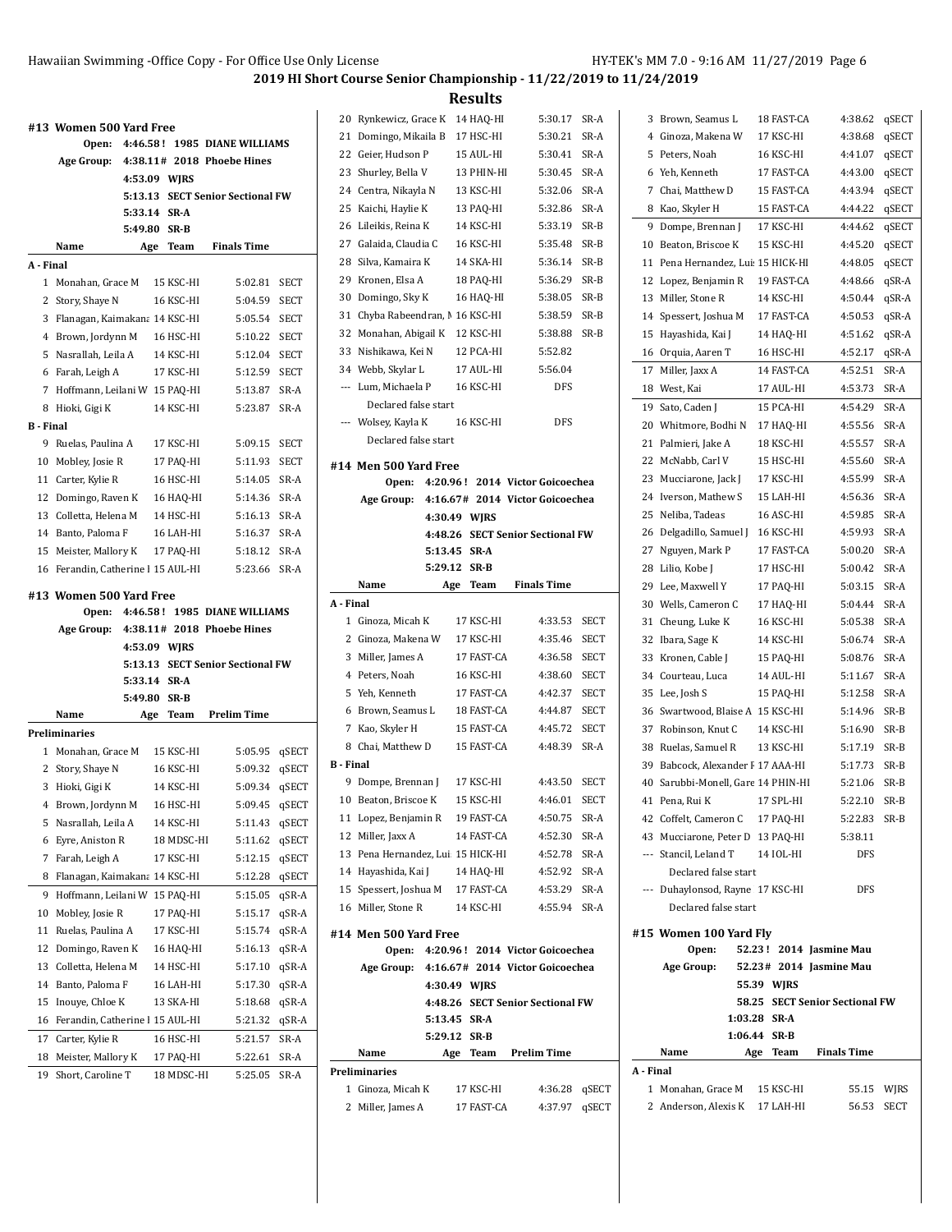# 2019 HI Short Course Senior Championship - 11/22/2019 to 11/24/2019

## Results

### #13 Women 500 Yard Free

| | | | |
|---|---|---|---|
| Open: | 4:46.58 ! | 1985 | DIANE WILLIAMS |
| Age Group: | 4:38.11 # | 2018 | Phoebe Hines |
| | 4:53.09 | WJRS | |
| | 5:13.13 | SECT Senior Sectional FW | |
| | 5:33.14 | SR-A | |
| | 5:49.80 | SR-B | |

| | Name | Age | Team | Finals Time | |
|---|---|---|---|---|---|
| **A - Final** | | | | | |
| 1 | Monahan, Grace M | 15 | KSC-HI | 5:02.81 | SECT |
| 2 | Story, Shaye N | 16 | KSC-HI | 5:04.59 | SECT |
| 3 | Flanagan, Kaimakana | 14 | KSC-HI | 5:05.54 | SECT |
| 4 | Brown, Jordynn M | 16 | HSC-HI | 5:10.22 | SECT |
| 5 | Nasrallah, Leila A | 14 | KSC-HI | 5:12.04 | SECT |
| 6 | Farah, Leigh A | 17 | KSC-HI | 5:12.59 | SECT |
| 7 | Hoffmann, Leilani W | 15 | PAQ-HI | 5:13.87 | SR-A |
| 8 | Hioki, Gigi K | 14 | KSC-HI | 5:23.87 | SR-A |
| **B - Final** | | | | | |
| 9 | Ruelas, Paulina A | 17 | KSC-HI | 5:09.15 | SECT |
| 10 | Mobley, Josie R | 17 | PAQ-HI | 5:11.93 | SECT |
| 11 | Carter, Kylie R | 16 | HSC-HI | 5:14.05 | SR-A |
| 12 | Domingo, Raven K | 16 | HAQ-HI | 5:14.36 | SR-A |
| 13 | Colletta, Helena M | 14 | HSC-HI | 5:16.13 | SR-A |
| 14 | Banto, Paloma F | 16 | LAH-HI | 5:16.37 | SR-A |
| 15 | Meister, Mallory K | 17 | PAQ-HI | 5:18.12 | SR-A |
| 16 | Ferandin, Catherine I | 15 | AUL-HI | 5:23.66 | SR-A |

### #13 Women 500 Yard Free

| | | | |
|---|---|---|---|
| Open: | 4:46.58 ! | 1985 | DIANE WILLIAMS |
| Age Group: | 4:38.11 # | 2018 | Phoebe Hines |
| | 4:53.09 | WJRS | |
| | 5:13.13 | SECT Senior Sectional FW | |
| | 5:33.14 | SR-A | |
| | 5:49.80 | SR-B | |

| | Name | Age | Team | Prelim Time | |
|---|---|---|---|---|---|
| **Preliminaries** | | | | | |
| 1 | Monahan, Grace M | 15 | KSC-HI | 5:05.95 | qSECT |
| 2 | Story, Shaye N | 16 | KSC-HI | 5:09.32 | qSECT |
| 3 | Hioki, Gigi K | 14 | KSC-HI | 5:09.34 | qSECT |
| 4 | Brown, Jordynn M | 16 | HSC-HI | 5:09.45 | qSECT |
| 5 | Nasrallah, Leila A | 14 | KSC-HI | 5:11.43 | qSECT |
| 6 | Eyre, Aniston R | 18 | MDSC-HI | 5:11.62 | qSECT |
| 7 | Farah, Leigh A | 17 | KSC-HI | 5:12.15 | qSECT |
| 8 | Flanagan, Kaimakana | 14 | KSC-HI | 5:12.28 | qSECT |
| 9 | Hoffmann, Leilani W | 15 | PAQ-HI | 5:15.05 | qSR-A |
| 10 | Mobley, Josie R | 17 | PAQ-HI | 5:15.17 | qSR-A |
| 11 | Ruelas, Paulina A | 17 | KSC-HI | 5:15.74 | qSR-A |
| 12 | Domingo, Raven K | 16 | HAQ-HI | 5:16.13 | qSR-A |
| 13 | Colletta, Helena M | 14 | HSC-HI | 5:17.10 | qSR-A |
| 14 | Banto, Paloma F | 16 | LAH-HI | 5:17.30 | qSR-A |
| 15 | Inouye, Chloe K | 13 | SKA-HI | 5:18.68 | qSR-A |
| 16 | Ferandin, Catherine I | 15 | AUL-HI | 5:21.32 | qSR-A |
| 17 | Carter, Kylie R | 16 | HSC-HI | 5:21.57 | SR-A |
| 18 | Meister, Mallory K | 17 | PAQ-HI | 5:22.61 | SR-A |
| 19 | Short, Caroline T | 18 | MDSC-HI | 5:25.05 | SR-A |
| 20 | Rynkewicz, Grace K | 14 | HAQ-HI | 5:30.17 | SR-A |
| 21 | Domingo, Mikaila B | 17 | HSC-HI | 5:30.21 | SR-A |
| 22 | Geier, Hudson P | 15 | AUL-HI | 5:30.41 | SR-A |
| 23 | Shurley, Bella V | 13 | PHIN-HI | 5:30.45 | SR-A |
| 24 | Centra, Nikayla N | 13 | KSC-HI | 5:32.06 | SR-A |
| 25 | Kaichi, Haylie K | 13 | PAQ-HI | 5:32.86 | SR-A |
| 26 | Lileikis, Reina K | 14 | KSC-HI | 5:33.19 | SR-B |
| 27 | Galaida, Claudia C | 16 | KSC-HI | 5:35.48 | SR-B |
| 28 | Silva, Kamaira K | 14 | SKA-HI | 5:36.14 | SR-B |
| 29 | Kronen, Elsa A | 18 | PAQ-HI | 5:36.29 | SR-B |
| 30 | Domingo, Sky K | 16 | HAQ-HI | 5:38.05 | SR-B |
| 31 | Chyba Rabeendran, N | 16 | KSC-HI | 5:38.59 | SR-B |
| 32 | Monahan, Abigail K | 12 | KSC-HI | 5:38.88 | SR-B |
| 33 | Nishikawa, Kei N | 12 | PCA-HI | 5:52.82 | |
| 34 | Webb, Skylar L | 17 | AUL-HI | 5:56.04 | |
| --- | Lum, Michaela P | 16 | KSC-HI | DFS | |
| | Declared false start | | | | |
| --- | Wolsey, Kayla K | 16 | KSC-HI | DFS | |
| | Declared false start | | | | |

### #14 Men 500 Yard Free

| | | | |
|---|---|---|---|
| Open: | 4:20.96 ! | 2014 | Victor Goicoechea |
| Age Group: | 4:16.67 # | 2014 | Victor Goicoechea |
| | 4:30.49 | WJRS | |
| | 4:48.26 | SECT Senior Sectional FW | |
| | 5:13.45 | SR-A | |
| | 5:29.12 | SR-B | |

| | Name | Age | Team | Finals Time | |
|---|---|---|---|---|---|
| **A - Final** | | | | | |
| 1 | Ginoza, Micah K | 17 | KSC-HI | 4:33.53 | SECT |
| 2 | Ginoza, Makena W | 17 | KSC-HI | 4:35.46 | SECT |
| 3 | Miller, James A | 17 | FAST-CA | 4:36.58 | SECT |
| 4 | Peters, Noah | 16 | KSC-HI | 4:38.60 | SECT |
| 5 | Yeh, Kenneth | 17 | FAST-CA | 4:42.37 | SECT |
| 6 | Brown, Seamus L | 18 | FAST-CA | 4:44.87 | SECT |
| 7 | Kao, Skyler H | 15 | FAST-CA | 4:45.72 | SECT |
| 8 | Chai, Matthew D | 15 | FAST-CA | 4:48.39 | SR-A |
| **B - Final** | | | | | |
| 9 | Dompe, Brennan J | 17 | KSC-HI | 4:43.50 | SECT |
| 10 | Beaton, Briscoe K | 15 | KSC-HI | 4:46.01 | SECT |
| 11 | Lopez, Benjamin R | 19 | FAST-CA | 4:50.75 | SR-A |
| 12 | Miller, Jaxx A | 14 | FAST-CA | 4:52.30 | SR-A |
| 13 | Pena Hernandez, Lui | 15 | HICK-HI | 4:52.78 | SR-A |
| 14 | Hayashida, Kai J | 14 | HAQ-HI | 4:52.92 | SR-A |
| 15 | Spessert, Joshua M | 17 | FAST-CA | 4:53.29 | SR-A |
| 16 | Miller, Stone R | 14 | KSC-HI | 4:55.94 | SR-A |

### #14 Men 500 Yard Free

| | | | |
|---|---|---|---|
| Open: | 4:20.96 ! | 2014 | Victor Goicoechea |
| Age Group: | 4:16.67 # | 2014 | Victor Goicoechea |
| | 4:30.49 | WJRS | |
| | 4:48.26 | SECT Senior Sectional FW | |
| | 5:13.45 | SR-A | |
| | 5:29.12 | SR-B | |

| | Name | Age | Team | Prelim Time | |
|---|---|---|---|---|---|
| **Preliminaries** | | | | | |
| 1 | Ginoza, Micah K | 17 | KSC-HI | 4:36.28 | qSECT |
| 2 | Miller, James A | 17 | FAST-CA | 4:37.97 | qSECT |
| 3 | Brown, Seamus L | 18 | FAST-CA | 4:38.62 | qSECT |
| 4 | Ginoza, Makena W | 17 | KSC-HI | 4:38.68 | qSECT |
| 5 | Peters, Noah | 16 | KSC-HI | 4:41.07 | qSECT |
| 6 | Yeh, Kenneth | 17 | FAST-CA | 4:43.00 | qSECT |
| 7 | Chai, Matthew D | 15 | FAST-CA | 4:43.94 | qSECT |
| 8 | Kao, Skyler H | 15 | FAST-CA | 4:44.22 | qSECT |
| 9 | Dompe, Brennan J | 17 | KSC-HI | 4:44.62 | qSECT |
| 10 | Beaton, Briscoe K | 15 | KSC-HI | 4:45.20 | qSECT |
| 11 | Pena Hernandez, Lui | 15 | HICK-HI | 4:48.05 | qSECT |
| 12 | Lopez, Benjamin R | 19 | FAST-CA | 4:48.66 | qSR-A |
| 13 | Miller, Stone R | 14 | KSC-HI | 4:50.44 | qSR-A |
| 14 | Spessert, Joshua M | 17 | FAST-CA | 4:50.53 | qSR-A |
| 15 | Hayashida, Kai J | 14 | HAQ-HI | 4:51.62 | qSR-A |
| 16 | Orquia, Aaren T | 16 | HSC-HI | 4:52.17 | qSR-A |
| 17 | Miller, Jaxx A | 14 | FAST-CA | 4:52.51 | SR-A |
| 18 | West, Kai | 17 | AUL-HI | 4:53.73 | SR-A |
| 19 | Sato, Caden J | 15 | PCA-HI | 4:54.29 | SR-A |
| 20 | Whitmore, Bodhi N | 17 | HAQ-HI | 4:55.56 | SR-A |
| 21 | Palmieri, Jake A | 18 | KSC-HI | 4:55.57 | SR-A |
| 22 | McNabb, Carl V | 15 | HSC-HI | 4:55.60 | SR-A |
| 23 | Mucciarone, Jack J | 17 | KSC-HI | 4:55.99 | SR-A |
| 24 | Iverson, Mathew S | 15 | LAH-HI | 4:56.36 | SR-A |
| 25 | Neliba, Tadeas | 16 | ASC-HI | 4:59.85 | SR-A |
| 26 | Delgadillo, Samuel J | 16 | KSC-HI | 4:59.93 | SR-A |
| 27 | Nguyen, Mark P | 17 | FAST-CA | 5:00.20 | SR-A |
| 28 | Lilio, Kobe J | 17 | HSC-HI | 5:00.42 | SR-A |
| 29 | Lee, Maxwell Y | 17 | PAQ-HI | 5:03.15 | SR-A |
| 30 | Wells, Cameron C | 17 | HAQ-HI | 5:04.44 | SR-A |
| 31 | Cheung, Luke K | 16 | KSC-HI | 5:05.38 | SR-A |
| 32 | Ibara, Sage K | 14 | KSC-HI | 5:06.74 | SR-A |
| 33 | Kronen, Cable J | 15 | PAQ-HI | 5:08.76 | SR-A |
| 34 | Courteau, Luca | 14 | AUL-HI | 5:11.67 | SR-A |
| 35 | Lee, Josh S | 15 | PAQ-HI | 5:12.58 | SR-A |
| 36 | Swartwood, Blaise A | 15 | KSC-HI | 5:14.96 | SR-B |
| 37 | Robinson, Knut C | 14 | KSC-HI | 5:16.90 | SR-B |
| 38 | Ruelas, Samuel R | 13 | KSC-HI | 5:17.19 | SR-B |
| 39 | Babcock, Alexander F | 17 | AAA-HI | 5:17.73 | SR-B |
| 40 | Sarubbi-Monell, Gare | 14 | PHIN-HI | 5:21.06 | SR-B |
| 41 | Pena, Rui K | 17 | SPL-HI | 5:22.10 | SR-B |
| 42 | Coffelt, Cameron C | 17 | PAQ-HI | 5:22.83 | SR-B |
| 43 | Mucciarone, Peter D | 13 | PAQ-HI | 5:38.11 | |
| --- | Stancil, Leland T | 14 | IOL-HI | DFS | |
| | Declared false start | | | | |
| --- | Duhaylonsod, Rayne | 17 | KSC-HI | DFS | |
| | Declared false start | | | | |

### #15 Women 100 Yard Fly

| | | | |
|---|---|---|---|
| Open: | 52.23 ! | 2014 | Jasmine Mau |
| Age Group: | 52.23 # | 2014 | Jasmine Mau |
| | 55.39 | WJRS | |
| | 58.25 | SECT Senior Sectional FW | |
| | 1:03.28 | SR-A | |
| | 1:06.44 | SR-B | |

| | Name | Age | Team | Finals Time | |
|---|---|---|---|---|---|
| **A - Final** | | | | | |
| 1 | Monahan, Grace M | 15 | KSC-HI | 55.15 | WJRS |
| 2 | Anderson, Alexis K | 17 | LAH-HI | 56.53 | SECT |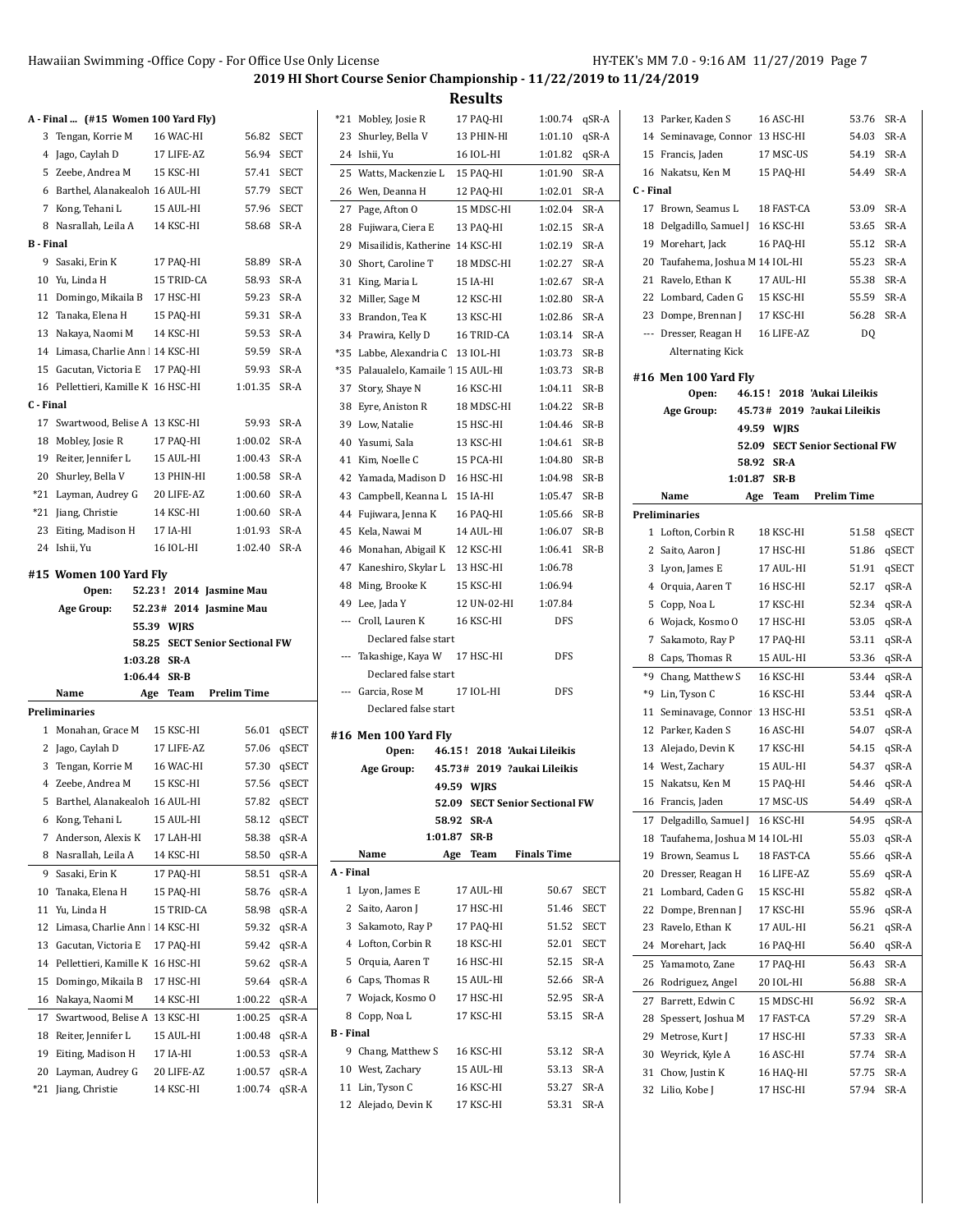2019 HI Short Course Senior Championship - 11/22/2019 to 11/24/2019

## Results

### A - Final ... (#15 Women 100 Yard Fly)

| | Name | Age | Team | Finals Time | |
|---|---|---|---|---|---|
| 3 | Tengan, Korrie M | 16 | WAC-HI | 56.82 | SECT |
| 4 | Jago, Caylah D | 17 | LIFE-AZ | 56.94 | SECT |
| 5 | Zeebe, Andrea M | 15 | KSC-HI | 57.41 | SECT |
| 6 | Barthel, Alanakealoh | 16 | AUL-HI | 57.79 | SECT |
| 7 | Kong, Tehani L | 15 | AUL-HI | 57.96 | SECT |
| 8 | Nasrallah, Leila A | 14 | KSC-HI | 58.68 | SR-A |
| **B - Final** | | | | | |
| 9 | Sasaki, Erin K | 17 | PAQ-HI | 58.89 | SR-A |
| 10 | Yu, Linda H | 15 | TRID-CA | 58.93 | SR-A |
| 11 | Domingo, Mikaila B | 17 | HSC-HI | 59.23 | SR-A |
| 12 | Tanaka, Elena H | 15 | PAQ-HI | 59.31 | SR-A |
| 13 | Nakaya, Naomi M | 14 | KSC-HI | 59.53 | SR-A |
| 14 | Limasa, Charlie Ann | 14 | KSC-HI | 59.59 | SR-A |
| 15 | Gacutan, Victoria E | 17 | PAQ-HI | 59.93 | SR-A |
| 16 | Pellettieri, Kamille K | 16 | HSC-HI | 1:01.35 | SR-A |
| **C - Final** | | | | | |
| 17 | Swartwood, Belise A | 13 | KSC-HI | 59.93 | SR-A |
| 18 | Mobley, Josie R | 17 | PAQ-HI | 1:00.02 | SR-A |
| 19 | Reiter, Jennifer L | 15 | AUL-HI | 1:00.43 | SR-A |
| 20 | Shurley, Bella V | 13 | PHIN-HI | 1:00.58 | SR-A |
| *21 | Layman, Audrey G | 20 | LIFE-AZ | 1:00.60 | SR-A |
| *21 | Jiang, Christie | 14 | KSC-HI | 1:00.60 | SR-A |
| 23 | Eiting, Madison H | 17 | IA-HI | 1:01.93 | SR-A |
| 24 | Ishii, Yu | 16 | IOL-HI | 1:02.40 | SR-A |

### #15 Women 100 Yard Fly

Open: 52.23 ! 2014 Jasmine Mau
Age Group: 52.23 # 2014 Jasmine Mau
55.39 WJRS
58.25 SECT Senior Sectional FW
1:03.28 SR-A
1:06.44 SR-B

| | Name | Age | Team | Prelim Time | |
|---|---|---|---|---|---|
| **Preliminaries** | | | | | |
| 1 | Monahan, Grace M | 15 | KSC-HI | 56.01 | qSECT |
| 2 | Jago, Caylah D | 17 | LIFE-AZ | 57.06 | qSECT |
| 3 | Tengan, Korrie M | 16 | WAC-HI | 57.30 | qSECT |
| 4 | Zeebe, Andrea M | 15 | KSC-HI | 57.56 | qSECT |
| 5 | Barthel, Alanakealoh | 16 | AUL-HI | 57.82 | qSECT |
| 6 | Kong, Tehani L | 15 | AUL-HI | 58.12 | qSECT |
| 7 | Anderson, Alexis K | 17 | LAH-HI | 58.38 | qSR-A |
| 8 | Nasrallah, Leila A | 14 | KSC-HI | 58.50 | qSR-A |
| 9 | Sasaki, Erin K | 17 | PAQ-HI | 58.51 | qSR-A |
| 10 | Tanaka, Elena H | 15 | PAQ-HI | 58.76 | qSR-A |
| 11 | Yu, Linda H | 15 | TRID-CA | 58.98 | qSR-A |
| 12 | Limasa, Charlie Ann | 14 | KSC-HI | 59.32 | qSR-A |
| 13 | Gacutan, Victoria E | 17 | PAQ-HI | 59.42 | qSR-A |
| 14 | Pellettieri, Kamille K | 16 | HSC-HI | 59.62 | qSR-A |
| 15 | Domingo, Mikaila B | 17 | HSC-HI | 59.64 | qSR-A |
| 16 | Nakaya, Naomi M | 14 | KSC-HI | 1:00.22 | qSR-A |
| 17 | Swartwood, Belise A | 13 | KSC-HI | 1:00.25 | qSR-A |
| 18 | Reiter, Jennifer L | 15 | AUL-HI | 1:00.48 | qSR-A |
| 19 | Eiting, Madison H | 17 | IA-HI | 1:00.53 | qSR-A |
| 20 | Layman, Audrey G | 20 | LIFE-AZ | 1:00.57 | qSR-A |
| *21 | Jiang, Christie | 14 | KSC-HI | 1:00.74 | qSR-A |
| *21 | Mobley, Josie R | 17 | PAQ-HI | 1:00.74 | qSR-A |
| 23 | Shurley, Bella V | 13 | PHIN-HI | 1:01.10 | qSR-A |
| 24 | Ishii, Yu | 16 | IOL-HI | 1:01.82 | qSR-A |
| 25 | Watts, Mackenzie L | 15 | PAQ-HI | 1:01.90 | SR-A |
| 26 | Wen, Deanna H | 12 | PAQ-HI | 1:02.01 | SR-A |
| 27 | Page, Afton O | 15 | MDSC-HI | 1:02.04 | SR-A |
| 28 | Fujiwara, Ciera E | 13 | PAQ-HI | 1:02.15 | SR-A |
| 29 | Misailidis, Katherine | 14 | KSC-HI | 1:02.19 | SR-A |
| 30 | Short, Caroline T | 18 | MDSC-HI | 1:02.27 | SR-A |
| 31 | King, Maria L | 15 | IA-HI | 1:02.67 | SR-A |
| 32 | Miller, Sage M | 12 | KSC-HI | 1:02.80 | SR-A |
| 33 | Brandon, Tea K | 13 | KSC-HI | 1:02.86 | SR-A |
| 34 | Prawira, Kelly D | 16 | TRID-CA | 1:03.14 | SR-A |
| *35 | Labbe, Alexandria C | 13 | IOL-HI | 1:03.73 | SR-B |
| *35 | Palaualelo, Kamaile | 15 | AUL-HI | 1:03.73 | SR-B |
| 37 | Story, Shaye N | 16 | KSC-HI | 1:04.11 | SR-B |
| 38 | Eyre, Aniston R | 18 | MDSC-HI | 1:04.22 | SR-B |
| 39 | Low, Natalie | 15 | HSC-HI | 1:04.46 | SR-B |
| 40 | Yasumi, Sala | 13 | KSC-HI | 1:04.61 | SR-B |
| 41 | Kim, Noelle C | 15 | PCA-HI | 1:04.80 | SR-B |
| 42 | Yamada, Madison D | 16 | HSC-HI | 1:04.98 | SR-B |
| 43 | Campbell, Keanna L | 15 | IA-HI | 1:05.47 | SR-B |
| 44 | Fujiwara, Jenna K | 16 | PAQ-HI | 1:05.66 | SR-B |
| 45 | Kela, Nawai M | 14 | AUL-HI | 1:06.07 | SR-B |
| 46 | Monahan, Abigail K | 12 | KSC-HI | 1:06.41 | SR-B |
| 47 | Kaneshiro, Skylar L | 13 | HSC-HI | 1:06.78 | |
| 48 | Ming, Brooke K | 15 | KSC-HI | 1:06.94 | |
| 49 | Lee, Jada Y | 12 | UN-02-HI | 1:07.84 | |
| --- | Croll, Lauren K | 16 | KSC-HI | DFS | |
| | Declared false start | | | | |
| --- | Takashige, Kaya W | 17 | HSC-HI | DFS | |
| | Declared false start | | | | |
| --- | Garcia, Rose M | 17 | IOL-HI | DFS | |
| | Declared false start | | | | |

### #16 Men 100 Yard Fly

Open: 46.15 ! 2018 'Aukai Lileikis
Age Group: 45.73 # 2019 ?aukai Lileikis
49.59 WJRS
52.09 SECT Senior Sectional FW
58.92 SR-A
1:01.87 SR-B

| | Name | Age | Team | Finals Time | |
|---|---|---|---|---|---|
| **A - Final** | | | | | |
| 1 | Lyon, James E | 17 | AUL-HI | 50.67 | SECT |
| 2 | Saito, Aaron J | 17 | HSC-HI | 51.46 | SECT |
| 3 | Sakamoto, Ray P | 17 | PAQ-HI | 51.52 | SECT |
| 4 | Lofton, Corbin R | 18 | KSC-HI | 52.01 | SECT |
| 5 | Orquia, Aaren T | 16 | HSC-HI | 52.15 | SR-A |
| 6 | Caps, Thomas R | 15 | AUL-HI | 52.66 | SR-A |
| 7 | Wojack, Kosmo O | 17 | HSC-HI | 52.95 | SR-A |
| 8 | Copp, Noa L | 17 | KSC-HI | 53.15 | SR-A |
| **B - Final** | | | | | |
| 9 | Chang, Matthew S | 16 | KSC-HI | 53.12 | SR-A |
| 10 | West, Zachary | 15 | AUL-HI | 53.13 | SR-A |
| 11 | Lin, Tyson C | 16 | KSC-HI | 53.27 | SR-A |
| 12 | Alejado, Devin K | 17 | KSC-HI | 53.31 | SR-A |
| 13 | Parker, Kaden S | 16 | ASC-HI | 53.76 | SR-A |
| 14 | Seminavage, Connor | 13 | HSC-HI | 54.03 | SR-A |
| 15 | Francis, Jaden | 17 | MSC-US | 54.19 | SR-A |
| 16 | Nakatsu, Ken M | 15 | PAQ-HI | 54.49 | SR-A |
| **C - Final** | | | | | |
| 17 | Brown, Seamus L | 18 | FAST-CA | 53.09 | SR-A |
| 18 | Delgadillo, Samuel J | 16 | KSC-HI | 53.65 | SR-A |
| 19 | Morehart, Jack | 16 | PAQ-HI | 55.12 | SR-A |
| 20 | Taufahema, Joshua M | 14 | IOL-HI | 55.23 | SR-A |
| 21 | Ravelo, Ethan K | 17 | AUL-HI | 55.38 | SR-A |
| 22 | Lombard, Caden G | 15 | KSC-HI | 55.59 | SR-A |
| 23 | Dompe, Brennan J | 17 | KSC-HI | 56.28 | SR-A |
| --- | Dresser, Reagan H | 16 | LIFE-AZ | DQ | |
| | Alternating Kick | | | | |

### #16 Men 100 Yard Fly

Open: 46.15 ! 2018 'Aukai Lileikis
Age Group: 45.73 # 2019 ?aukai Lileikis
49.59 WJRS
52.09 SECT Senior Sectional FW
58.92 SR-A
1:01.87 SR-B

| | Name | Age | Team | Prelim Time | |
|---|---|---|---|---|---|
| **Preliminaries** | | | | | |
| 1 | Lofton, Corbin R | 18 | KSC-HI | 51.58 | qSECT |
| 2 | Saito, Aaron J | 17 | HSC-HI | 51.86 | qSECT |
| 3 | Lyon, James E | 17 | AUL-HI | 51.91 | qSECT |
| 4 | Orquia, Aaren T | 16 | HSC-HI | 52.17 | qSR-A |
| 5 | Copp, Noa L | 17 | KSC-HI | 52.34 | qSR-A |
| 6 | Wojack, Kosmo O | 17 | HSC-HI | 53.05 | qSR-A |
| 7 | Sakamoto, Ray P | 17 | PAQ-HI | 53.11 | qSR-A |
| 8 | Caps, Thomas R | 15 | AUL-HI | 53.36 | qSR-A |
| *9 | Chang, Matthew S | 16 | KSC-HI | 53.44 | qSR-A |
| *9 | Lin, Tyson C | 16 | KSC-HI | 53.44 | qSR-A |
| 11 | Seminavage, Connor | 13 | HSC-HI | 53.51 | qSR-A |
| 12 | Parker, Kaden S | 16 | ASC-HI | 54.07 | qSR-A |
| 13 | Alejado, Devin K | 17 | KSC-HI | 54.15 | qSR-A |
| 14 | West, Zachary | 15 | AUL-HI | 54.37 | qSR-A |
| 15 | Nakatsu, Ken M | 15 | PAQ-HI | 54.46 | qSR-A |
| 16 | Francis, Jaden | 17 | MSC-US | 54.49 | qSR-A |
| 17 | Delgadillo, Samuel J | 16 | KSC-HI | 54.95 | qSR-A |
| 18 | Taufahema, Joshua M | 14 | IOL-HI | 55.03 | qSR-A |
| 19 | Brown, Seamus L | 18 | FAST-CA | 55.66 | qSR-A |
| 20 | Dresser, Reagan H | 16 | LIFE-AZ | 55.69 | qSR-A |
| 21 | Lombard, Caden G | 15 | KSC-HI | 55.82 | qSR-A |
| 22 | Dompe, Brennan J | 17 | KSC-HI | 55.96 | qSR-A |
| 23 | Ravelo, Ethan K | 17 | AUL-HI | 56.21 | qSR-A |
| 24 | Morehart, Jack | 16 | PAQ-HI | 56.40 | qSR-A |
| 25 | Yamamoto, Zane | 17 | PAQ-HI | 56.43 | SR-A |
| 26 | Rodriguez, Angel | 20 | IOL-HI | 56.88 | SR-A |
| 27 | Barrett, Edwin C | 15 | MDSC-HI | 56.92 | SR-A |
| 28 | Spessert, Joshua M | 17 | FAST-CA | 57.29 | SR-A |
| 29 | Metrose, Kurt J | 17 | HSC-HI | 57.33 | SR-A |
| 30 | Weyrick, Kyle A | 16 | ASC-HI | 57.74 | SR-A |
| 31 | Chow, Justin K | 16 | HAQ-HI | 57.75 | SR-A |
| 32 | Lilio, Kobe J | 17 | HSC-HI | 57.94 | SR-A |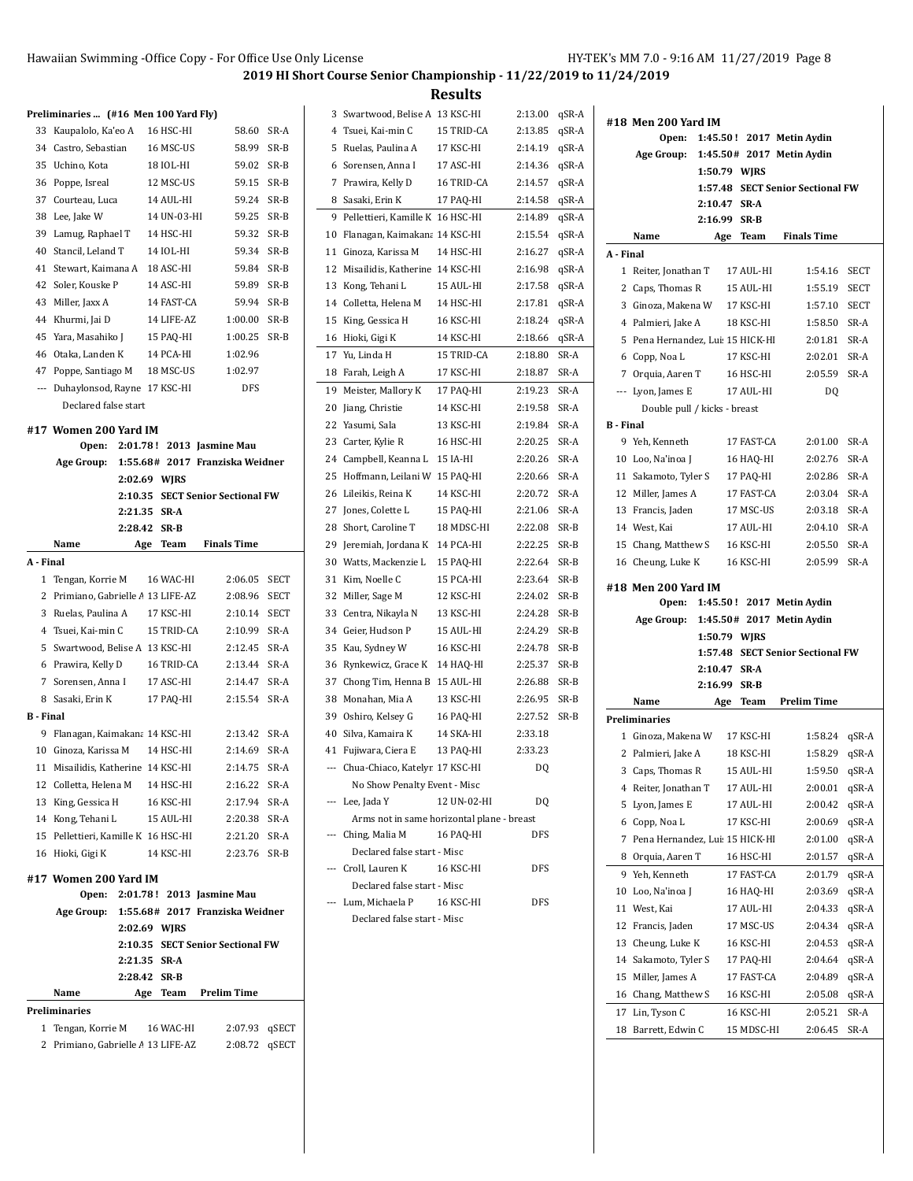# 2019 HI Short Course Senior Championship - 11/22/2019 to 11/24/2019

## Results

**Preliminaries ... (#16 Men 100 Yard Fly)**

| | Name | Age | Team | Prelim Time | |
|---|---|---|---|---|---|
| 33 | Kaupalolo, Ka'eo A | 16 | HSC-HI | 58.60 | SR-A |
| 34 | Castro, Sebastian | 16 | MSC-US | 58.99 | SR-B |
| 35 | Uchino, Kota | 18 | IOL-HI | 59.02 | SR-B |
| 36 | Poppe, Isreal | 12 | MSC-US | 59.15 | SR-B |
| 37 | Courteau, Luca | 14 | AUL-HI | 59.24 | SR-B |
| 38 | Lee, Jake W | 14 | UN-03-HI | 59.25 | SR-B |
| 39 | Lamug, Raphael T | 14 | HSC-HI | 59.32 | SR-B |
| 40 | Stancil, Leland T | 14 | IOL-HI | 59.34 | SR-B |
| 41 | Stewart, Kaimana A | 18 | ASC-HI | 59.84 | SR-B |
| 42 | Soler, Kouske P | 14 | ASC-HI | 59.89 | SR-B |
| 43 | Miller, Jaxx A | 14 | FAST-CA | 59.94 | SR-B |
| 44 | Khurmi, Jai D | 14 | LIFE-AZ | 1:00.00 | SR-B |
| 45 | Yara, Masahiko J | 15 | PAQ-HI | 1:00.25 | SR-B |
| 46 | Otaka, Landen K | 14 | PCA-HI | 1:02.96 | |
| 47 | Poppe, Santiago M | 18 | MSC-US | 1:02.97 | |
| --- | Duhaylonsod, Rayne | 17 | KSC-HI | DFS | |

Declared false start

### #17 Women 200 Yard IM

Open: 2:01.78 ! 2013 Jasmine Mau
Age Group: 1:55.68# 2017 Franziska Weidner
2:02.69 WJRS
2:10.35 SECT Senior Sectional FW
2:21.35 SR-A
2:28.42 SR-B

| | Name | Age | Team | Finals Time | |
|---|---|---|---|---|---|
| **A - Final** | | | | | |
| 1 | Tengan, Korrie M | 16 | WAC-HI | 2:06.05 | SECT |
| 2 | Primiano, Gabrielle A | 13 | LIFE-AZ | 2:08.96 | SECT |
| 3 | Ruelas, Paulina A | 17 | KSC-HI | 2:10.14 | SECT |
| 4 | Tsuei, Kai-min C | 15 | TRID-CA | 2:10.99 | SR-A |
| 5 | Swartwood, Belise A | 13 | KSC-HI | 2:12.45 | SR-A |
| 6 | Prawira, Kelly D | 16 | TRID-CA | 2:13.44 | SR-A |
| 7 | Sorensen, Anna I | 17 | ASC-HI | 2:14.47 | SR-A |
| 8 | Sasaki, Erin K | 17 | PAQ-HI | 2:15.54 | SR-A |
| **B - Final** | | | | | |
| 9 | Flanagan, Kaimakana | 14 | KSC-HI | 2:13.42 | SR-A |
| 10 | Ginoza, Karissa M | 14 | HSC-HI | 2:14.69 | SR-A |
| 11 | Misailidis, Katherine | 14 | KSC-HI | 2:14.75 | SR-A |
| 12 | Colletta, Helena M | 14 | HSC-HI | 2:16.22 | SR-A |
| 13 | King, Gessica H | 16 | KSC-HI | 2:17.94 | SR-A |
| 14 | Kong, Tehani L | 15 | AUL-HI | 2:20.38 | SR-A |
| 15 | Pellettieri, Kamille K | 16 | HSC-HI | 2:21.20 | SR-A |
| 16 | Hioki, Gigi K | 14 | KSC-HI | 2:23.76 | SR-B |

### #17 Women 200 Yard IM

Open: 2:01.78 ! 2013 Jasmine Mau
Age Group: 1:55.68# 2017 Franziska Weidner
2:02.69 WJRS
2:10.35 SECT Senior Sectional FW
2:21.35 SR-A
2:28.42 SR-B

| | Name | Age | Team | Prelim Time | |
|---|---|---|---|---|---|
| **Preliminaries** | | | | | |
| 1 | Tengan, Korrie M | 16 | WAC-HI | 2:07.93 | qSECT |
| 2 | Primiano, Gabrielle A | 13 | LIFE-AZ | 2:08.72 | qSECT |
| 3 | Swartwood, Belise A | 13 | KSC-HI | 2:13.00 | qSR-A |
| 4 | Tsuei, Kai-min C | 15 | TRID-CA | 2:13.85 | qSR-A |
| 5 | Ruelas, Paulina A | 17 | KSC-HI | 2:14.19 | qSR-A |
| 6 | Sorensen, Anna I | 17 | ASC-HI | 2:14.36 | qSR-A |
| 7 | Prawira, Kelly D | 16 | TRID-CA | 2:14.57 | qSR-A |
| 8 | Sasaki, Erin K | 17 | PAQ-HI | 2:14.58 | qSR-A |
| 9 | Pellettieri, Kamille K | 16 | HSC-HI | 2:14.89 | qSR-A |
| 10 | Flanagan, Kaimakana | 14 | KSC-HI | 2:15.54 | qSR-A |
| 11 | Ginoza, Karissa M | 14 | HSC-HI | 2:16.27 | qSR-A |
| 12 | Misailidis, Katherine | 14 | KSC-HI | 2:16.98 | qSR-A |
| 13 | Kong, Tehani L | 15 | AUL-HI | 2:17.58 | qSR-A |
| 14 | Colletta, Helena M | 14 | HSC-HI | 2:17.81 | qSR-A |
| 15 | King, Gessica H | 16 | KSC-HI | 2:18.24 | qSR-A |
| 16 | Hioki, Gigi K | 14 | KSC-HI | 2:18.66 | qSR-A |
| 17 | Yu, Linda H | 15 | TRID-CA | 2:18.80 | SR-A |
| 18 | Farah, Leigh A | 17 | KSC-HI | 2:18.87 | SR-A |
| 19 | Meister, Mallory K | 17 | PAQ-HI | 2:19.23 | SR-A |
| 20 | Jiang, Christie | 14 | KSC-HI | 2:19.58 | SR-A |
| 22 | Yasumi, Sala | 13 | KSC-HI | 2:19.84 | SR-A |
| 23 | Carter, Kylie R | 16 | HSC-HI | 2:20.25 | SR-A |
| 24 | Campbell, Keanna L | 15 | IA-HI | 2:20.26 | SR-A |
| 25 | Hoffmann, Leilani W | 15 | PAQ-HI | 2:20.66 | SR-A |
| 26 | Lileikis, Reina K | 14 | KSC-HI | 2:20.72 | SR-A |
| 27 | Jones, Colette L | 15 | PAQ-HI | 2:21.06 | SR-A |
| 28 | Short, Caroline T | 18 | MDSC-HI | 2:22.08 | SR-B |
| 29 | Jeremiah, Jordana K | 14 | PCA-HI | 2:22.25 | SR-B |
| 30 | Watts, Mackenzie L | 15 | PAQ-HI | 2:22.64 | SR-B |
| 31 | Kim, Noelle C | 15 | PCA-HI | 2:23.64 | SR-B |
| 32 | Miller, Sage M | 12 | KSC-HI | 2:24.02 | SR-B |
| 33 | Centra, Nikayla N | 13 | KSC-HI | 2:24.28 | SR-B |
| 34 | Geier, Hudson P | 15 | AUL-HI | 2:24.29 | SR-B |
| 35 | Kau, Sydney W | 16 | KSC-HI | 2:24.78 | SR-B |
| 36 | Rynkewicz, Grace K | 14 | HAQ-HI | 2:25.37 | SR-B |
| 37 | Chong Tim, Henna B | 15 | AUL-HI | 2:26.88 | SR-B |
| 38 | Monahan, Mia A | 13 | KSC-HI | 2:26.95 | SR-B |
| 39 | Oshiro, Kelsey G | 16 | PAQ-HI | 2:27.52 | SR-B |
| 40 | Silva, Kamaira K | 14 | SKA-HI | 2:33.18 | |
| 41 | Fujiwara, Ciera E | 13 | PAQ-HI | 2:33.23 | |
| --- | Chua-Chiaco, Katelyn | 17 | KSC-HI | DQ | |
| | No Show Penalty Event - Misc | | | | |
| --- | Lee, Jada Y | 12 | UN-02-HI | DQ | |
| | Arms not in same horizontal plane - breast | | | | |
| --- | Ching, Malia M | 16 | PAQ-HI | DFS | |
| | Declared false start - Misc | | | | |
| --- | Croll, Lauren K | 16 | KSC-HI | DFS | |
| | Declared false start - Misc | | | | |
| --- | Lum, Michaela P | 16 | KSC-HI | DFS | |
| | Declared false start - Misc | | | | |

### #18 Men 200 Yard IM

Open: 1:45.50 ! 2017 Metin Aydin
Age Group: 1:45.50# 2017 Metin Aydin
1:50.79 WJRS
1:57.48 SECT Senior Sectional FW
2:10.47 SR-A
2:16.99 SR-B

| | Name | Age | Team | Finals Time | |
|---|---|---|---|---|---|
| **A - Final** | | | | | |
| 1 | Reiter, Jonathan T | 17 | AUL-HI | 1:54.16 | SECT |
| 2 | Caps, Thomas R | 15 | AUL-HI | 1:55.19 | SECT |
| 3 | Ginoza, Makena W | 17 | KSC-HI | 1:57.10 | SECT |
| 4 | Palmieri, Jake A | 18 | KSC-HI | 1:58.50 | SR-A |
| 5 | Pena Hernandez, Luis | 15 | HICK-HI | 2:01.81 | SR-A |
| 6 | Copp, Noa L | 17 | KSC-HI | 2:02.01 | SR-A |
| 7 | Orquia, Aaren T | 16 | HSC-HI | 2:05.59 | SR-A |
| --- | Lyon, James E | 17 | AUL-HI | DQ | |
| | Double pull / kicks - breast | | | | |
| **B - Final** | | | | | |
| 9 | Yeh, Kenneth | 17 | FAST-CA | 2:01.00 | SR-A |
| 10 | Loo, Na'inoa J | 16 | HAQ-HI | 2:02.76 | SR-A |
| 11 | Sakamoto, Tyler S | 17 | PAQ-HI | 2:02.86 | SR-A |
| 12 | Miller, James A | 17 | FAST-CA | 2:03.04 | SR-A |
| 13 | Francis, Jaden | 17 | MSC-US | 2:03.18 | SR-A |
| 14 | West, Kai | 17 | AUL-HI | 2:04.10 | SR-A |
| 15 | Chang, Matthew S | 16 | KSC-HI | 2:05.50 | SR-A |
| 16 | Cheung, Luke K | 16 | KSC-HI | 2:05.99 | SR-A |

### #18 Men 200 Yard IM

Open: 1:45.50 ! 2017 Metin Aydin
Age Group: 1:45.50# 2017 Metin Aydin
1:50.79 WJRS
1:57.48 SECT Senior Sectional FW
2:10.47 SR-A
2:16.99 SR-B

| | Name | Age | Team | Prelim Time | |
|---|---|---|---|---|---|
| **Preliminaries** | | | | | |
| 1 | Ginoza, Makena W | 17 | KSC-HI | 1:58.24 | qSR-A |
| 2 | Palmieri, Jake A | 18 | KSC-HI | 1:58.29 | qSR-A |
| 3 | Caps, Thomas R | 15 | AUL-HI | 1:59.50 | qSR-A |
| 4 | Reiter, Jonathan T | 17 | AUL-HI | 2:00.01 | qSR-A |
| 5 | Lyon, James E | 17 | AUL-HI | 2:00.42 | qSR-A |
| 6 | Copp, Noa L | 17 | KSC-HI | 2:00.69 | qSR-A |
| 7 | Pena Hernandez, Luis | 15 | HICK-HI | 2:01.00 | qSR-A |
| 8 | Orquia, Aaren T | 16 | HSC-HI | 2:01.57 | qSR-A |
| 9 | Yeh, Kenneth | 17 | FAST-CA | 2:01.79 | qSR-A |
| 10 | Loo, Na'inoa J | 16 | HAQ-HI | 2:03.69 | qSR-A |
| 11 | West, Kai | 17 | AUL-HI | 2:04.33 | qSR-A |
| 12 | Francis, Jaden | 17 | MSC-US | 2:04.34 | qSR-A |
| 13 | Cheung, Luke K | 16 | KSC-HI | 2:04.53 | qSR-A |
| 14 | Sakamoto, Tyler S | 17 | PAQ-HI | 2:04.64 | qSR-A |
| 15 | Miller, James A | 17 | FAST-CA | 2:04.89 | qSR-A |
| 16 | Chang, Matthew S | 16 | KSC-HI | 2:05.08 | qSR-A |
| 17 | Lin, Tyson C | 16 | KSC-HI | 2:05.21 | SR-A |
| 18 | Barrett, Edwin C | 15 | MDSC-HI | 2:06.45 | SR-A |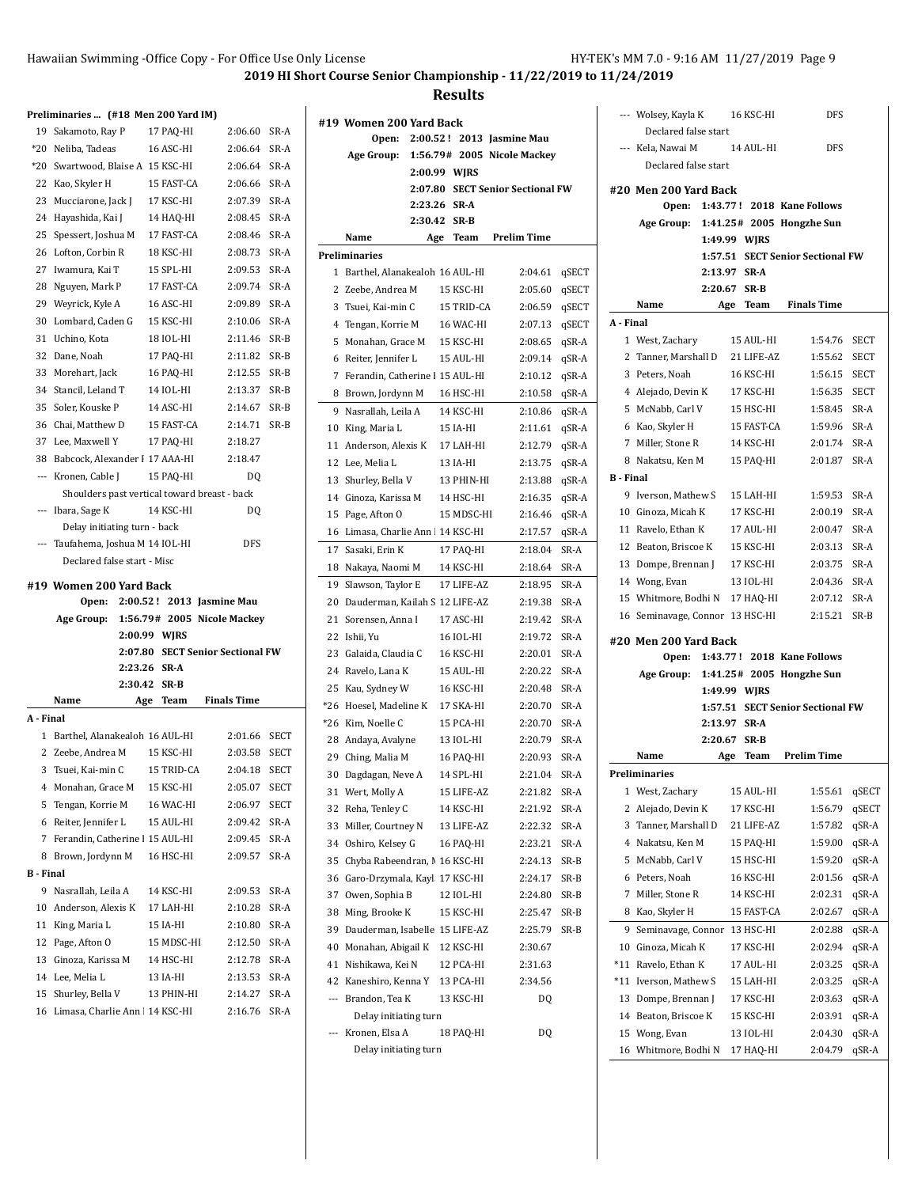## 2019 HI Short Course Senior Championship - 11/22/2019 to 11/24/2019

## Results

### Preliminaries ... (#18 Men 200 Yard IM)

| | Name | Age | Team | Prelim Time | |
|---|---|---|---|---|---|
| 19 | Sakamoto, Ray P | 17 | PAQ-HI | 2:06.60 | SR-A |
| *20 | Neliba, Tadeas | 16 | ASC-HI | 2:06.64 | SR-A |
| *20 | Swartwood, Blaise A | 15 | KSC-HI | 2:06.64 | SR-A |
| 22 | Kao, Skyler H | 15 | FAST-CA | 2:06.66 | SR-A |
| 23 | Mucciarone, Jack J | 17 | KSC-HI | 2:07.39 | SR-A |
| 24 | Hayashida, Kai J | 14 | HAQ-HI | 2:08.45 | SR-A |
| 25 | Spessert, Joshua M | 17 | FAST-CA | 2:08.46 | SR-A |
| 26 | Lofton, Corbin R | 18 | KSC-HI | 2:08.73 | SR-A |
| 27 | Iwamura, Kai T | 15 | SPL-HI | 2:09.53 | SR-A |
| 28 | Nguyen, Mark P | 17 | FAST-CA | 2:09.74 | SR-A |
| 29 | Weyrick, Kyle A | 16 | ASC-HI | 2:09.89 | SR-A |
| 30 | Lombard, Caden G | 15 | KSC-HI | 2:10.06 | SR-A |
| 31 | Uchino, Kota | 18 | IOL-HI | 2:11.46 | SR-B |
| 32 | Dane, Noah | 17 | PAQ-HI | 2:11.82 | SR-B |
| 33 | Morehart, Jack | 16 | PAQ-HI | 2:12.55 | SR-B |
| 34 | Stancil, Leland T | 14 | IOL-HI | 2:13.37 | SR-B |
| 35 | Soler, Kouske P | 14 | ASC-HI | 2:14.67 | SR-B |
| 36 | Chai, Matthew D | 15 | FAST-CA | 2:14.71 | SR-B |
| 37 | Lee, Maxwell Y | 17 | PAQ-HI | 2:18.27 | |
| 38 | Babcock, Alexander I | 17 | AAA-HI | 2:18.47 | |
| --- | Kronen, Cable J | 15 | PAQ-HI | DQ | |
| | Shoulders past vertical toward breast - back | | | | |
| --- | Ibara, Sage K | 14 | KSC-HI | DQ | |
| | Delay initiating turn - back | | | | |
| --- | Taufahema, Joshua M | 14 | IOL-HI | DFS | |
| | Declared false start - Misc | | | | |

### #19 Women 200 Yard Back

Open: 2:00.52 ! 2013 Jasmine Mau
Age Group: 1:56.79 # 2005 Nicole Mackey
2:00.99 WJRS
2:07.80 SECT Senior Sectional FW
2:23.26 SR-A
2:30.42 SR-B

| | Name | Age | Team | Finals Time | |
|---|---|---|---|---|---|
| **A - Final** | | | | | |
| 1 | Barthel, Alanakealoh | 16 | AUL-HI | 2:01.66 | SECT |
| 2 | Zeebe, Andrea M | 15 | KSC-HI | 2:03.58 | SECT |
| 3 | Tsuei, Kai-min C | 15 | TRID-CA | 2:04.18 | SECT |
| 4 | Monahan, Grace M | 15 | KSC-HI | 2:05.07 | SECT |
| 5 | Tengan, Korrie M | 16 | WAC-HI | 2:06.97 | SECT |
| 6 | Reiter, Jennifer L | 15 | AUL-HI | 2:09.42 | SR-A |
| 7 | Ferandin, Catherine I | 15 | AUL-HI | 2:09.45 | SR-A |
| 8 | Brown, Jordynn M | 16 | HSC-HI | 2:09.57 | SR-A |
| **B - Final** | | | | | |
| 9 | Nasrallah, Leila A | 14 | KSC-HI | 2:09.53 | SR-A |
| 10 | Anderson, Alexis K | 17 | LAH-HI | 2:10.28 | SR-A |
| 11 | King, Maria L | 15 | IA-HI | 2:10.80 | SR-A |
| 12 | Page, Afton O | 15 | MDSC-HI | 2:12.50 | SR-A |
| 13 | Ginoza, Karissa M | 14 | HSC-HI | 2:12.78 | SR-A |
| 14 | Lee, Melia L | 13 | IA-HI | 2:13.53 | SR-A |
| 15 | Shurley, Bella V | 13 | PHIN-HI | 2:14.27 | SR-A |
| 16 | Limasa, Charlie Ann I | 14 | KSC-HI | 2:16.76 | SR-A |

### #19 Women 200 Yard Back

Open: 2:00.52 ! 2013 Jasmine Mau
Age Group: 1:56.79 # 2005 Nicole Mackey
2:00.99 WJRS
2:07.80 SECT Senior Sectional FW
2:23.26 SR-A
2:30.42 SR-B

| | Name | Age | Team | Prelim Time | |
|---|---|---|---|---|---|
| **Preliminaries** | | | | | |
| 1 | Barthel, Alanakealoh | 16 | AUL-HI | 2:04.61 | qSECT |
| 2 | Zeebe, Andrea M | 15 | KSC-HI | 2:05.60 | qSECT |
| 3 | Tsuei, Kai-min C | 15 | TRID-CA | 2:06.59 | qSECT |
| 4 | Tengan, Korrie M | 16 | WAC-HI | 2:07.13 | qSECT |
| 5 | Monahan, Grace M | 15 | KSC-HI | 2:08.65 | qSR-A |
| 6 | Reiter, Jennifer L | 15 | AUL-HI | 2:09.14 | qSR-A |
| 7 | Ferandin, Catherine I | 15 | AUL-HI | 2:10.12 | qSR-A |
| 8 | Brown, Jordynn M | 16 | HSC-HI | 2:10.58 | qSR-A |
| 9 | Nasrallah, Leila A | 14 | KSC-HI | 2:10.86 | qSR-A |
| 10 | King, Maria L | 15 | IA-HI | 2:11.61 | qSR-A |
| 11 | Anderson, Alexis K | 17 | LAH-HI | 2:12.79 | qSR-A |
| 12 | Lee, Melia L | 13 | IA-HI | 2:13.75 | qSR-A |
| 13 | Shurley, Bella V | 13 | PHIN-HI | 2:13.88 | qSR-A |
| 14 | Ginoza, Karissa M | 14 | HSC-HI | 2:16.35 | qSR-A |
| 15 | Page, Afton O | 15 | MDSC-HI | 2:16.46 | qSR-A |
| 16 | Limasa, Charlie Ann I | 14 | KSC-HI | 2:17.57 | qSR-A |
| 17 | Sasaki, Erin K | 17 | PAQ-HI | 2:18.04 | SR-A |
| 18 | Nakaya, Naomi M | 14 | KSC-HI | 2:18.64 | SR-A |
| 19 | Slawson, Taylor E | 17 | LIFE-AZ | 2:18.95 | SR-A |
| 20 | Dauderman, Kailah S | 12 | LIFE-AZ | 2:19.38 | SR-A |
| 21 | Sorensen, Anna I | 17 | ASC-HI | 2:19.42 | SR-A |
| 22 | Ishii, Yu | 16 | IOL-HI | 2:19.72 | SR-A |
| 23 | Galaida, Claudia C | 16 | KSC-HI | 2:20.01 | SR-A |
| 24 | Ravelo, Lana K | 15 | AUL-HI | 2:20.22 | SR-A |
| 25 | Kau, Sydney W | 16 | KSC-HI | 2:20.48 | SR-A |
| *26 | Hoesel, Madeline K | 17 | SKA-HI | 2:20.70 | SR-A |
| *26 | Kim, Noelle C | 15 | PCA-HI | 2:20.70 | SR-A |
| 28 | Andaya, Avalyne | 13 | IOL-HI | 2:20.79 | SR-A |
| 29 | Ching, Malia M | 16 | PAQ-HI | 2:20.93 | SR-A |
| 30 | Dagdagan, Neve A | 14 | SPL-HI | 2:21.04 | SR-A |
| 31 | Wert, Molly A | 15 | LIFE-AZ | 2:21.82 | SR-A |
| 32 | Reha, Tenley C | 14 | KSC-HI | 2:21.92 | SR-A |
| 33 | Miller, Courtney N | 13 | LIFE-AZ | 2:22.32 | SR-A |
| 34 | Oshiro, Kelsey G | 16 | PAQ-HI | 2:23.21 | SR-A |
| 35 | Chyba Rabeendran, M | 16 | KSC-HI | 2:24.13 | SR-B |
| 36 | Garo-Drzymala, Kayl | 17 | KSC-HI | 2:24.17 | SR-B |
| 37 | Owen, Sophia B | 12 | IOL-HI | 2:24.80 | SR-B |
| 38 | Ming, Brooke K | 15 | KSC-HI | 2:25.47 | SR-B |
| 39 | Dauderman, Isabelle | 15 | LIFE-AZ | 2:25.79 | SR-B |
| 40 | Monahan, Abigail K | 12 | KSC-HI | 2:30.67 | |
| 41 | Nishikawa, Kei N | 12 | PCA-HI | 2:31.63 | |
| 42 | Kaneshiro, Kenna Y | 13 | PCA-HI | 2:34.56 | |
| --- | Brandon, Tea K | 13 | KSC-HI | DQ | |
| | Delay initiating turn | | | | |
| --- | Kronen, Elsa A | 18 | PAQ-HI | DQ | |
| | Delay initiating turn | | | | |
| --- | Wolsey, Kayla K | 16 | KSC-HI | DFS | |
| | Declared false start | | | | |
| --- | Kela, Nawai M | 14 | AUL-HI | DFS | |
| | Declared false start | | | | |

### #20 Men 200 Yard Back

Open: 1:43.77 ! 2018 Kane Follows
Age Group: 1:41.25 # 2005 Hongzhe Sun
1:49.99 WJRS
1:57.51 SECT Senior Sectional FW
2:13.97 SR-A
2:20.67 SR-B

| | Name | Age | Team | Finals Time | |
|---|---|---|---|---|---|
| **A - Final** | | | | | |
| 1 | West, Zachary | 15 | AUL-HI | 1:54.76 | SECT |
| 2 | Tanner, Marshall D | 21 | LIFE-AZ | 1:55.62 | SECT |
| 3 | Peters, Noah | 16 | KSC-HI | 1:56.15 | SECT |
| 4 | Alejado, Devin K | 17 | KSC-HI | 1:56.35 | SECT |
| 5 | McNabb, Carl V | 15 | HSC-HI | 1:58.45 | SR-A |
| 6 | Kao, Skyler H | 15 | FAST-CA | 1:59.96 | SR-A |
| 7 | Miller, Stone R | 14 | KSC-HI | 2:01.74 | SR-A |
| 8 | Nakatsu, Ken M | 15 | PAQ-HI | 2:01.87 | SR-A |
| **B - Final** | | | | | |
| 9 | Iverson, Mathew S | 15 | LAH-HI | 1:59.53 | SR-A |
| 10 | Ginoza, Micah K | 17 | KSC-HI | 2:00.19 | SR-A |
| 11 | Ravelo, Ethan K | 17 | AUL-HI | 2:00.47 | SR-A |
| 12 | Beaton, Briscoe K | 15 | KSC-HI | 2:03.13 | SR-A |
| 13 | Dompe, Brennan J | 17 | KSC-HI | 2:03.75 | SR-A |
| 14 | Wong, Evan | 13 | IOL-HI | 2:04.36 | SR-A |
| 15 | Whitmore, Bodhi N | 17 | HAQ-HI | 2:07.12 | SR-A |
| 16 | Seminavage, Connor | 13 | HSC-HI | 2:15.21 | SR-B |

### #20 Men 200 Yard Back

Open: 1:43.77 ! 2018 Kane Follows
Age Group: 1:41.25 # 2005 Hongzhe Sun
1:49.99 WJRS
1:57.51 SECT Senior Sectional FW
2:13.97 SR-A
2:20.67 SR-B

| | Name | Age | Team | Prelim Time | |
|---|---|---|---|---|---|
| **Preliminaries** | | | | | |
| 1 | West, Zachary | 15 | AUL-HI | 1:55.61 | qSECT |
| 2 | Alejado, Devin K | 17 | KSC-HI | 1:56.79 | qSECT |
| 3 | Tanner, Marshall D | 21 | LIFE-AZ | 1:57.82 | qSR-A |
| 4 | Nakatsu, Ken M | 15 | PAQ-HI | 1:59.00 | qSR-A |
| 5 | McNabb, Carl V | 15 | HSC-HI | 1:59.20 | qSR-A |
| 6 | Peters, Noah | 16 | KSC-HI | 2:01.56 | qSR-A |
| 7 | Miller, Stone R | 14 | KSC-HI | 2:02.31 | qSR-A |
| 8 | Kao, Skyler H | 15 | FAST-CA | 2:02.67 | qSR-A |
| 9 | Seminavage, Connor | 13 | HSC-HI | 2:02.88 | qSR-A |
| 10 | Ginoza, Micah K | 17 | KSC-HI | 2:02.94 | qSR-A |
| *11 | Ravelo, Ethan K | 17 | AUL-HI | 2:03.25 | qSR-A |
| *11 | Iverson, Mathew S | 15 | LAH-HI | 2:03.25 | qSR-A |
| 13 | Dompe, Brennan J | 17 | KSC-HI | 2:03.63 | qSR-A |
| 14 | Beaton, Briscoe K | 15 | KSC-HI | 2:03.91 | qSR-A |
| 15 | Wong, Evan | 13 | IOL-HI | 2:04.30 | qSR-A |
| 16 | Whitmore, Bodhi N | 17 | HAQ-HI | 2:04.79 | qSR-A |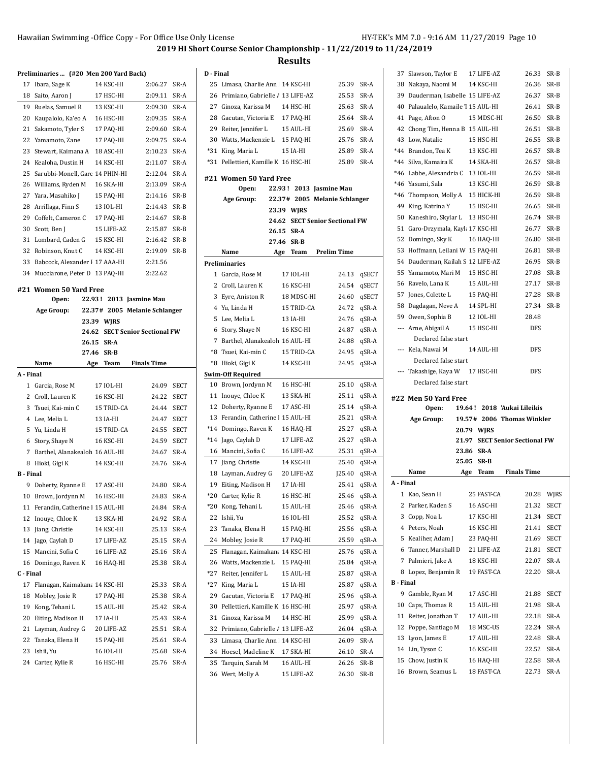## 2019 HI Short Course Senior Championship - 11/22/2019 to 11/24/2019

## Results

### Preliminaries ... (#20 Men 200 Yard Back)

| | Name | Age | Team | Prelim Time | |
|---|---|---|---|---|---|
| 17 | Ibara, Sage K | 14 | KSC-HI | 2:06.27 | SR-A |
| 18 | Saito, Aaron J | 17 | HSC-HI | 2:09.11 | SR-A |
| 19 | Ruelas, Samuel R | 13 | KSC-HI | 2:09.30 | SR-A |
| 20 | Kaupalolo, Ka'eo A | 16 | HSC-HI | 2:09.35 | SR-A |
| 21 | Sakamoto, Tyler S | 17 | PAQ-HI | 2:09.60 | SR-A |
| 22 | Yamamoto, Zane | 17 | PAQ-HI | 2:09.75 | SR-A |
| 23 | Stewart, Kaimana A | 18 | ASC-HI | 2:10.23 | SR-A |
| 24 | Kealoha, Dustin H | 14 | KSC-HI | 2:11.07 | SR-A |
| 25 | Sarubbi-Monell, Gare | 14 | PHIN-HI | 2:12.04 | SR-A |
| 26 | Williams, Ryden M | 16 | SKA-HI | 2:13.09 | SR-A |
| 27 | Yara, Masahiko J | 15 | PAQ-HI | 2:14.16 | SR-B |
| 28 | Arrillaga, Finn S | 13 | IOL-HI | 2:14.43 | SR-B |
| 29 | Coffelt, Cameron C | 17 | PAQ-HI | 2:14.67 | SR-B |
| 30 | Scott, Ben J | 15 | LIFE-AZ | 2:15.87 | SR-B |
| 31 | Lombard, Caden G | 15 | KSC-HI | 2:16.42 | SR-B |
| 32 | Robinson, Knut C | 14 | KSC-HI | 2:19.09 | SR-B |
| 33 | Babcock, Alexander I | 17 | AAA-HI | 2:21.56 | |
| 34 | Mucciarone, Peter D | 13 | PAQ-HI | 2:22.62 | |

### #21 Women 50 Yard Free

Open: 22.93 ! 2013 Jasmine Mau
Age Group: 22.37 # 2005 Melanie Schlanger
23.39 WJRS
24.62 SECT Senior Sectional FW
26.15 SR-A
27.46 SR-B

| | Name | Age | Team | Finals Time | |
|---|---|---|---|---|---|
| **A - Final** | | | | | |
| 1 | Garcia, Rose M | 17 | IOL-HI | 24.09 | SECT |
| 2 | Croll, Lauren K | 16 | KSC-HI | 24.22 | SECT |
| 3 | Tsuei, Kai-min C | 15 | TRID-CA | 24.44 | SECT |
| 4 | Lee, Melia L | 13 | IA-HI | 24.47 | SECT |
| 5 | Yu, Linda H | 15 | TRID-CA | 24.55 | SECT |
| 6 | Story, Shaye N | 16 | KSC-HI | 24.59 | SECT |
| 7 | Barthel, Alanakealoh | 16 | AUL-HI | 24.67 | SR-A |
| 8 | Hioki, Gigi K | 14 | KSC-HI | 24.76 | SR-A |
| **B - Final** | | | | | |
| 9 | Doherty, Ryanne E | 17 | ASC-HI | 24.80 | SR-A |
| 10 | Brown, Jordynn M | 16 | HSC-HI | 24.83 | SR-A |
| 11 | Ferandin, Catherine I | 15 | AUL-HI | 24.84 | SR-A |
| 12 | Inouye, Chloe K | 13 | SKA-HI | 24.92 | SR-A |
| 13 | Jiang, Christie | 14 | KSC-HI | 25.13 | SR-A |
| 14 | Jago, Caylah D | 17 | LIFE-AZ | 25.15 | SR-A |
| 15 | Mancini, Sofia C | 16 | LIFE-AZ | 25.16 | SR-A |
| 16 | Domingo, Raven K | 16 | HAQ-HI | 25.38 | SR-A |
| **C - Final** | | | | | |
| 17 | Flanagan, Kaimakana | 14 | KSC-HI | 25.33 | SR-A |
| 18 | Mobley, Josie R | 17 | PAQ-HI | 25.38 | SR-A |
| 19 | Kong, Tehani L | 15 | AUL-HI | 25.42 | SR-A |
| 20 | Eiting, Madison H | 17 | IA-HI | 25.43 | SR-A |
| 21 | Layman, Audrey G | 20 | LIFE-AZ | 25.51 | SR-A |
| 22 | Tanaka, Elena H | 15 | PAQ-HI | 25.61 | SR-A |
| 23 | Ishii, Yu | 16 | IOL-HI | 25.68 | SR-A |
| 24 | Carter, Kylie R | 16 | HSC-HI | 25.76 | SR-A |
| **D - Final** | | | | | |
| 25 | Limasa, Charlie Ann I | 14 | KSC-HI | 25.39 | SR-A |
| 26 | Primiano, Gabrielle A | 13 | LIFE-AZ | 25.53 | SR-A |
| 27 | Ginoza, Karissa M | 14 | HSC-HI | 25.63 | SR-A |
| 28 | Gacutan, Victoria E | 17 | PAQ-HI | 25.64 | SR-A |
| 29 | Reiter, Jennifer L | 15 | AUL-HI | 25.69 | SR-A |
| 30 | Watts, Mackenzie L | 15 | PAQ-HI | 25.76 | SR-A |
| *31 | King, Maria L | 15 | IA-HI | 25.89 | SR-A |
| *31 | Pellettieri, Kamille K | 16 | HSC-HI | 25.89 | SR-A |

### #21 Women 50 Yard Free

Open: 22.93 ! 2013 Jasmine Mau
Age Group: 22.37 # 2005 Melanie Schlanger
23.39 WJRS
24.62 SECT Senior Sectional FW
26.15 SR-A
27.46 SR-B

| | Name | Age | Team | Prelim Time | |
|---|---|---|---|---|---|
| **Preliminaries** | | | | | |
| 1 | Garcia, Rose M | 17 | IOL-HI | 24.13 | qSECT |
| 2 | Croll, Lauren K | 16 | KSC-HI | 24.54 | qSECT |
| 3 | Eyre, Aniston R | 18 | MDSC-HI | 24.60 | qSECT |
| 4 | Yu, Linda H | 15 | TRID-CA | 24.72 | qSR-A |
| 5 | Lee, Melia L | 13 | IA-HI | 24.76 | qSR-A |
| 6 | Story, Shaye N | 16 | KSC-HI | 24.87 | qSR-A |
| 7 | Barthel, Alanakealoh | 16 | AUL-HI | 24.88 | qSR-A |
| *8 | Tsuei, Kai-min C | 15 | TRID-CA | 24.95 | qSR-A |
| *8 | Hioki, Gigi K | 14 | KSC-HI | 24.95 | qSR-A |
| **Swim-Off Required** | | | | | |
| 10 | Brown, Jordynn M | 16 | HSC-HI | 25.10 | qSR-A |
| 11 | Inouye, Chloe K | 13 | SKA-HI | 25.11 | qSR-A |
| 12 | Doherty, Ryanne E | 17 | ASC-HI | 25.14 | qSR-A |
| 13 | Ferandin, Catherine I | 15 | AUL-HI | 25.21 | qSR-A |
| *14 | Domingo, Raven K | 16 | HAQ-HI | 25.27 | qSR-A |
| *14 | Jago, Caylah D | 17 | LIFE-AZ | 25.27 | qSR-A |
| 16 | Mancini, Sofia C | 16 | LIFE-AZ | 25.31 | qSR-A |
| 17 | Jiang, Christie | 14 | KSC-HI | 25.40 | qSR-A |
| 18 | Layman, Audrey G | 20 | LIFE-AZ | J25.40 | qSR-A |
| 19 | Eiting, Madison H | 17 | IA-HI | 25.41 | qSR-A |
| *20 | Carter, Kylie R | 16 | HSC-HI | 25.46 | qSR-A |
| *20 | Kong, Tehani L | 15 | AUL-HI | 25.46 | qSR-A |
| 22 | Ishii, Yu | 16 | IOL-HI | 25.52 | qSR-A |
| 23 | Tanaka, Elena H | 15 | PAQ-HI | 25.56 | qSR-A |
| 24 | Mobley, Josie R | 17 | PAQ-HI | 25.59 | qSR-A |
| 25 | Flanagan, Kaimakana | 14 | KSC-HI | 25.76 | qSR-A |
| 26 | Watts, Mackenzie L | 15 | PAQ-HI | 25.84 | qSR-A |
| *27 | Reiter, Jennifer L | 15 | AUL-HI | 25.87 | qSR-A |
| *27 | King, Maria L | 15 | IA-HI | 25.87 | qSR-A |
| 29 | Gacutan, Victoria E | 17 | PAQ-HI | 25.96 | qSR-A |
| 30 | Pellettieri, Kamille K | 16 | HSC-HI | 25.97 | qSR-A |
| 31 | Ginoza, Karissa M | 14 | HSC-HI | 25.99 | qSR-A |
| 32 | Primiano, Gabrielle A | 13 | LIFE-AZ | 26.04 | qSR-A |
| 33 | Limasa, Charlie Ann I | 14 | KSC-HI | 26.09 | SR-A |
| 34 | Hoesel, Madeline K | 17 | SKA-HI | 26.10 | SR-A |
| 35 | Tarquin, Sarah M | 16 | AUL-HI | 26.26 | SR-B |
| 36 | Wert, Molly A | 15 | LIFE-AZ | 26.30 | SR-B |
| 37 | Slawson, Taylor E | 17 | LIFE-AZ | 26.33 | SR-B |
| 38 | Nakaya, Naomi M | 14 | KSC-HI | 26.36 | SR-B |
| 39 | Dauderman, Isabelle | 15 | LIFE-AZ | 26.37 | SR-B |
| 40 | Palaualelo, Kamaile T | 15 | AUL-HI | 26.41 | SR-B |
| 41 | Page, Afton O | 15 | MDSC-HI | 26.50 | SR-B |
| 42 | Chong Tim, Henna B | 15 | AUL-HI | 26.51 | SR-B |
| 43 | Low, Natalie | 15 | HSC-HI | 26.55 | SR-B |
| *44 | Brandon, Tea K | 13 | KSC-HI | 26.57 | SR-B |
| *44 | Silva, Kamaira K | 14 | SKA-HI | 26.57 | SR-B |
| *46 | Labbe, Alexandria C | 13 | IOL-HI | 26.59 | SR-B |
| *46 | Yasumi, Sala | 13 | KSC-HI | 26.59 | SR-B |
| *46 | Thompson, Molly A | 15 | HICK-HI | 26.59 | SR-B |
| 49 | King, Katrina Y | 15 | HSC-HI | 26.65 | SR-B |
| 50 | Kaneshiro, Skylar L | 13 | HSC-HI | 26.74 | SR-B |
| 51 | Garo-Drzymala, Kayla | 17 | KSC-HI | 26.77 | SR-B |
| 52 | Domingo, Sky K | 16 | HAQ-HI | 26.80 | SR-B |
| 53 | Hoffmann, Leilani W | 15 | PAQ-HI | 26.81 | SR-B |
| 54 | Dauderman, Kailah S | 12 | LIFE-AZ | 26.95 | SR-B |
| 55 | Yamamoto, Mari M | 15 | HSC-HI | 27.08 | SR-B |
| 56 | Ravelo, Lana K | 15 | AUL-HI | 27.17 | SR-B |
| 57 | Jones, Colette L | 15 | PAQ-HI | 27.28 | SR-B |
| 58 | Dagdagan, Neve A | 14 | SPL-HI | 27.34 | SR-B |
| 59 | Owen, Sophia B | 12 | IOL-HI | 28.48 | |
| --- | Arne, Abigail A | 15 | HSC-HI | DFS | |
| | Declared false start | | | | |
| --- | Kela, Nawai M | 14 | AUL-HI | DFS | |
| | Declared false start | | | | |
| --- | Takashige, Kaya W | 17 | HSC-HI | DFS | |
| | Declared false start | | | | |

### #22 Men 50 Yard Free

Open: 19.64 ! 2018 'Aukai Lileikis
Age Group: 19.57 # 2006 Thomas Winkler
20.79 WJRS
21.97 SECT Senior Sectional FW
23.86 SR-A
25.05 SR-B

| | Name | Age | Team | Finals Time | |
|---|---|---|---|---|---|
| **A - Final** | | | | | |
| 1 | Kao, Sean H | 25 | FAST-CA | 20.28 | WJRS |
| 2 | Parker, Kaden S | 16 | ASC-HI | 21.32 | SECT |
| 3 | Copp, Noa L | 17 | KSC-HI | 21.34 | SECT |
| 4 | Peters, Noah | 16 | KSC-HI | 21.41 | SECT |
| 5 | Kealiher, Adam J | 23 | PAQ-HI | 21.69 | SECT |
| 6 | Tanner, Marshall D | 21 | LIFE-AZ | 21.81 | SECT |
| 7 | Palmieri, Jake A | 18 | KSC-HI | 22.07 | SR-A |
| 8 | Lopez, Benjamin R | 19 | FAST-CA | 22.20 | SR-A |
| **B - Final** | | | | | |
| 9 | Gamble, Ryan M | 17 | ASC-HI | 21.88 | SECT |
| 10 | Caps, Thomas R | 15 | AUL-HI | 21.98 | SR-A |
| 11 | Reiter, Jonathan T | 17 | AUL-HI | 22.18 | SR-A |
| 12 | Poppe, Santiago M | 18 | MSC-US | 22.24 | SR-A |
| 13 | Lyon, James E | 17 | AUL-HI | 22.48 | SR-A |
| 14 | Lin, Tyson C | 16 | KSC-HI | 22.52 | SR-A |
| 15 | Chow, Justin K | 16 | HAQ-HI | 22.58 | SR-A |
| 16 | Brown, Seamus L | 18 | FAST-CA | 22.73 | SR-A |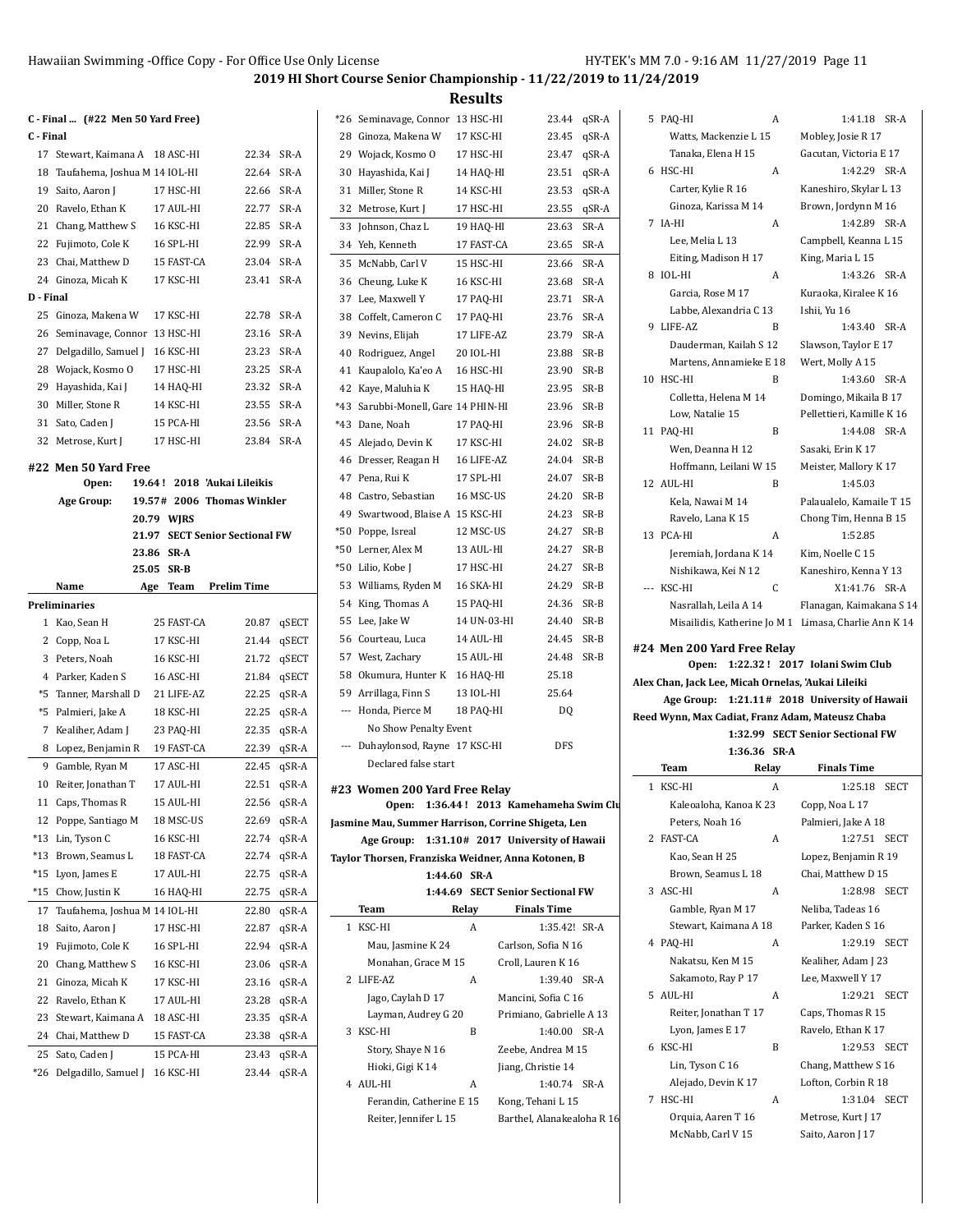## 2019 HI Short Course Senior Championship - 11/22/2019 to 11/24/2019

### Results

**C - Final ... (#22 Men 50 Yard Free)**

**C - Final**

| | Name | Age | Team | Finals Time | |
|---|---|---|---|---|---|
| 17 | Stewart, Kaimana A | 18 | ASC-HI | 22.34 | SR-A |
| 18 | Taufahema, Joshua M | 14 | IOL-HI | 22.64 | SR-A |
| 19 | Saito, Aaron J | 17 | HSC-HI | 22.66 | SR-A |
| 20 | Ravelo, Ethan K | 17 | AUL-HI | 22.77 | SR-A |
| 21 | Chang, Matthew S | 16 | KSC-HI | 22.85 | SR-A |
| 22 | Fujimoto, Cole K | 16 | SPL-HI | 22.99 | SR-A |
| 23 | Chai, Matthew D | 15 | FAST-CA | 23.04 | SR-A |
| 24 | Ginoza, Micah K | 17 | KSC-HI | 23.41 | SR-A |

**D - Final**

| | Name | Age | Team | Finals Time | |
|---|---|---|---|---|---|
| 25 | Ginoza, Makena W | 17 | KSC-HI | 22.78 | SR-A |
| 26 | Seminavage, Connor | 13 | HSC-HI | 23.16 | SR-A |
| 27 | Delgadillo, Samuel J | 16 | KSC-HI | 23.23 | SR-A |
| 28 | Wojack, Kosmo O | 17 | HSC-HI | 23.25 | SR-A |
| 29 | Hayashida, Kai J | 14 | HAQ-HI | 23.32 | SR-A |
| 30 | Miller, Stone R | 14 | KSC-HI | 23.55 | SR-A |
| 31 | Sato, Caden J | 15 | PCA-HI | 23.56 | SR-A |
| 32 | Metrose, Kurt J | 17 | HSC-HI | 23.84 | SR-A |

### #22 Men 50 Yard Free

Open: 19.64 ! 2018 'Aukai Lileikis
Age Group: 19.57 # 2006 Thomas Winkler
20.79 WJRS
21.97 SECT Senior Sectional FW
23.86 SR-A
25.05 SR-B

**Preliminaries**

| | Name | Age | Team | Prelim Time | |
|---|---|---|---|---|---|
| 1 | Kao, Sean H | 25 | FAST-CA | 20.87 | qSECT |
| 2 | Copp, Noa L | 17 | KSC-HI | 21.44 | qSECT |
| 3 | Peters, Noah | 16 | KSC-HI | 21.72 | qSECT |
| 4 | Parker, Kaden S | 16 | ASC-HI | 21.84 | qSECT |
| *5 | Tanner, Marshall D | 21 | LIFE-AZ | 22.25 | qSR-A |
| *5 | Palmieri, Jake A | 18 | KSC-HI | 22.25 | qSR-A |
| 7 | Kealiher, Adam J | 23 | PAQ-HI | 22.35 | qSR-A |
| 8 | Lopez, Benjamin R | 19 | FAST-CA | 22.39 | qSR-A |
| 9 | Gamble, Ryan M | 17 | ASC-HI | 22.45 | qSR-A |
| 10 | Reiter, Jonathan T | 17 | AUL-HI | 22.51 | qSR-A |
| 11 | Caps, Thomas R | 15 | AUL-HI | 22.56 | qSR-A |
| 12 | Poppe, Santiago M | 18 | MSC-US | 22.69 | qSR-A |
| *13 | Lin, Tyson C | 16 | KSC-HI | 22.74 | qSR-A |
| *13 | Brown, Seamus L | 18 | FAST-CA | 22.74 | qSR-A |
| *15 | Lyon, James E | 17 | AUL-HI | 22.75 | qSR-A |
| *15 | Chow, Justin K | 16 | HAQ-HI | 22.75 | qSR-A |
| 17 | Taufahema, Joshua M | 14 | IOL-HI | 22.80 | qSR-A |
| 18 | Saito, Aaron J | 17 | HSC-HI | 22.87 | qSR-A |
| 19 | Fujimoto, Cole K | 16 | SPL-HI | 22.94 | qSR-A |
| 20 | Chang, Matthew S | 16 | KSC-HI | 23.06 | qSR-A |
| 21 | Ginoza, Micah K | 17 | KSC-HI | 23.16 | qSR-A |
| 22 | Ravelo, Ethan K | 17 | AUL-HI | 23.28 | qSR-A |
| 23 | Stewart, Kaimana A | 18 | ASC-HI | 23.35 | qSR-A |
| 24 | Chai, Matthew D | 15 | FAST-CA | 23.38 | qSR-A |
| 25 | Sato, Caden J | 15 | PCA-HI | 23.43 | qSR-A |
| *26 | Delgadillo, Samuel J | 16 | KSC-HI | 23.44 | qSR-A |
| *26 | Seminavage, Connor | 13 | HSC-HI | 23.44 | qSR-A |
| 28 | Ginoza, Makena W | 17 | KSC-HI | 23.45 | qSR-A |
| 29 | Wojack, Kosmo O | 17 | HSC-HI | 23.47 | qSR-A |
| 30 | Hayashida, Kai J | 14 | HAQ-HI | 23.51 | qSR-A |
| 31 | Miller, Stone R | 14 | KSC-HI | 23.53 | qSR-A |
| 32 | Metrose, Kurt J | 17 | HSC-HI | 23.55 | qSR-A |
| 33 | Johnson, Chaz L | 19 | HAQ-HI | 23.63 | SR-A |
| 34 | Yeh, Kenneth | 17 | FAST-CA | 23.65 | SR-A |
| 35 | McNabb, Carl V | 15 | HSC-HI | 23.66 | SR-A |
| 36 | Cheung, Luke K | 16 | KSC-HI | 23.68 | SR-A |
| 37 | Lee, Maxwell Y | 17 | PAQ-HI | 23.71 | SR-A |
| 38 | Coffelt, Cameron C | 17 | PAQ-HI | 23.76 | SR-A |
| 39 | Nevins, Elijah | 17 | LIFE-AZ | 23.79 | SR-A |
| 40 | Rodriguez, Angel | 20 | IOL-HI | 23.88 | SR-B |
| 41 | Kaupalolo, Ka'eo A | 16 | HSC-HI | 23.90 | SR-B |
| 42 | Kaye, Maluhia K | 15 | HAQ-HI | 23.95 | SR-B |
| *43 | Sarubbi-Monell, Gare | 14 | PHIN-HI | 23.96 | SR-B |
| *43 | Dane, Noah | 17 | PAQ-HI | 23.96 | SR-B |
| 45 | Alejado, Devin K | 17 | KSC-HI | 24.02 | SR-B |
| 46 | Dresser, Reagan H | 16 | LIFE-AZ | 24.04 | SR-B |
| 47 | Pena, Rui K | 17 | SPL-HI | 24.07 | SR-B |
| 48 | Castro, Sebastian | 16 | MSC-US | 24.20 | SR-B |
| 49 | Swartwood, Blaise A | 15 | KSC-HI | 24.23 | SR-B |
| *50 | Poppe, Isreal | 12 | MSC-US | 24.27 | SR-B |
| *50 | Lerner, Alex M | 13 | AUL-HI | 24.27 | SR-B |
| *50 | Lilio, Kobe J | 17 | HSC-HI | 24.27 | SR-B |
| 53 | Williams, Ryden M | 16 | SKA-HI | 24.29 | SR-B |
| 54 | King, Thomas A | 15 | PAQ-HI | 24.36 | SR-B |
| 55 | Lee, Jake W | 14 | UN-03-HI | 24.40 | SR-B |
| 56 | Courteau, Luca | 14 | AUL-HI | 24.45 | SR-B |
| 57 | West, Zachary | 15 | AUL-HI | 24.48 | SR-B |
| 58 | Okumura, Hunter K | 16 | HAQ-HI | 25.18 | |
| 59 | Arrillaga, Finn S | 13 | IOL-HI | 25.64 | |
| --- | Honda, Pierce M | 18 | PAQ-HI | DQ | |
| | No Show Penalty Event | | | | |
| --- | Duhaylonsod, Rayne | 17 | KSC-HI | DFS | |
| | Declared false start | | | | |

### #23 Women 200 Yard Free Relay

Open: 1:36.44 ! 2013 Kamehameha Swim Club
Jasmine Mau, Summer Harrison, Corrine Shigeta, Len
Age Group: 1:31.10 # 2017 University of Hawaii
Taylor Thorsen, Franziska Weidner, Anna Kotonen, B
1:44.60 SR-A
1:44.69 SECT Senior Sectional FW

| | Team | Relay | Finals Time | |
|---|---|---|---|---|
| 1 | KSC-HI | A | 1:35.42! | SR-A |
| | Mau, Jasmine K 24 | | Carlson, Sofia N 16 | |
| | Monahan, Grace M 15 | | Croll, Lauren K 16 | |
| 2 | LIFE-AZ | A | 1:39.40 | SR-A |
| | Jago, Caylah D 17 | | Mancini, Sofia C 16 | |
| | Layman, Audrey G 20 | | Primiano, Gabrielle A 13 | |
| 3 | KSC-HI | B | 1:40.00 | SR-A |
| | Story, Shaye N 16 | | Zeebe, Andrea M 15 | |
| | Hioki, Gigi K 14 | | Jiang, Christie 14 | |
| 4 | AUL-HI | A | 1:40.74 | SR-A |
| | Ferandin, Catherine E 15 | | Kong, Tehani L 15 | |
| | Reiter, Jennifer L 15 | | Barthel, Alanakealoha R 16 | |
| 5 | PAQ-HI | A | 1:41.18 | SR-A |
| | Watts, Mackenzie L 15 | | Mobley, Josie R 17 | |
| | Tanaka, Elena H 15 | | Gacutan, Victoria E 17 | |
| 6 | HSC-HI | A | 1:42.29 | SR-A |
| | Carter, Kylie R 16 | | Kaneshiro, Skylar L 13 | |
| | Ginoza, Karissa M 14 | | Brown, Jordynn M 16 | |
| 7 | IA-HI | A | 1:42.89 | SR-A |
| | Lee, Melia L 13 | | Campbell, Keanna L 15 | |
| | Eiting, Madison H 17 | | King, Maria L 15 | |
| 8 | IOL-HI | A | 1:43.26 | SR-A |
| | Garcia, Rose M 17 | | Kuraoka, Kiralee K 16 | |
| | Labbe, Alexandria C 13 | | Ishii, Yu 16 | |
| 9 | LIFE-AZ | B | 1:43.40 | SR-A |
| | Dauderman, Kailah S 12 | | Slawson, Taylor E 17 | |
| | Martens, Annamieke E 18 | | Wert, Molly A 15 | |
| 10 | HSC-HI | B | 1:43.60 | SR-A |
| | Colletta, Helena M 14 | | Domingo, Mikaila B 17 | |
| | Low, Natalie 15 | | Pellettieri, Kamille K 16 | |
| 11 | PAQ-HI | B | 1:44.08 | SR-A |
| | Wen, Deanna H 12 | | Sasaki, Erin K 17 | |
| | Hoffmann, Leilani W 15 | | Meister, Mallory K 17 | |
| 12 | AUL-HI | B | 1:45.03 | |
| | Kela, Nawai M 14 | | Palaualelo, Kamaile T 15 | |
| | Ravelo, Lana K 15 | | Chong Tim, Henna B 15 | |
| 13 | PCA-HI | A | 1:52.85 | |
| | Jeremiah, Jordana K 14 | | Kim, Noelle C 15 | |
| | Nishikawa, Kei N 12 | | Kaneshiro, Kenna Y 13 | |
| --- | KSC-HI | C | X1:41.76 | SR-A |
| | Nasrallah, Leila A 14 | | Flanagan, Kaimakana S 14 | |
| | Misailidis, Katherine Jo M 1 | | Limasa, Charlie Ann K 14 | |

### #24 Men 200 Yard Free Relay

Open: 1:22.32 ! 2017 Iolani Swim Club
Alex Chan, Jack Lee, Micah Ornelas, 'Aukai Lileikis
Age Group: 1:21.11 # 2018 University of Hawaii
Reed Wynn, Max Cadiat, Franz Adam, Mateusz Chaba
1:32.99 SECT Senior Sectional FW
1:36.36 SR-A

| | Team | Relay | Finals Time | |
|---|---|---|---|---|
| 1 | KSC-HI | A | 1:25.18 | SECT |
| | Kaleoaloha, Kanoa K 23 | | Copp, Noa L 17 | |
| | Peters, Noah 16 | | Palmieri, Jake A 18 | |
| 2 | FAST-CA | A | 1:27.51 | SECT |
| | Kao, Sean H 25 | | Lopez, Benjamin R 19 | |
| | Brown, Seamus L 18 | | Chai, Matthew D 15 | |
| 3 | ASC-HI | A | 1:28.98 | SECT |
| | Gamble, Ryan M 17 | | Neliba, Tadeas 16 | |
| | Stewart, Kaimana A 18 | | Parker, Kaden S 16 | |
| 4 | PAQ-HI | A | 1:29.19 | SECT |
| | Nakatsu, Ken M 15 | | Kealiher, Adam J 23 | |
| | Sakamoto, Ray P 17 | | Lee, Maxwell Y 17 | |
| 5 | AUL-HI | A | 1:29.21 | SECT |
| | Reiter, Jonathan T 17 | | Caps, Thomas R 15 | |
| | Lyon, James E 17 | | Ravelo, Ethan K 17 | |
| 6 | KSC-HI | B | 1:29.53 | SECT |
| | Lin, Tyson C 16 | | Chang, Matthew S 16 | |
| | Alejado, Devin K 17 | | Lofton, Corbin R 18 | |
| 7 | HSC-HI | A | 1:31.04 | SECT |
| | Orquia, Aaren T 16 | | Metrose, Kurt J 17 | |
| | McNabb, Carl V 15 | | Saito, Aaron J 17 | |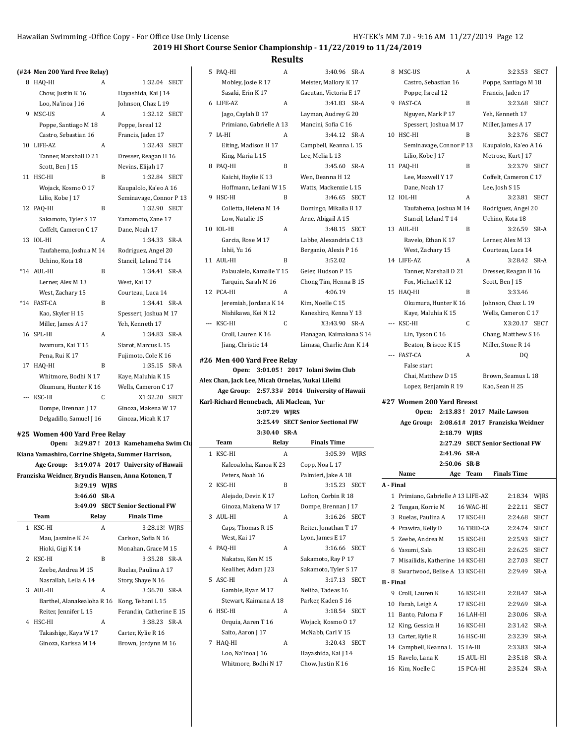2019 HI Short Course Senior Championship - 11/22/2019 to 11/24/2019

Results

**(#24 Men 200 Yard Free Relay)**

| | Team | Relay | Finals Time | |
|---|---|---|---|---|
| 8 | HAQ-HI | A | 1:32.04 | SECT |
| | Chow, Justin K 16 | | Hayashida, Kai J 14 | |
| | Loo, Na'inoa J 16 | | Johnson, Chaz L 19 | |
| 9 | MSC-US | A | 1:32.12 | SECT |
| | Poppe, Santiago M 18 | | Poppe, Isreal 12 | |
| | Castro, Sebastian 16 | | Francis, Jaden 17 | |
| 10 | LIFE-AZ | A | 1:32.43 | SECT |
| | Tanner, Marshall D 21 | | Dresser, Reagan H 16 | |
| | Scott, Ben J 15 | | Nevins, Elijah 17 | |
| 11 | HSC-HI | B | 1:32.84 | SECT |
| | Wojack, Kosmo O 17 | | Kaupalolo, Ka'eo A 16 | |
| | Lilio, Kobe J 17 | | Seminavage, Connor P 13 | |
| 12 | PAQ-HI | B | 1:32.90 | SECT |
| | Sakamoto, Tyler S 17 | | Yamamoto, Zane 17 | |
| | Coffelt, Cameron C 17 | | Dane, Noah 17 | |
| 13 | IOL-HI | A | 1:34.33 | SR-A |
| | Taufahema, Joshua M 14 | | Rodriguez, Angel 20 | |
| | Uchino, Kota 18 | | Stancil, Leland T 14 | |
| *14 | AUL-HI | B | 1:34.41 | SR-A |
| | Lerner, Alex M 13 | | West, Kai 17 | |
| | West, Zachary 15 | | Courteau, Luca 14 | |
| *14 | FAST-CA | B | 1:34.41 | SR-A |
| | Kao, Skyler H 15 | | Spessert, Joshua M 17 | |
| | Miller, James A 17 | | Yeh, Kenneth 17 | |
| 16 | SPL-HI | A | 1:34.83 | SR-A |
| | Iwamura, Kai T 15 | | Siarot, Marcus L 15 | |
| | Pena, Rui K 17 | | Fujimoto, Cole K 16 | |
| 17 | HAQ-HI | B | 1:35.15 | SR-A |
| | Whitmore, Bodhi N 17 | | Kaye, Maluhia K 15 | |
| | Okumura, Hunter K 16 | | Wells, Cameron C 17 | |
| --- | KSC-HI | C | X1:32.20 | SECT |
| | Dompe, Brennan J 17 | | Ginoza, Makena W 17 | |
| | Delgadillo, Samuel J 16 | | Ginoza, Micah K 17 | |

## #25 Women 400 Yard Free Relay

Open: 3:29.87 ! 2013 Kamehameha Swim Club
Kiana Yamashiro, Corrine Shigeta, Summer Harrison,
Age Group: 3:19.07 # 2017 University of Hawaii
Franziska Weidner, Bryndis Hansen, Anna Kotonen, T
3:29.19 WJRS
3:46.60 SR-A
3:49.09 SECT Senior Sectional FW

| | Team | Relay | Finals Time | |
|---|---|---|---|---|
| 1 | KSC-HI | A | 3:28.13! | WJRS |
| | Mau, Jasmine K 24 | | Carlson, Sofia N 16 | |
| | Hioki, Gigi K 14 | | Monahan, Grace M 15 | |
| 2 | KSC-HI | B | 3:35.28 | SR-A |
| | Zeebe, Andrea M 15 | | Ruelas, Paulina A 17 | |
| | Nasrallah, Leila A 14 | | Story, Shaye N 16 | |
| 3 | AUL-HI | A | 3:36.70 | SR-A |
| | Barthel, Alanakealoha R 16 | | Kong, Tehani L 15 | |
| | Reiter, Jennifer L 15 | | Ferandin, Catherine E 15 | |
| 4 | HSC-HI | A | 3:38.23 | SR-A |
| | Takashige, Kaya W 17 | | Carter, Kylie R 16 | |
| | Ginoza, Karissa M 14 | | Brown, Jordynn M 16 | |
| 5 | PAQ-HI | A | 3:40.96 | SR-A |
| | Mobley, Josie R 17 | | Meister, Mallory K 17 | |
| | Sasaki, Erin K 17 | | Gacutan, Victoria E 17 | |
| 6 | LIFE-AZ | A | 3:41.83 | SR-A |
| | Jago, Caylah D 17 | | Layman, Audrey G 20 | |
| | Primiano, Gabrielle A 13 | | Mancini, Sofia C 16 | |
| 7 | IA-HI | A | 3:44.12 | SR-A |
| | Eiting, Madison H 17 | | Campbell, Keanna L 15 | |
| | King, Maria L 15 | | Lee, Melia L 13 | |
| 8 | PAQ-HI | B | 3:45.60 | SR-A |
| | Kaichi, Haylie K 13 | | Wen, Deanna H 12 | |
| | Hoffmann, Leilani W 15 | | Watts, Mackenzie L 15 | |
| 9 | HSC-HI | B | 3:46.65 | SECT |
| | Colletta, Helena M 14 | | Domingo, Mikaila B 17 | |
| | Low, Natalie 15 | | Arne, Abigail A 15 | |
| 10 | IOL-HI | A | 3:48.15 | SECT |
| | Garcia, Rose M 17 | | Labbe, Alexandria C 13 | |
| | Ishii, Yu 16 | | Berganio, Alexis P 16 | |
| 11 | AUL-HI | B | 3:52.02 | |
| | Palaualelo, Kamaile T 15 | | Geier, Hudson P 15 | |
| | Tarquin, Sarah M 16 | | Chong Tim, Henna B 15 | |
| 12 | PCA-HI | A | 4:06.19 | |
| | Jeremiah, Jordana K 14 | | Kim, Noelle C 15 | |
| | Nishikawa, Kei N 12 | | Kaneshiro, Kenna Y 13 | |
| --- | KSC-HI | C | X3:43.90 | SR-A |
| | Croll, Lauren K 16 | | Flanagan, Kaimakana S 14 | |
| | Jiang, Christie 14 | | Limasa, Charlie Ann K 14 | |

## #26 Men 400 Yard Free Relay

Open: 3:01.05 ! 2017 Iolani Swim Club
Alex Chan, Jack Lee, Micah Ornelas, 'Aukai Lileiki
Age Group: 2:57.33 # 2014 University of Hawaii
Karl-Richard Hennebach, Ali Maclean, Yur
3:07.29 WJRS
3:25.49 SECT Senior Sectional FW
3:30.40 SR-A

| | Team | Relay | Finals Time | |
|---|---|---|---|---|
| 1 | KSC-HI | A | 3:05.39 | WJRS |
| | Kaleoaloha, Kanoa K 23 | | Copp, Noa L 17 | |
| | Peters, Noah 16 | | Palmieri, Jake A 18 | |
| 2 | KSC-HI | B | 3:15.23 | SECT |
| | Alejado, Devin K 17 | | Lofton, Corbin R 18 | |
| | Ginoza, Makena W 17 | | Dompe, Brennan J 17 | |
| 3 | AUL-HI | A | 3:16.26 | SECT |
| | Caps, Thomas R 15 | | Reiter, Jonathan T 17 | |
| | West, Kai 17 | | Lyon, James E 17 | |
| 4 | PAQ-HI | A | 3:16.66 | SECT |
| | Nakatsu, Ken M 15 | | Sakamoto, Ray P 17 | |
| | Kealiher, Adam J 23 | | Sakamoto, Tyler S 17 | |
| 5 | ASC-HI | A | 3:17.13 | SECT |
| | Gamble, Ryan M 17 | | Neliba, Tadeas 16 | |
| | Stewart, Kaimana A 18 | | Parker, Kaden S 16 | |
| 6 | HSC-HI | A | 3:18.54 | SECT |
| | Orquia, Aaren T 16 | | Wojack, Kosmo O 17 | |
| | Saito, Aaron J 17 | | McNabb, Carl V 15 | |
| 7 | HAQ-HI | A | 3:20.43 | SECT |
| | Loo, Na'inoa J 16 | | Hayashida, Kai J 14 | |
| | Whitmore, Bodhi N 17 | | Chow, Justin K 16 | |
| 8 | MSC-US | A | 3:23.53 | SECT |
| | Castro, Sebastian 16 | | Poppe, Santiago M 18 | |
| | Poppe, Isreal 12 | | Francis, Jaden 17 | |
| 9 | FAST-CA | B | 3:23.68 | SECT |
| | Nguyen, Mark P 17 | | Yeh, Kenneth 17 | |
| | Spessert, Joshua M 17 | | Miller, James A 17 | |
| 10 | HSC-HI | B | 3:23.76 | SECT |
| | Seminavage, Connor P 13 | | Kaupalolo, Ka'eo A 16 | |
| | Lilio, Kobe J 17 | | Metrose, Kurt J 17 | |
| 11 | PAQ-HI | B | 3:23.79 | SECT |
| | Lee, Maxwell Y 17 | | Coffelt, Cameron C 17 | |
| | Dane, Noah 17 | | Lee, Josh S 15 | |
| 12 | IOL-HI | A | 3:23.81 | SECT |
| | Taufahema, Joshua M 14 | | Rodriguez, Angel 20 | |
| | Stancil, Leland T 14 | | Uchino, Kota 18 | |
| 13 | AUL-HI | B | 3:26.59 | SR-A |
| | Ravelo, Ethan K 17 | | Lerner, Alex M 13 | |
| | West, Zachary 15 | | Courteau, Luca 14 | |
| 14 | LIFE-AZ | A | 3:28.42 | SR-A |
| | Tanner, Marshall D 21 | | Dresser, Reagan H 16 | |
| | Fox, Michael K 12 | | Scott, Ben J 15 | |
| 15 | HAQ-HI | B | 3:33.46 | |
| | Okumura, Hunter K 16 | | Johnson, Chaz L 19 | |
| | Kaye, Maluhia K 15 | | Wells, Cameron C 17 | |
| --- | KSC-HI | C | X3:20.17 | SECT |
| | Lin, Tyson C 16 | | Chang, Matthew S 16 | |
| | Beaton, Briscoe K 15 | | Miller, Stone R 14 | |
| --- | FAST-CA | A | DQ | |
| | False start | | | |
| | Chai, Matthew D 15 | | Brown, Seamus L 18 | |
| | Lopez, Benjamin R 19 | | Kao, Sean H 25 | |

## #27 Women 200 Yard Breast

Open: 2:13.83 ! 2017 Maile Lawson
Age Group: 2:08.61 # 2017 Franziska Weidner
2:18.79 WJRS
2:27.29 SECT Senior Sectional FW
2:41.96 SR-A
2:50.06 SR-B

| | Name | Age | Team | Finals Time | |
|---|---|---|---|---|---|
| **A - Final** | | | | | |
| 1 | Primiano, Gabrielle A | 13 | LIFE-AZ | 2:18.34 | WJRS |
| 2 | Tengan, Korrie M | 16 | WAC-HI | 2:22.11 | SECT |
| 3 | Ruelas, Paulina A | 17 | KSC-HI | 2:24.68 | SECT |
| 4 | Prawira, Kelly D | 16 | TRID-CA | 2:24.74 | SECT |
| 5 | Zeebe, Andrea M | 15 | KSC-HI | 2:25.93 | SECT |
| 6 | Yasumi, Sala | 13 | KSC-HI | 2:26.25 | SECT |
| 7 | Misailidis, Katherine | 14 | KSC-HI | 2:27.03 | SECT |
| 8 | Swartwood, Belise A | 13 | KSC-HI | 2:29.49 | SR-A |
| **B - Final** | | | | | |
| 9 | Croll, Lauren K | 16 | KSC-HI | 2:28.47 | SR-A |
| 10 | Farah, Leigh A | 17 | KSC-HI | 2:29.69 | SR-A |
| 11 | Banto, Paloma F | 16 | LAH-HI | 2:30.06 | SR-A |
| 12 | King, Gessica H | 16 | KSC-HI | 2:31.42 | SR-A |
| 13 | Carter, Kylie R | 16 | HSC-HI | 2:32.39 | SR-A |
| 14 | Campbell, Keanna L | 15 | IA-HI | 2:33.83 | SR-A |
| 15 | Ravelo, Lana K | 15 | AUL-HI | 2:35.18 | SR-A |
| 16 | Kim, Noelle C | 15 | PCA-HI | 2:35.24 | SR-A |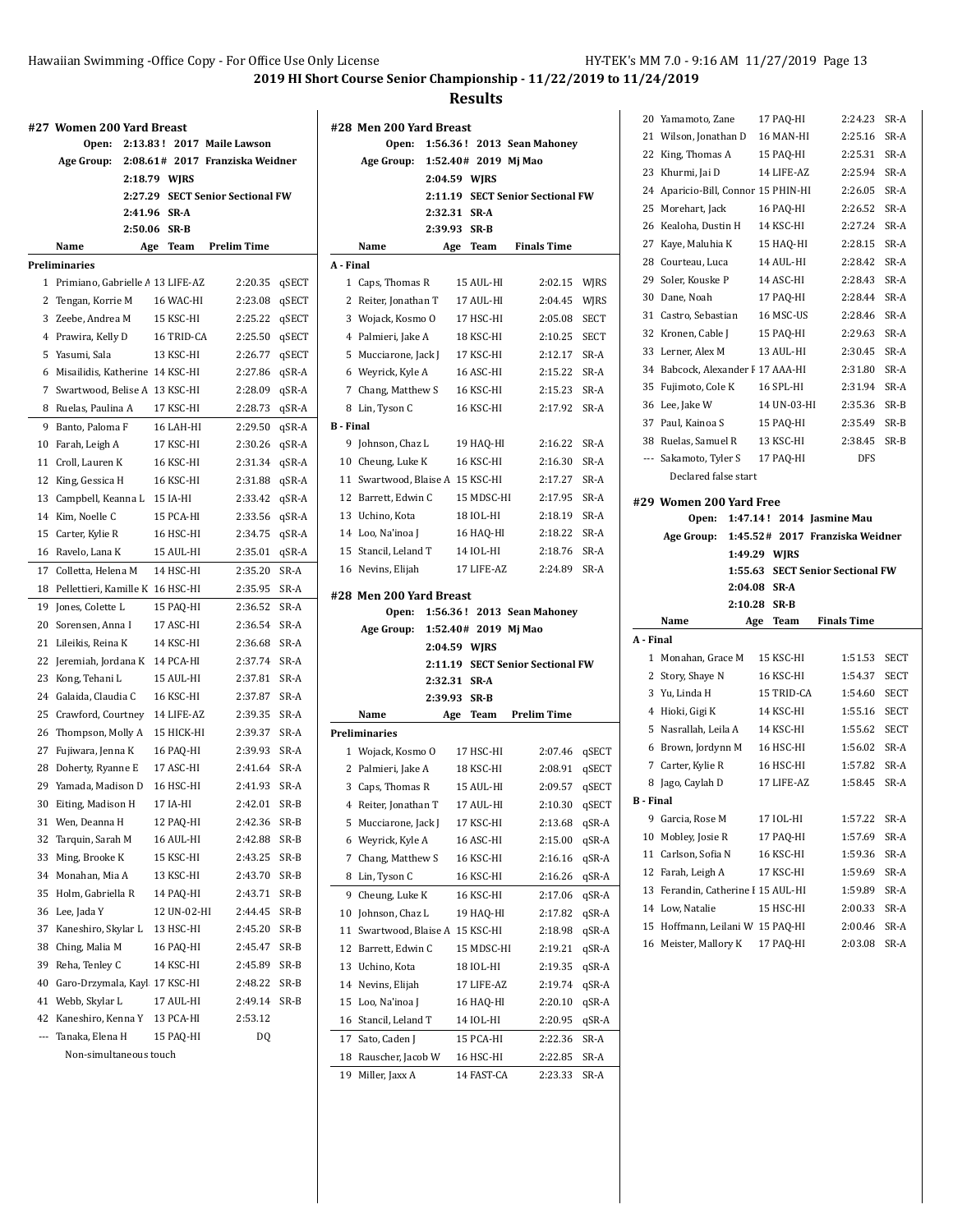## 2019 HI Short Course Senior Championship - 11/22/2019 to 11/24/2019

## Results

### #27 Women 200 Yard Breast

| | | | |
|---|---|---|---|
| Open: | 2:13.83 ! | 2017 | Maile Lawson |
| Age Group: | 2:08.61 # | 2017 | Franziska Weidner |
| | 2:18.79 | WJRS | |
| | 2:27.29 | SECT Senior Sectional FW | |
| | 2:41.96 | SR-A | |
| | 2:50.06 | SR-B | |

**Preliminaries**

| | Name | Age | Team | Prelim Time | |
|---|---|---|---|---|---|
| 1 | Primiano, Gabrielle A | 13 | LIFE-AZ | 2:20.35 | qSECT |
| 2 | Tengan, Korrie M | 16 | WAC-HI | 2:23.08 | qSECT |
| 3 | Zeebe, Andrea M | 15 | KSC-HI | 2:25.22 | qSECT |
| 4 | Prawira, Kelly D | 16 | TRID-CA | 2:25.50 | qSECT |
| 5 | Yasumi, Sala | 13 | KSC-HI | 2:26.77 | qSECT |
| 6 | Misailidis, Katherine | 14 | KSC-HI | 2:27.86 | qSR-A |
| 7 | Swartwood, Belise A | 13 | KSC-HI | 2:28.09 | qSR-A |
| 8 | Ruelas, Paulina A | 17 | KSC-HI | 2:28.73 | qSR-A |
| 9 | Banto, Paloma F | 16 | LAH-HI | 2:29.50 | qSR-A |
| 10 | Farah, Leigh A | 17 | KSC-HI | 2:30.26 | qSR-A |
| 11 | Croll, Lauren K | 16 | KSC-HI | 2:31.34 | qSR-A |
| 12 | King, Gessica H | 16 | KSC-HI | 2:31.88 | qSR-A |
| 13 | Campbell, Keanna L | 15 | IA-HI | 2:33.42 | qSR-A |
| 14 | Kim, Noelle C | 15 | PCA-HI | 2:33.56 | qSR-A |
| 15 | Carter, Kylie R | 16 | HSC-HI | 2:34.75 | qSR-A |
| 16 | Ravelo, Lana K | 15 | AUL-HI | 2:35.01 | qSR-A |
| 17 | Colletta, Helena M | 14 | HSC-HI | 2:35.20 | SR-A |
| 18 | Pellettieri, Kamille K | 16 | HSC-HI | 2:35.95 | SR-A |
| 19 | Jones, Colette L | 15 | PAQ-HI | 2:36.52 | SR-A |
| 20 | Sorensen, Anna I | 17 | ASC-HI | 2:36.54 | SR-A |
| 21 | Lileikis, Reina K | 14 | KSC-HI | 2:36.68 | SR-A |
| 22 | Jeremiah, Jordana K | 14 | PCA-HI | 2:37.74 | SR-A |
| 23 | Kong, Tehani L | 15 | AUL-HI | 2:37.81 | SR-A |
| 24 | Galaida, Claudia C | 16 | KSC-HI | 2:37.87 | SR-A |
| 25 | Crawford, Courtney | 14 | LIFE-AZ | 2:39.35 | SR-A |
| 26 | Thompson, Molly A | 15 | HICK-HI | 2:39.37 | SR-A |
| 27 | Fujiwara, Jenna K | 16 | PAQ-HI | 2:39.93 | SR-A |
| 28 | Doherty, Ryanne E | 17 | ASC-HI | 2:41.64 | SR-A |
| 29 | Yamada, Madison D | 16 | HSC-HI | 2:41.93 | SR-A |
| 30 | Eiting, Madison H | 17 | IA-HI | 2:42.01 | SR-B |
| 31 | Wen, Deanna H | 12 | PAQ-HI | 2:42.36 | SR-B |
| 32 | Tarquin, Sarah M | 16 | AUL-HI | 2:42.88 | SR-B |
| 33 | Ming, Brooke K | 15 | KSC-HI | 2:43.25 | SR-B |
| 34 | Monahan, Mia A | 13 | KSC-HI | 2:43.70 | SR-B |
| 35 | Holm, Gabriella R | 14 | PAQ-HI | 2:43.71 | SR-B |
| 36 | Lee, Jada Y | 12 | UN-02-HI | 2:44.45 | SR-B |
| 37 | Kaneshiro, Skylar L | 13 | HSC-HI | 2:45.20 | SR-B |
| 38 | Ching, Malia M | 16 | PAQ-HI | 2:45.47 | SR-B |
| 39 | Reha, Tenley C | 14 | KSC-HI | 2:45.89 | SR-B |
| 40 | Garo-Drzymala, Kayl | 17 | KSC-HI | 2:48.22 | SR-B |
| 41 | Webb, Skylar L | 17 | AUL-HI | 2:49.14 | SR-B |
| 42 | Kaneshiro, Kenna Y | 13 | PCA-HI | 2:53.12 | |
| --- | Tanaka, Elena H | 15 | PAQ-HI | DQ | |

Non-simultaneous touch

### #28 Men 200 Yard Breast

| | | | |
|---|---|---|---|
| Open: | 1:56.36 ! | 2013 | Sean Mahoney |
| Age Group: | 1:52.40 # | 2019 | Mj Mao |
| | 2:04.59 | WJRS | |
| | 2:11.19 | SECT Senior Sectional FW | |
| | 2:32.31 | SR-A | |
| | 2:39.93 | SR-B | |

| | Name | Age | Team | Finals Time | |
|---|---|---|---|---|---|
| **A - Final** | | | | | |
| 1 | Caps, Thomas R | 15 | AUL-HI | 2:02.15 | WJRS |
| 2 | Reiter, Jonathan T | 17 | AUL-HI | 2:04.45 | WJRS |
| 3 | Wojack, Kosmo O | 17 | HSC-HI | 2:05.08 | SECT |
| 4 | Palmieri, Jake A | 18 | KSC-HI | 2:10.25 | SECT |
| 5 | Mucciarone, Jack J | 17 | KSC-HI | 2:12.17 | SR-A |
| 6 | Weyrick, Kyle A | 16 | ASC-HI | 2:15.22 | SR-A |
| 7 | Chang, Matthew S | 16 | KSC-HI | 2:15.23 | SR-A |
| 8 | Lin, Tyson C | 16 | KSC-HI | 2:17.92 | SR-A |
| **B - Final** | | | | | |
| 9 | Johnson, Chaz L | 19 | HAQ-HI | 2:16.22 | SR-A |
| 10 | Cheung, Luke K | 16 | KSC-HI | 2:16.30 | SR-A |
| 11 | Swartwood, Blaise A | 15 | KSC-HI | 2:17.27 | SR-A |
| 12 | Barrett, Edwin C | 15 | MDSC-HI | 2:17.95 | SR-A |
| 13 | Uchino, Kota | 18 | IOL-HI | 2:18.19 | SR-A |
| 14 | Loo, Na'inoa J | 16 | HAQ-HI | 2:18.22 | SR-A |
| 15 | Stancil, Leland T | 14 | IOL-HI | 2:18.76 | SR-A |
| 16 | Nevins, Elijah | 17 | LIFE-AZ | 2:24.89 | SR-A |

### #28 Men 200 Yard Breast

| | | | |
|---|---|---|---|
| Open: | 1:56.36 ! | 2013 | Sean Mahoney |
| Age Group: | 1:52.40 # | 2019 | Mj Mao |
| | 2:04.59 | WJRS | |
| | 2:11.19 | SECT Senior Sectional FW | |
| | 2:32.31 | SR-A | |
| | 2:39.93 | SR-B | |

**Preliminaries**

| | Name | Age | Team | Prelim Time | |
|---|---|---|---|---|---|
| 1 | Wojack, Kosmo O | 17 | HSC-HI | 2:07.46 | qSECT |
| 2 | Palmieri, Jake A | 18 | KSC-HI | 2:08.91 | qSECT |
| 3 | Caps, Thomas R | 15 | AUL-HI | 2:09.57 | qSECT |
| 4 | Reiter, Jonathan T | 17 | AUL-HI | 2:10.30 | qSECT |
| 5 | Mucciarone, Jack J | 17 | KSC-HI | 2:13.68 | qSR-A |
| 6 | Weyrick, Kyle A | 16 | ASC-HI | 2:15.00 | qSR-A |
| 7 | Chang, Matthew S | 16 | KSC-HI | 2:16.16 | qSR-A |
| 8 | Lin, Tyson C | 16 | KSC-HI | 2:16.26 | qSR-A |
| 9 | Cheung, Luke K | 16 | KSC-HI | 2:17.06 | qSR-A |
| 10 | Johnson, Chaz L | 19 | HAQ-HI | 2:17.82 | qSR-A |
| 11 | Swartwood, Blaise A | 15 | KSC-HI | 2:18.98 | qSR-A |
| 12 | Barrett, Edwin C | 15 | MDSC-HI | 2:19.21 | qSR-A |
| 13 | Uchino, Kota | 18 | IOL-HI | 2:19.35 | qSR-A |
| 14 | Nevins, Elijah | 17 | LIFE-AZ | 2:19.74 | qSR-A |
| 15 | Loo, Na'inoa J | 16 | HAQ-HI | 2:20.10 | qSR-A |
| 16 | Stancil, Leland T | 14 | IOL-HI | 2:20.95 | qSR-A |
| 17 | Sato, Caden J | 15 | PCA-HI | 2:22.36 | SR-A |
| 18 | Rauscher, Jacob W | 16 | HSC-HI | 2:22.85 | SR-A |
| 19 | Miller, Jaxx A | 14 | FAST-CA | 2:23.33 | SR-A |
| 20 | Yamamoto, Zane | 17 | PAQ-HI | 2:24.23 | SR-A |
| 21 | Wilson, Jonathan D | 16 | MAN-HI | 2:25.16 | SR-A |
| 22 | King, Thomas A | 15 | PAQ-HI | 2:25.31 | SR-A |
| 23 | Khurmi, Jai D | 14 | LIFE-AZ | 2:25.94 | SR-A |
| 24 | Aparicio-Bill, Connor | 15 | PHIN-HI | 2:26.05 | SR-A |
| 25 | Morehart, Jack | 16 | PAQ-HI | 2:26.52 | SR-A |
| 26 | Kealoha, Dustin H | 14 | KSC-HI | 2:27.24 | SR-A |
| 27 | Kaye, Maluhia K | 15 | HAQ-HI | 2:28.15 | SR-A |
| 28 | Courteau, Luca | 14 | AUL-HI | 2:28.42 | SR-A |
| 29 | Soler, Kouske P | 14 | ASC-HI | 2:28.43 | SR-A |
| 30 | Dane, Noah | 17 | PAQ-HI | 2:28.44 | SR-A |
| 31 | Castro, Sebastian | 16 | MSC-US | 2:28.46 | SR-A |
| 32 | Kronen, Cable J | 15 | PAQ-HI | 2:29.63 | SR-A |
| 33 | Lerner, Alex M | 13 | AUL-HI | 2:30.45 | SR-A |
| 34 | Babcock, Alexander F | 17 | AAA-HI | 2:31.80 | SR-A |
| 35 | Fujimoto, Cole K | 16 | SPL-HI | 2:31.94 | SR-A |
| 36 | Lee, Jake W | 14 | UN-03-HI | 2:35.36 | SR-B |
| 37 | Paul, Kainoa S | 15 | PAQ-HI | 2:35.49 | SR-B |
| 38 | Ruelas, Samuel R | 13 | KSC-HI | 2:38.45 | SR-B |
| --- | Sakamoto, Tyler S | 17 | PAQ-HI | DFS | |

Declared false start

### #29 Women 200 Yard Free

| | | | |
|---|---|---|---|
| Open: | 1:47.14 ! | 2014 | Jasmine Mau |
| Age Group: | 1:45.52 # | 2017 | Franziska Weidner |
| | 1:49.29 | WJRS | |
| | 1:55.63 | SECT Senior Sectional FW | |
| | 2:04.08 | SR-A | |
| | 2:10.28 | SR-B | |

| | Name | Age | Team | Finals Time | |
|---|---|---|---|---|---|
| **A - Final** | | | | | |
| 1 | Monahan, Grace M | 15 | KSC-HI | 1:51.53 | SECT |
| 2 | Story, Shaye N | 16 | KSC-HI | 1:54.37 | SECT |
| 3 | Yu, Linda H | 15 | TRID-CA | 1:54.60 | SECT |
| 4 | Hioki, Gigi K | 14 | KSC-HI | 1:55.16 | SECT |
| 5 | Nasrallah, Leila A | 14 | KSC-HI | 1:55.62 | SECT |
| 6 | Brown, Jordynn M | 16 | HSC-HI | 1:56.02 | SR-A |
| 7 | Carter, Kylie R | 16 | HSC-HI | 1:57.82 | SR-A |
| 8 | Jago, Caylah D | 17 | LIFE-AZ | 1:58.45 | SR-A |
| **B - Final** | | | | | |
| 9 | Garcia, Rose M | 17 | IOL-HI | 1:57.22 | SR-A |
| 10 | Mobley, Josie R | 17 | PAQ-HI | 1:57.69 | SR-A |
| 11 | Carlson, Sofia N | 16 | KSC-HI | 1:59.36 | SR-A |
| 12 | Farah, Leigh A | 17 | KSC-HI | 1:59.69 | SR-A |
| 13 | Ferandin, Catherine I | 15 | AUL-HI | 1:59.89 | SR-A |
| 14 | Low, Natalie | 15 | HSC-HI | 2:00.33 | SR-A |
| 15 | Hoffmann, Leilani W | 15 | PAQ-HI | 2:00.46 | SR-A |
| 16 | Meister, Mallory K | 17 | PAQ-HI | 2:03.08 | SR-A |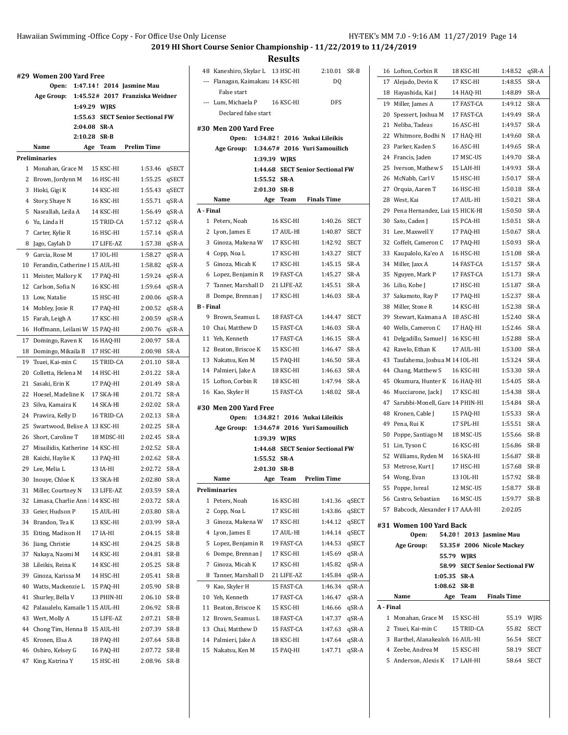## 2019 HI Short Course Senior Championship - 11/22/2019 to 11/24/2019

## Results

### #29 Women 200 Yard Free

| | | | |
|---|---|---|---|
| Open: | 1:47.14 ! | 2014 | Jasmine Mau |
| Age Group: | 1:45.52 # | 2017 | Franziska Weidner |
| | 1:49.29 | WJRS | |
| | 1:55.63 | SECT Senior Sectional FW | |
| | 2:04.08 | SR-A | |
| | 2:10.28 | SR-B | |

**Preliminaries**

| | Name | Age | Team | Prelim Time | |
|---|---|---|---|---|---|
| 1 | Monahan, Grace M | 15 | KSC-HI | 1:53.46 | qSECT |
| 2 | Brown, Jordynn M | 16 | HSC-HI | 1:55.25 | qSECT |
| 3 | Hioki, Gigi K | 14 | KSC-HI | 1:55.43 | qSECT |
| 4 | Story, Shaye N | 16 | KSC-HI | 1:55.71 | qSR-A |
| 5 | Nasrallah, Leila A | 14 | KSC-HI | 1:56.49 | qSR-A |
| 6 | Yu, Linda H | 15 | TRID-CA | 1:57.12 | qSR-A |
| 7 | Carter, Kylie R | 16 | HSC-HI | 1:57.14 | qSR-A |
| 8 | Jago, Caylah D | 17 | LIFE-AZ | 1:57.38 | qSR-A |
| 9 | Garcia, Rose M | 17 | IOL-HI | 1:58.27 | qSR-A |
| 10 | Ferandin, Catherine I | 15 | AUL-HI | 1:58.82 | qSR-A |
| 11 | Meister, Mallory K | 17 | PAQ-HI | 1:59.24 | qSR-A |
| 12 | Carlson, Sofia N | 16 | KSC-HI | 1:59.64 | qSR-A |
| 13 | Low, Natalie | 15 | HSC-HI | 2:00.06 | qSR-A |
| 14 | Mobley, Josie R | 17 | PAQ-HI | 2:00.52 | qSR-A |
| 15 | Farah, Leigh A | 17 | KSC-HI | 2:00.59 | qSR-A |
| 16 | Hoffmann, Leilani W | 15 | PAQ-HI | 2:00.76 | qSR-A |
| 17 | Domingo, Raven K | 16 | HAQ-HI | 2:00.97 | SR-A |
| 18 | Domingo, Mikaila B | 17 | HSC-HI | 2:00.98 | SR-A |
| 19 | Tsuei, Kai-min C | 15 | TRID-CA | 2:01.10 | SR-A |
| 20 | Colletta, Helena M | 14 | HSC-HI | 2:01.22 | SR-A |
| 21 | Sasaki, Erin K | 17 | PAQ-HI | 2:01.49 | SR-A |
| 22 | Hoesel, Madeline K | 17 | SKA-HI | 2:01.72 | SR-A |
| 23 | Silva, Kamaira K | 14 | SKA-HI | 2:02.02 | SR-A |
| 24 | Prawira, Kelly D | 16 | TRID-CA | 2:02.13 | SR-A |
| 25 | Swartwood, Belise A | 13 | KSC-HI | 2:02.25 | SR-A |
| 26 | Short, Caroline T | 18 | MDSC-HI | 2:02.45 | SR-A |
| 27 | Misailidis, Katherine | 14 | KSC-HI | 2:02.52 | SR-A |
| 28 | Kaichi, Haylie K | 13 | PAQ-HI | 2:02.62 | SR-A |
| 29 | Lee, Melia L | 13 | IA-HI | 2:02.72 | SR-A |
| 30 | Inouye, Chloe K | 13 | SKA-HI | 2:02.80 | SR-A |
| 31 | Miller, Courtney N | 13 | LIFE-AZ | 2:03.59 | SR-A |
| 32 | Limasa, Charlie Ann | 14 | KSC-HI | 2:03.72 | SR-A |
| 33 | Geier, Hudson P | 15 | AUL-HI | 2:03.80 | SR-A |
| 34 | Brandon, Tea K | 13 | KSC-HI | 2:03.99 | SR-A |
| 35 | Eiting, Madison H | 17 | IA-HI | 2:04.15 | SR-B |
| 36 | Jiang, Christie | 14 | KSC-HI | 2:04.25 | SR-B |
| 37 | Nakaya, Naomi M | 14 | KSC-HI | 2:04.81 | SR-B |
| 38 | Lileikis, Reina K | 14 | KSC-HI | 2:05.25 | SR-B |
| 39 | Ginoza, Karissa M | 14 | HSC-HI | 2:05.41 | SR-B |
| 40 | Watts, Mackenzie L | 15 | PAQ-HI | 2:05.90 | SR-B |
| 41 | Shurley, Bella V | 13 | PHIN-HI | 2:06.10 | SR-B |
| 42 | Palaualelo, Kamaile T | 15 | AUL-HI | 2:06.92 | SR-B |
| 43 | Wert, Molly A | 15 | LIFE-AZ | 2:07.21 | SR-B |
| 44 | Chong Tim, Henna B | 15 | AUL-HI | 2:07.39 | SR-B |
| 45 | Kronen, Elsa A | 18 | PAQ-HI | 2:07.64 | SR-B |
| 46 | Oshiro, Kelsey G | 16 | PAQ-HI | 2:07.72 | SR-B |
| 47 | King, Katrina Y | 15 | HSC-HI | 2:08.96 | SR-B |
| 48 | Kaneshiro, Skylar L | 13 | HSC-HI | 2:10.01 | SR-B |
| --- | Flanagan, Kaimakana | 14 | KSC-HI | DQ | |

False start

| | | | | | |
|---|---|---|---|---|---|
| --- | Lum, Michaela P | 16 | KSC-HI | DFS | |

Declared false start

### #30 Men 200 Yard Free

| | | | |
|---|---|---|---|
| Open: | 1:34.82 ! | 2016 | 'Aukai Lileikis |
| Age Group: | 1:34.67 # | 2016 | Yuri Samouilich |
| | 1:39.39 | WJRS | |
| | 1:44.68 | SECT Senior Sectional FW | |
| | 1:55.52 | SR-A | |
| | 2:01.30 | SR-B | |

| | Name | Age | Team | Finals Time | |
|---|---|---|---|---|---|
| **A - Final** | | | | | |
| 1 | Peters, Noah | 16 | KSC-HI | 1:40.26 | SECT |
| 2 | Lyon, James E | 17 | AUL-HI | 1:40.87 | SECT |
| 3 | Ginoza, Makena W | 17 | KSC-HI | 1:42.92 | SECT |
| 4 | Copp, Noa L | 17 | KSC-HI | 1:43.27 | SECT |
| 5 | Ginoza, Micah K | 17 | KSC-HI | 1:45.15 | SR-A |
| 6 | Lopez, Benjamin R | 19 | FAST-CA | 1:45.27 | SR-A |
| 7 | Tanner, Marshall D | 21 | LIFE-AZ | 1:45.51 | SR-A |
| 8 | Dompe, Brennan J | 17 | KSC-HI | 1:46.03 | SR-A |
| **B - Final** | | | | | |
| 9 | Brown, Seamus L | 18 | FAST-CA | 1:44.47 | SECT |
| 10 | Chai, Matthew D | 15 | FAST-CA | 1:46.03 | SR-A |
| 11 | Yeh, Kenneth | 17 | FAST-CA | 1:46.15 | SR-A |
| 12 | Beaton, Briscoe K | 15 | KSC-HI | 1:46.47 | SR-A |
| 13 | Nakatsu, Ken M | 15 | PAQ-HI | 1:46.50 | SR-A |
| 14 | Palmieri, Jake A | 18 | KSC-HI | 1:46.63 | SR-A |
| 15 | Lofton, Corbin R | 18 | KSC-HI | 1:47.94 | SR-A |
| 16 | Kao, Skyler H | 15 | FAST-CA | 1:48.02 | SR-A |

### #30 Men 200 Yard Free

| | | | |
|---|---|---|---|
| Open: | 1:34.82 ! | 2016 | 'Aukai Lileikis |
| Age Group: | 1:34.67 # | 2016 | Yuri Samouilich |
| | 1:39.39 | WJRS | |
| | 1:44.68 | SECT Senior Sectional FW | |
| | 1:55.52 | SR-A | |
| | 2:01.30 | SR-B | |

**Preliminaries**

| | Name | Age | Team | Prelim Time | |
|---|---|---|---|---|---|
| 1 | Peters, Noah | 16 | KSC-HI | 1:41.36 | qSECT |
| 2 | Copp, Noa L | 17 | KSC-HI | 1:43.86 | qSECT |
| 3 | Ginoza, Makena W | 17 | KSC-HI | 1:44.12 | qSECT |
| 4 | Lyon, James E | 17 | AUL-HI | 1:44.14 | qSECT |
| 5 | Lopez, Benjamin R | 19 | FAST-CA | 1:44.53 | qSECT |
| 6 | Dompe, Brennan J | 17 | KSC-HI | 1:45.69 | qSR-A |
| 7 | Ginoza, Micah K | 17 | KSC-HI | 1:45.82 | qSR-A |
| 8 | Tanner, Marshall D | 21 | LIFE-AZ | 1:45.84 | qSR-A |
| 9 | Kao, Skyler H | 15 | FAST-CA | 1:46.34 | qSR-A |
| 10 | Yeh, Kenneth | 17 | FAST-CA | 1:46.47 | qSR-A |
| 11 | Beaton, Briscoe K | 15 | KSC-HI | 1:46.66 | qSR-A |
| 12 | Brown, Seamus L | 18 | FAST-CA | 1:47.37 | qSR-A |
| 13 | Chai, Matthew D | 15 | FAST-CA | 1:47.63 | qSR-A |
| 14 | Palmieri, Jake A | 18 | KSC-HI | 1:47.64 | qSR-A |
| 15 | Nakatsu, Ken M | 15 | PAQ-HI | 1:47.71 | qSR-A |
| 16 | Lofton, Corbin R | 18 | KSC-HI | 1:48.52 | qSR-A |
| 17 | Alejado, Devin K | 17 | KSC-HI | 1:48.55 | SR-A |
| 18 | Hayashida, Kai J | 14 | HAQ-HI | 1:48.89 | SR-A |
| 19 | Miller, James A | 17 | FAST-CA | 1:49.12 | SR-A |
| 20 | Spessert, Joshua M | 17 | FAST-CA | 1:49.49 | SR-A |
| 21 | Neliba, Tadeas | 16 | ASC-HI | 1:49.57 | SR-A |
| 22 | Whitmore, Bodhi N | 17 | HAQ-HI | 1:49.60 | SR-A |
| 23 | Parker, Kaden S | 16 | ASC-HI | 1:49.65 | SR-A |
| 24 | Francis, Jaden | 17 | MSC-US | 1:49.70 | SR-A |
| 25 | Iverson, Mathew S | 15 | LAH-HI | 1:49.93 | SR-A |
| 26 | McNabb, Carl V | 15 | HSC-HI | 1:50.17 | SR-A |
| 27 | Orquia, Aaren T | 16 | HSC-HI | 1:50.18 | SR-A |
| 28 | West, Kai | 17 | AUL-HI | 1:50.21 | SR-A |
| 29 | Pena Hernandez, Luis | 15 | HICK-HI | 1:50.50 | SR-A |
| 30 | Sato, Caden J | 15 | PCA-HI | 1:50.51 | SR-A |
| 31 | Lee, Maxwell Y | 17 | PAQ-HI | 1:50.67 | SR-A |
| 32 | Coffelt, Cameron C | 17 | PAQ-HI | 1:50.93 | SR-A |
| 33 | Kaupalolo, Ka'eo A | 16 | HSC-HI | 1:51.08 | SR-A |
| 34 | Miller, Jaxx A | 14 | FAST-CA | 1:51.57 | SR-A |
| 35 | Nguyen, Mark P | 17 | FAST-CA | 1:51.73 | SR-A |
| 36 | Lilio, Kobe J | 17 | HSC-HI | 1:51.87 | SR-A |
| 37 | Sakamoto, Ray P | 17 | PAQ-HI | 1:52.37 | SR-A |
| 38 | Miller, Stone R | 14 | KSC-HI | 1:52.38 | SR-A |
| 39 | Stewart, Kaimana A | 18 | ASC-HI | 1:52.40 | SR-A |
| 40 | Wells, Cameron C | 17 | HAQ-HI | 1:52.46 | SR-A |
| 41 | Delgadillo, Samuel J | 16 | KSC-HI | 1:52.88 | SR-A |
| 42 | Ravelo, Ethan K | 17 | AUL-HI | 1:53.00 | SR-A |
| 43 | Taufahema, Joshua M | 14 | IOL-HI | 1:53.24 | SR-A |
| 44 | Chang, Matthew S | 16 | KSC-HI | 1:53.30 | SR-A |
| 45 | Okumura, Hunter K | 16 | HAQ-HI | 1:54.05 | SR-A |
| 46 | Mucciarone, Jack J | 17 | KSC-HI | 1:54.38 | SR-A |
| 47 | Sarubbi-Monell, Gare | 14 | PHIN-HI | 1:54.84 | SR-A |
| 48 | Kronen, Cable J | 15 | PAQ-HI | 1:55.33 | SR-A |
| 49 | Pena, Rui K | 17 | SPL-HI | 1:55.51 | SR-A |
| 50 | Poppe, Santiago M | 18 | MSC-US | 1:55.66 | SR-B |
| 51 | Lin, Tyson C | 16 | KSC-HI | 1:56.86 | SR-B |
| 52 | Williams, Ryden M | 16 | SKA-HI | 1:56.87 | SR-B |
| 53 | Metrose, Kurt J | 17 | HSC-HI | 1:57.68 | SR-B |
| 54 | Wong, Evan | 13 | IOL-HI | 1:57.92 | SR-B |
| 55 | Poppe, Isreal | 12 | MSC-US | 1:58.77 | SR-B |
| 56 | Castro, Sebastian | 16 | MSC-US | 1:59.77 | SR-B |
| 57 | Babcock, Alexander F | 17 | AAA-HI | 2:02.05 | |

### #31 Women 100 Yard Back

| | | | |
|---|---|---|---|
| Open: | 54.20 ! | 2013 | Jasmine Mau |
| Age Group: | 53.35 # | 2006 | Nicole Mackey |
| | 55.79 | WJRS | |
| | 58.99 | SECT Senior Sectional FW | |
| | 1:05.35 | SR-A | |
| | 1:08.62 | SR-B | |

| | Name | Age | Team | Finals Time | |
|---|---|---|---|---|---|
| **A - Final** | | | | | |
| 1 | Monahan, Grace M | 15 | KSC-HI | 55.19 | WJRS |
| 2 | Tsuei, Kai-min C | 15 | TRID-CA | 55.82 | SECT |
| 3 | Barthel, Alanakealoh | 16 | AUL-HI | 56.54 | SECT |
| 4 | Zeebe, Andrea M | 15 | KSC-HI | 58.19 | SECT |
| 5 | Anderson, Alexis K | 17 | LAH-HI | 58.64 | SECT |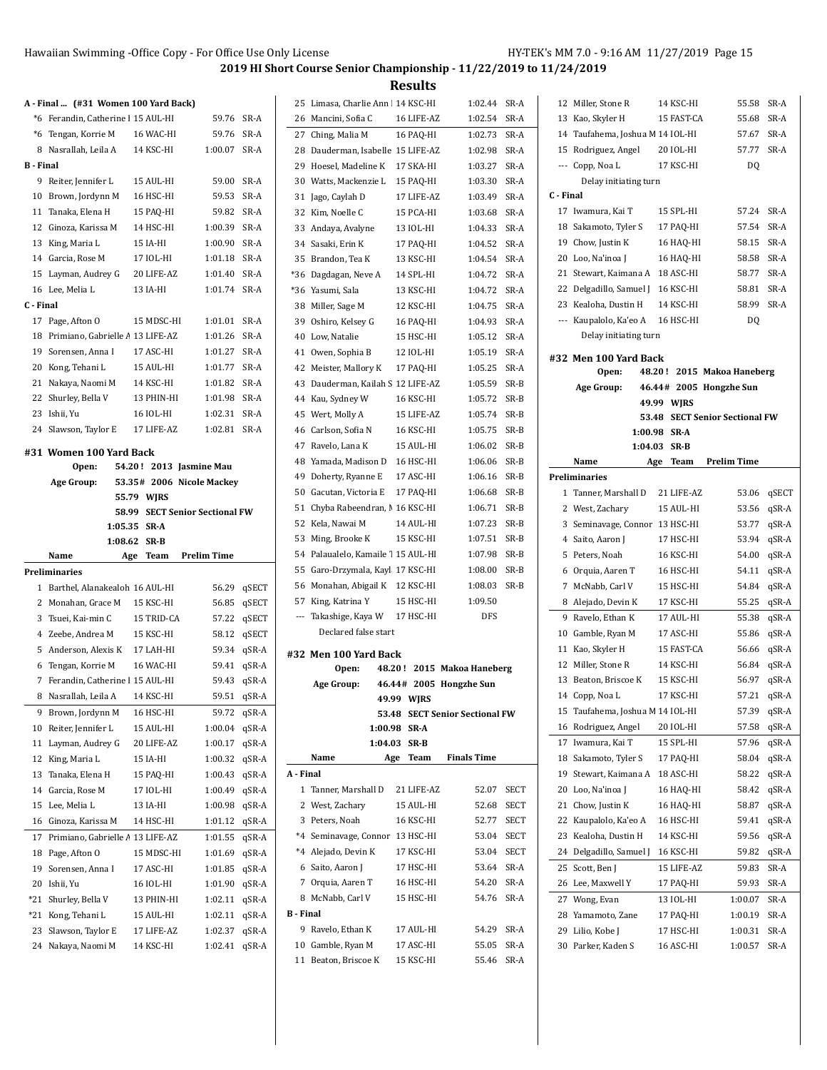## 2019 HI Short Course Senior Championship - 11/22/2019 to 11/24/2019

## Results

### A - Final ... (#31 Women 100 Yard Back)

| | Name | Age | Team | Finals Time | |
|---|---|---|---|---|---|
| *6 | Ferandin, Catherine l | 15 | AUL-HI | 59.76 | SR-A |
| *6 | Tengan, Korrie M | 16 | WAC-HI | 59.76 | SR-A |
| 8 | Nasrallah, Leila A | 14 | KSC-HI | 1:00.07 | SR-A |
| **B - Final** | | | | | |
| 9 | Reiter, Jennifer L | 15 | AUL-HI | 59.00 | SR-A |
| 10 | Brown, Jordynn M | 16 | HSC-HI | 59.53 | SR-A |
| 11 | Tanaka, Elena H | 15 | PAQ-HI | 59.82 | SR-A |
| 12 | Ginoza, Karissa M | 14 | HSC-HI | 1:00.39 | SR-A |
| 13 | King, Maria L | 15 | IA-HI | 1:00.90 | SR-A |
| 14 | Garcia, Rose M | 17 | IOL-HI | 1:01.18 | SR-A |
| 15 | Layman, Audrey G | 20 | LIFE-AZ | 1:01.40 | SR-A |
| 16 | Lee, Melia L | 13 | IA-HI | 1:01.74 | SR-A |
| **C - Final** | | | | | |
| 17 | Page, Afton O | 15 | MDSC-HI | 1:01.01 | SR-A |
| 18 | Primiano, Gabrielle A | 13 | LIFE-AZ | 1:01.26 | SR-A |
| 19 | Sorensen, Anna I | 17 | ASC-HI | 1:01.27 | SR-A |
| 20 | Kong, Tehani L | 15 | AUL-HI | 1:01.77 | SR-A |
| 21 | Nakaya, Naomi M | 14 | KSC-HI | 1:01.82 | SR-A |
| 22 | Shurley, Bella V | 13 | PHIN-HI | 1:01.98 | SR-A |
| 23 | Ishii, Yu | 16 | IOL-HI | 1:02.31 | SR-A |
| 24 | Slawson, Taylor E | 17 | LIFE-AZ | 1:02.81 | SR-A |

### #31 Women 100 Yard Back

**Open:** 54.20 ! 2013 Jasmine Mau
**Age Group:** 53.35 # 2006 Nicole Mackey
55.79 WJRS
58.99 SECT Senior Sectional FW
1:05.35 SR-A
1:08.62 SR-B

| | Name | Age | Team | Prelim Time | |
|---|---|---|---|---|---|
| **Preliminaries** | | | | | |
| 1 | Barthel, Alanakealoh | 16 | AUL-HI | 56.29 | qSECT |
| 2 | Monahan, Grace M | 15 | KSC-HI | 56.85 | qSECT |
| 3 | Tsuei, Kai-min C | 15 | TRID-CA | 57.22 | qSECT |
| 4 | Zeebe, Andrea M | 15 | KSC-HI | 58.12 | qSECT |
| 5 | Anderson, Alexis K | 17 | LAH-HI | 59.34 | qSR-A |
| 6 | Tengan, Korrie M | 16 | WAC-HI | 59.41 | qSR-A |
| 7 | Ferandin, Catherine l | 15 | AUL-HI | 59.43 | qSR-A |
| 8 | Nasrallah, Leila A | 14 | KSC-HI | 59.51 | qSR-A |
| 9 | Brown, Jordynn M | 16 | HSC-HI | 59.72 | qSR-A |
| 10 | Reiter, Jennifer L | 15 | AUL-HI | 1:00.04 | qSR-A |
| 11 | Layman, Audrey G | 20 | LIFE-AZ | 1:00.17 | qSR-A |
| 12 | King, Maria L | 15 | IA-HI | 1:00.32 | qSR-A |
| 13 | Tanaka, Elena H | 15 | PAQ-HI | 1:00.43 | qSR-A |
| 14 | Garcia, Rose M | 17 | IOL-HI | 1:00.49 | qSR-A |
| 15 | Lee, Melia L | 13 | IA-HI | 1:00.98 | qSR-A |
| 16 | Ginoza, Karissa M | 14 | HSC-HI | 1:01.12 | qSR-A |
| 17 | Primiano, Gabrielle A | 13 | LIFE-AZ | 1:01.55 | qSR-A |
| 18 | Page, Afton O | 15 | MDSC-HI | 1:01.69 | qSR-A |
| 19 | Sorensen, Anna I | 17 | ASC-HI | 1:01.85 | qSR-A |
| 20 | Ishii, Yu | 16 | IOL-HI | 1:01.90 | qSR-A |
| *21 | Shurley, Bella V | 13 | PHIN-HI | 1:02.11 | qSR-A |
| *21 | Kong, Tehani L | 15 | AUL-HI | 1:02.11 | qSR-A |
| 23 | Slawson, Taylor E | 17 | LIFE-AZ | 1:02.37 | qSR-A |
| 24 | Nakaya, Naomi M | 14 | KSC-HI | 1:02.41 | qSR-A |
| 25 | Limasa, Charlie Ann l | 14 | KSC-HI | 1:02.44 | SR-A |
| 26 | Mancini, Sofia C | 16 | LIFE-AZ | 1:02.54 | SR-A |
| 27 | Ching, Malia M | 16 | PAQ-HI | 1:02.73 | SR-A |
| 28 | Dauderman, Isabelle | 15 | LIFE-AZ | 1:02.98 | SR-A |
| 29 | Hoesel, Madeline K | 17 | SKA-HI | 1:03.27 | SR-A |
| 30 | Watts, Mackenzie L | 15 | PAQ-HI | 1:03.30 | SR-A |
| 31 | Jago, Caylah D | 17 | LIFE-AZ | 1:03.49 | SR-A |
| 32 | Kim, Noelle C | 15 | PCA-HI | 1:03.68 | SR-A |
| 33 | Andaya, Avalyne | 13 | IOL-HI | 1:04.33 | SR-A |
| 34 | Sasaki, Erin K | 17 | PAQ-HI | 1:04.52 | SR-A |
| 35 | Brandon, Tea K | 13 | KSC-HI | 1:04.54 | SR-A |
| *36 | Dagdagan, Neve A | 14 | SPL-HI | 1:04.72 | SR-A |
| *36 | Yasumi, Sala | 13 | KSC-HI | 1:04.72 | SR-A |
| 38 | Miller, Sage M | 12 | KSC-HI | 1:04.75 | SR-A |
| 39 | Oshiro, Kelsey G | 16 | PAQ-HI | 1:04.93 | SR-A |
| 40 | Low, Natalie | 15 | HSC-HI | 1:05.12 | SR-A |
| 41 | Owen, Sophia B | 12 | IOL-HI | 1:05.19 | SR-A |
| 42 | Meister, Mallory K | 17 | PAQ-HI | 1:05.25 | SR-A |
| 43 | Dauderman, Kailah S | 12 | LIFE-AZ | 1:05.59 | SR-B |
| 44 | Kau, Sydney W | 16 | KSC-HI | 1:05.72 | SR-B |
| 45 | Wert, Molly A | 15 | LIFE-AZ | 1:05.74 | SR-B |
| 46 | Carlson, Sofia N | 16 | KSC-HI | 1:05.75 | SR-B |
| 47 | Ravelo, Lana K | 15 | AUL-HI | 1:06.02 | SR-B |
| 48 | Yamada, Madison D | 16 | HSC-HI | 1:06.06 | SR-B |
| 49 | Doherty, Ryanne E | 17 | ASC-HI | 1:06.16 | SR-B |
| 50 | Gacutan, Victoria E | 17 | PAQ-HI | 1:06.68 | SR-B |
| 51 | Chyba Rabeendran, M | 16 | KSC-HI | 1:06.71 | SR-B |
| 52 | Kela, Nawai M | 14 | AUL-HI | 1:07.23 | SR-B |
| 53 | Ming, Brooke K | 15 | KSC-HI | 1:07.51 | SR-B |
| 54 | Palaualelo, Kamaile T | 15 | AUL-HI | 1:07.98 | SR-B |
| 55 | Garo-Drzymala, Kayl | 17 | KSC-HI | 1:08.00 | SR-B |
| 56 | Monahan, Abigail K | 12 | KSC-HI | 1:08.03 | SR-B |
| 57 | King, Katrina Y | 15 | HSC-HI | 1:09.50 | |
| --- | Takashige, Kaya W | 17 | HSC-HI | DFS | |
| | Declared false start | | | | |

### #32 Men 100 Yard Back

**Open:** 48.20 ! 2015 Makoa Haneberg
**Age Group:** 46.44 # 2005 Hongzhe Sun
49.99 WJRS
53.48 SECT Senior Sectional FW
1:00.98 SR-A
1:04.03 SR-B

| | Name | Age | Team | Finals Time | |
|---|---|---|---|---|---|
| **A - Final** | | | | | |
| 1 | Tanner, Marshall D | 21 | LIFE-AZ | 52.07 | SECT |
| 2 | West, Zachary | 15 | AUL-HI | 52.68 | SECT |
| 3 | Peters, Noah | 16 | KSC-HI | 52.77 | SECT |
| *4 | Seminavage, Connor | 13 | HSC-HI | 53.04 | SECT |
| *4 | Alejado, Devin K | 17 | KSC-HI | 53.04 | SECT |
| 6 | Saito, Aaron J | 17 | HSC-HI | 53.64 | SR-A |
| 7 | Orquia, Aaren T | 16 | HSC-HI | 54.20 | SR-A |
| 8 | McNabb, Carl V | 15 | HSC-HI | 54.76 | SR-A |
| **B - Final** | | | | | |
| 9 | Ravelo, Ethan K | 17 | AUL-HI | 54.29 | SR-A |
| 10 | Gamble, Ryan M | 17 | ASC-HI | 55.05 | SR-A |
| 11 | Beaton, Briscoe K | 15 | KSC-HI | 55.46 | SR-A |
| 12 | Miller, Stone R | 14 | KSC-HI | 55.58 | SR-A |
| 13 | Kao, Skyler H | 15 | FAST-CA | 55.68 | SR-A |
| 14 | Taufahema, Joshua M | 14 | IOL-HI | 57.67 | SR-A |
| 15 | Rodriguez, Angel | 20 | IOL-HI | 57.77 | SR-A |
| --- | Copp, Noa L | 17 | KSC-HI | DQ | |
| | Delay initiating turn | | | | |
| **C - Final** | | | | | |
| 17 | Iwamura, Kai T | 15 | SPL-HI | 57.24 | SR-A |
| 18 | Sakamoto, Tyler S | 17 | PAQ-HI | 57.54 | SR-A |
| 19 | Chow, Justin K | 16 | HAQ-HI | 58.15 | SR-A |
| 20 | Loo, Na'inoa J | 16 | HAQ-HI | 58.58 | SR-A |
| 21 | Stewart, Kaimana A | 18 | ASC-HI | 58.77 | SR-A |
| 22 | Delgadillo, Samuel J | 16 | KSC-HI | 58.81 | SR-A |
| 23 | Kealoha, Dustin H | 14 | KSC-HI | 58.99 | SR-A |
| --- | Kaupalolo, Ka'eo A | 16 | HSC-HI | DQ | |
| | Delay initiating turn | | | | |

### #32 Men 100 Yard Back

**Open:** 48.20 ! 2015 Makoa Haneberg
**Age Group:** 46.44 # 2005 Hongzhe Sun
49.99 WJRS
53.48 SECT Senior Sectional FW
1:00.98 SR-A
1:04.03 SR-B

| | Name | Age | Team | Prelim Time | |
|---|---|---|---|---|---|
| **Preliminaries** | | | | | |
| 1 | Tanner, Marshall D | 21 | LIFE-AZ | 53.06 | qSECT |
| 2 | West, Zachary | 15 | AUL-HI | 53.56 | qSR-A |
| 3 | Seminavage, Connor | 13 | HSC-HI | 53.77 | qSR-A |
| 4 | Saito, Aaron J | 17 | HSC-HI | 53.94 | qSR-A |
| 5 | Peters, Noah | 16 | KSC-HI | 54.00 | qSR-A |
| 6 | Orquia, Aaren T | 16 | HSC-HI | 54.11 | qSR-A |
| 7 | McNabb, Carl V | 15 | HSC-HI | 54.84 | qSR-A |
| 8 | Alejado, Devin K | 17 | KSC-HI | 55.25 | qSR-A |
| 9 | Ravelo, Ethan K | 17 | AUL-HI | 55.38 | qSR-A |
| 10 | Gamble, Ryan M | 17 | ASC-HI | 55.86 | qSR-A |
| 11 | Kao, Skyler H | 15 | FAST-CA | 56.66 | qSR-A |
| 12 | Miller, Stone R | 14 | KSC-HI | 56.84 | qSR-A |
| 13 | Beaton, Briscoe K | 15 | KSC-HI | 56.97 | qSR-A |
| 14 | Copp, Noa L | 17 | KSC-HI | 57.21 | qSR-A |
| 15 | Taufahema, Joshua M | 14 | IOL-HI | 57.39 | qSR-A |
| 16 | Rodriguez, Angel | 20 | IOL-HI | 57.58 | qSR-A |
| 17 | Iwamura, Kai T | 15 | SPL-HI | 57.96 | qSR-A |
| 18 | Sakamoto, Tyler S | 17 | PAQ-HI | 58.04 | qSR-A |
| 19 | Stewart, Kaimana A | 18 | ASC-HI | 58.22 | qSR-A |
| 20 | Loo, Na'inoa J | 16 | HAQ-HI | 58.42 | qSR-A |
| 21 | Chow, Justin K | 16 | HAQ-HI | 58.87 | qSR-A |
| 22 | Kaupalolo, Ka'eo A | 16 | HSC-HI | 59.41 | qSR-A |
| 23 | Kealoha, Dustin H | 14 | KSC-HI | 59.56 | qSR-A |
| 24 | Delgadillo, Samuel J | 16 | KSC-HI | 59.82 | qSR-A |
| 25 | Scott, Ben J | 15 | LIFE-AZ | 59.83 | SR-A |
| 26 | Lee, Maxwell Y | 17 | PAQ-HI | 59.93 | SR-A |
| 27 | Wong, Evan | 13 | IOL-HI | 1:00.07 | SR-A |
| 28 | Yamamoto, Zane | 17 | PAQ-HI | 1:00.19 | SR-A |
| 29 | Lilio, Kobe J | 17 | HSC-HI | 1:00.31 | SR-A |
| 30 | Parker, Kaden S | 16 | ASC-HI | 1:00.57 | SR-A |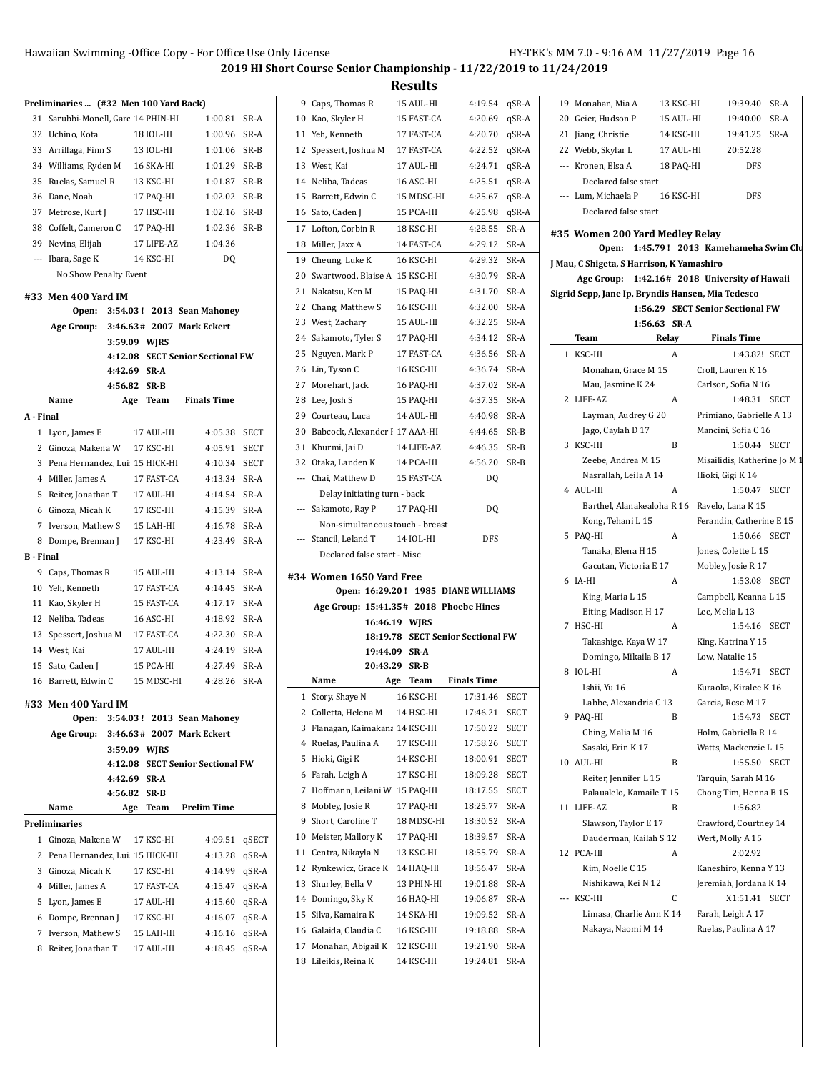## 2019 HI Short Course Senior Championship - 11/22/2019 to 11/24/2019

## Results

### Preliminaries ... (#32 Men 100 Yard Back)

| | Name | Age | Team | Prelim Time | |
|---|---|---|---|---|---|
| 31 | Sarubbi-Monell, Gare | 14 | PHIN-HI | 1:00.81 | SR-A |
| 32 | Uchino, Kota | 18 | IOL-HI | 1:00.96 | SR-A |
| 33 | Arrillaga, Finn S | 13 | IOL-HI | 1:01.06 | SR-B |
| 34 | Williams, Ryden M | 16 | SKA-HI | 1:01.29 | SR-B |
| 35 | Ruelas, Samuel R | 13 | KSC-HI | 1:01.87 | SR-B |
| 36 | Dane, Noah | 17 | PAQ-HI | 1:02.02 | SR-B |
| 37 | Metrose, Kurt J | 17 | HSC-HI | 1:02.16 | SR-B |
| 38 | Coffelt, Cameron C | 17 | PAQ-HI | 1:02.36 | SR-B |
| 39 | Nevins, Elijah | 17 | LIFE-AZ | 1:04.36 | |
| --- | Ibara, Sage K | 14 | KSC-HI | DQ | |

No Show Penalty Event

### #33 Men 400 Yard IM

Open: 3:54.03 ! 2013 Sean Mahoney
Age Group: 3:46.63 # 2007 Mark Eckert
3:59.09 WJRS
4:12.08 SECT Senior Sectional FW
4:42.69 SR-A
4:56.82 SR-B

| | Name | Age | Team | Finals Time | |
|---|---|---|---|---|---|
| **A - Final** | | | | | |
| 1 | Lyon, James E | 17 | AUL-HI | 4:05.38 | SECT |
| 2 | Ginoza, Makena W | 17 | KSC-HI | 4:05.91 | SECT |
| 3 | Pena Hernandez, Lui | 15 | HICK-HI | 4:10.34 | SECT |
| 4 | Miller, James A | 17 | FAST-CA | 4:13.34 | SR-A |
| 5 | Reiter, Jonathan T | 17 | AUL-HI | 4:14.54 | SR-A |
| 6 | Ginoza, Micah K | 17 | KSC-HI | 4:15.39 | SR-A |
| 7 | Iverson, Mathew S | 15 | LAH-HI | 4:16.78 | SR-A |
| 8 | Dompe, Brennan J | 17 | KSC-HI | 4:23.49 | SR-A |
| **B - Final** | | | | | |
| 9 | Caps, Thomas R | 15 | AUL-HI | 4:13.14 | SR-A |
| 10 | Yeh, Kenneth | 17 | FAST-CA | 4:14.45 | SR-A |
| 11 | Kao, Skyler H | 15 | FAST-CA | 4:17.17 | SR-A |
| 12 | Neliba, Tadeas | 16 | ASC-HI | 4:18.92 | SR-A |
| 13 | Spessert, Joshua M | 17 | FAST-CA | 4:22.30 | SR-A |
| 14 | West, Kai | 17 | AUL-HI | 4:24.19 | SR-A |
| 15 | Sato, Caden J | 15 | PCA-HI | 4:27.49 | SR-A |
| 16 | Barrett, Edwin C | 15 | MDSC-HI | 4:28.26 | SR-A |

### #33 Men 400 Yard IM

Open: 3:54.03 ! 2013 Sean Mahoney
Age Group: 3:46.63 # 2007 Mark Eckert
3:59.09 WJRS
4:12.08 SECT Senior Sectional FW
4:42.69 SR-A
4:56.82 SR-B

| | Name | Age | Team | Prelim Time | |
|---|---|---|---|---|---|
| **Preliminaries** | | | | | |
| 1 | Ginoza, Makena W | 17 | KSC-HI | 4:09.51 | qSECT |
| 2 | Pena Hernandez, Lui | 15 | HICK-HI | 4:13.28 | qSR-A |
| 3 | Ginoza, Micah K | 17 | KSC-HI | 4:14.99 | qSR-A |
| 4 | Miller, James A | 17 | FAST-CA | 4:15.47 | qSR-A |
| 5 | Lyon, James E | 17 | AUL-HI | 4:15.60 | qSR-A |
| 6 | Dompe, Brennan J | 17 | KSC-HI | 4:16.07 | qSR-A |
| 7 | Iverson, Mathew S | 15 | LAH-HI | 4:16.16 | qSR-A |
| 8 | Reiter, Jonathan T | 17 | AUL-HI | 4:18.45 | qSR-A |
| 9 | Caps, Thomas R | 15 | AUL-HI | 4:19.54 | qSR-A |
| 10 | Kao, Skyler H | 15 | FAST-CA | 4:20.69 | qSR-A |
| 11 | Yeh, Kenneth | 17 | FAST-CA | 4:20.70 | qSR-A |
| 12 | Spessert, Joshua M | 17 | FAST-CA | 4:22.52 | qSR-A |
| 13 | West, Kai | 17 | AUL-HI | 4:24.71 | qSR-A |
| 14 | Neliba, Tadeas | 16 | ASC-HI | 4:25.51 | qSR-A |
| 15 | Barrett, Edwin C | 15 | MDSC-HI | 4:25.67 | qSR-A |
| 16 | Sato, Caden J | 15 | PCA-HI | 4:25.98 | qSR-A |
| 17 | Lofton, Corbin R | 18 | KSC-HI | 4:28.55 | SR-A |
| 18 | Miller, Jaxx A | 14 | FAST-CA | 4:29.12 | SR-A |
| 19 | Cheung, Luke K | 16 | KSC-HI | 4:29.32 | SR-A |
| 20 | Swartwood, Blaise A | 15 | KSC-HI | 4:30.79 | SR-A |
| 21 | Nakatsu, Ken M | 15 | PAQ-HI | 4:31.70 | SR-A |
| 22 | Chang, Matthew S | 16 | KSC-HI | 4:32.00 | SR-A |
| 23 | West, Zachary | 15 | AUL-HI | 4:32.25 | SR-A |
| 24 | Sakamoto, Tyler S | 17 | PAQ-HI | 4:34.12 | SR-A |
| 25 | Nguyen, Mark P | 17 | FAST-CA | 4:36.56 | SR-A |
| 26 | Lin, Tyson C | 16 | KSC-HI | 4:36.74 | SR-A |
| 27 | Morehart, Jack | 16 | PAQ-HI | 4:37.02 | SR-A |
| 28 | Lee, Josh S | 15 | PAQ-HI | 4:37.35 | SR-A |
| 29 | Courteau, Luca | 14 | AUL-HI | 4:40.98 | SR-A |
| 30 | Babcock, Alexander I | 17 | AAA-HI | 4:44.65 | SR-B |
| 31 | Khurmi, Jai D | 14 | LIFE-AZ | 4:46.35 | SR-B |
| 32 | Otaka, Landen K | 14 | PCA-HI | 4:56.20 | SR-B |
| --- | Chai, Matthew D | 15 | FAST-CA | DQ | |
| | Delay initiating turn - back | | | | |
| --- | Sakamoto, Ray P | 17 | PAQ-HI | DQ | |
| | Non-simultaneous touch - breast | | | | |
| --- | Stancil, Leland T | 14 | IOL-HI | DFS | |
| | Declared false start - Misc | | | | |

### #34 Women 1650 Yard Free

Open: 16:29.20 ! 1985 DIANE WILLIAMS
Age Group: 15:41.35 # 2018 Phoebe Hines
16:46.19 WJRS
18:19.78 SECT Senior Sectional FW
19:44.09 SR-A
20:43.29 SR-B

| | Name | Age | Team | Finals Time | |
|---|---|---|---|---|---|
| 1 | Story, Shaye N | 16 | KSC-HI | 17:31.46 | SECT |
| 2 | Colletta, Helena M | 14 | HSC-HI | 17:46.21 | SECT |
| 3 | Flanagan, Kaimakana | 14 | KSC-HI | 17:50.22 | SECT |
| 4 | Ruelas, Paulina A | 17 | KSC-HI | 17:58.26 | SECT |
| 5 | Hioki, Gigi K | 14 | KSC-HI | 18:00.91 | SECT |
| 6 | Farah, Leigh A | 17 | KSC-HI | 18:09.28 | SECT |
| 7 | Hoffmann, Leilani W | 15 | PAQ-HI | 18:17.55 | SECT |
| 8 | Mobley, Josie R | 17 | PAQ-HI | 18:25.77 | SR-A |
| 9 | Short, Caroline T | 18 | MDSC-HI | 18:30.52 | SR-A |
| 10 | Meister, Mallory K | 17 | PAQ-HI | 18:39.57 | SR-A |
| 11 | Centra, Nikayla N | 13 | KSC-HI | 18:55.79 | SR-A |
| 12 | Rynkewicz, Grace K | 14 | HAQ-HI | 18:56.47 | SR-A |
| 13 | Shurley, Bella V | 13 | PHIN-HI | 19:01.88 | SR-A |
| 14 | Domingo, Sky K | 16 | HAQ-HI | 19:06.87 | SR-A |
| 15 | Silva, Kamaira K | 14 | SKA-HI | 19:09.52 | SR-A |
| 16 | Galaida, Claudia C | 16 | KSC-HI | 19:18.88 | SR-A |
| 17 | Monahan, Abigail K | 12 | KSC-HI | 19:21.90 | SR-A |
| 18 | Lileikis, Reina K | 14 | KSC-HI | 19:24.81 | SR-A |
| 19 | Monahan, Mia A | 13 | KSC-HI | 19:39.40 | SR-A |
| 20 | Geier, Hudson P | 15 | AUL-HI | 19:40.00 | SR-A |
| 21 | Jiang, Christie | 14 | KSC-HI | 19:41.25 | SR-A |
| 22 | Webb, Skylar L | 17 | AUL-HI | 20:52.28 | |
| --- | Kronen, Elsa A | 18 | PAQ-HI | DFS | |
| | Declared false start | | | | |
| --- | Lum, Michaela P | 16 | KSC-HI | DFS | |
| | Declared false start | | | | |

### #35 Women 200 Yard Medley Relay

Open: 1:45.79 ! 2013 Kamehameha Swim Clu
J Mau, C Shigeta, S Harrison, K Yamashiro
Age Group: 1:42.16 # 2018 University of Hawaii
Sigrid Sepp, Jane Ip, Bryndis Hansen, Mia Tedesco
1:56.29 SECT Senior Sectional FW
1:56.63 SR-A

| | Team | Relay | Finals Time | |
|---|---|---|---|---|
| 1 | KSC-HI | A | 1:43.82! | SECT |
| | Monahan, Grace M 15 | | Croll, Lauren K 16 | |
| | Mau, Jasmine K 24 | | Carlson, Sofia N 16 | |
| 2 | LIFE-AZ | A | 1:48.31 | SECT |
| | Layman, Audrey G 20 | | Primiano, Gabrielle A 13 | |
| | Jago, Caylah D 17 | | Mancini, Sofia C 16 | |
| 3 | KSC-HI | B | 1:50.44 | SECT |
| | Zeebe, Andrea M 15 | | Misailidis, Katherine Jo M 1 | |
| | Nasrallah, Leila A 14 | | Hioki, Gigi K 14 | |
| 4 | AUL-HI | A | 1:50.47 | SECT |
| | Barthel, Alanakealoha R 16 | | Ravelo, Lana K 15 | |
| | Kong, Tehani L 15 | | Ferandin, Catherine E 15 | |
| 5 | PAQ-HI | A | 1:50.66 | SECT |
| | Tanaka, Elena H 15 | | Jones, Colette L 15 | |
| | Gacutan, Victoria E 17 | | Mobley, Josie R 17 | |
| 6 | IA-HI | A | 1:53.08 | SECT |
| | King, Maria L 15 | | Campbell, Keanna L 15 | |
| | Eiting, Madison H 17 | | Lee, Melia L 13 | |
| 7 | HSC-HI | A | 1:54.16 | SECT |
| | Takashige, Kaya W 17 | | King, Katrina Y 15 | |
| | Domingo, Mikaila B 17 | | Low, Natalie 15 | |
| 8 | IOL-HI | A | 1:54.71 | SECT |
| | Ishii, Yu 16 | | Kuraoka, Kiralee K 16 | |
| | Labbe, Alexandria C 13 | | Garcia, Rose M 17 | |
| 9 | PAQ-HI | B | 1:54.73 | SECT |
| | Ching, Malia M 16 | | Holm, Gabriella R 14 | |
| | Sasaki, Erin K 17 | | Watts, Mackenzie L 15 | |
| 10 | AUL-HI | B | 1:55.50 | SECT |
| | Reiter, Jennifer L 15 | | Tarquin, Sarah M 16 | |
| | Palaualelo, Kamaile T 15 | | Chong Tim, Henna B 15 | |
| 11 | LIFE-AZ | B | 1:56.82 | |
| | Slawson, Taylor E 17 | | Crawford, Courtney 14 | |
| | Dauderman, Kailah S 12 | | Wert, Molly A 15 | |
| 12 | PCA-HI | A | 2:02.92 | |
| | Kim, Noelle C 15 | | Kaneshiro, Kenna Y 13 | |
| | Nishikawa, Kei N 12 | | Jeremiah, Jordana K 14 | |
| --- | KSC-HI | C | X1:51.41 | SECT |
| | Limasa, Charlie Ann K 14 | | Farah, Leigh A 17 | |
| | Nakaya, Naomi M 14 | | Ruelas, Paulina A 17 | |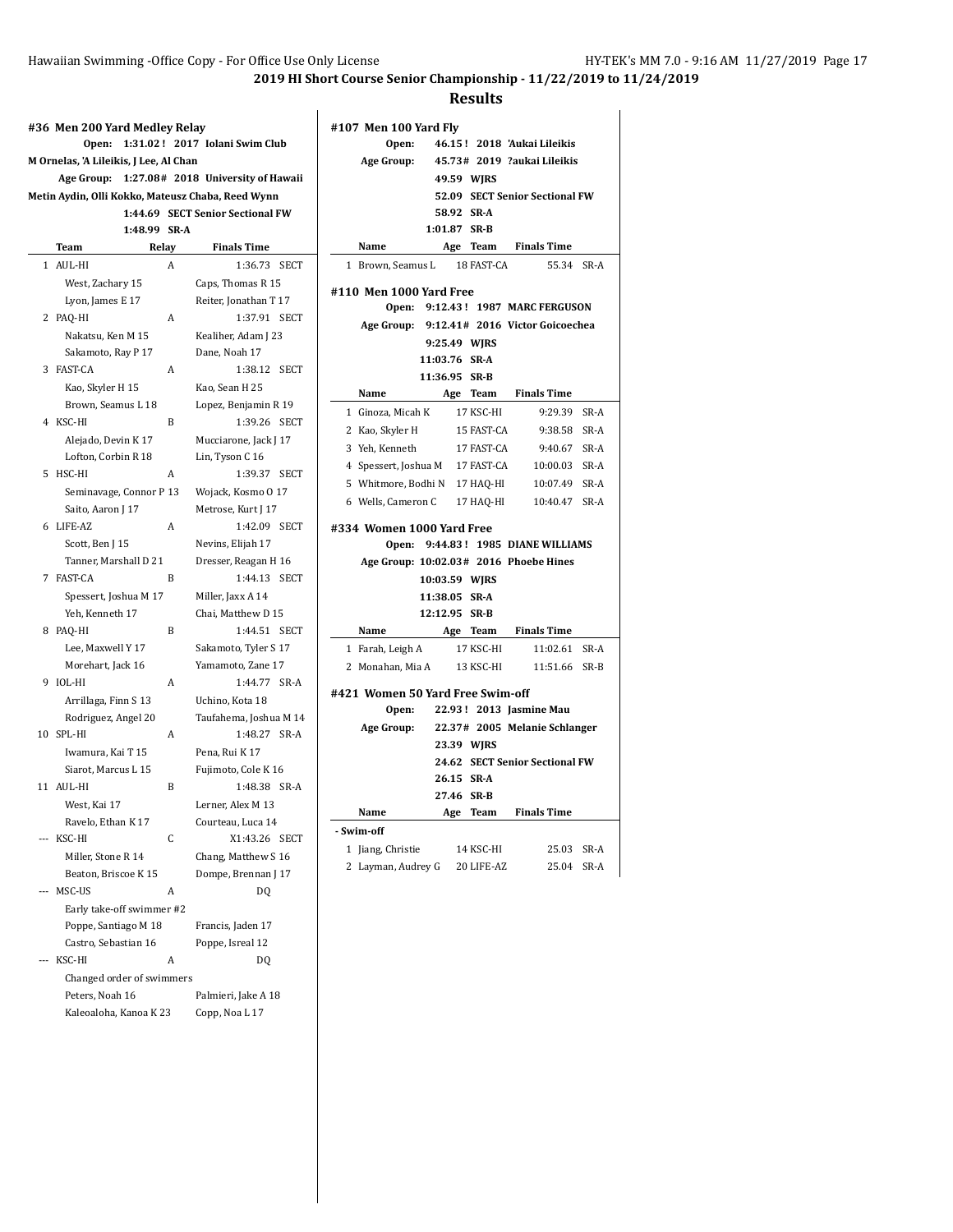## 2019 HI Short Course Senior Championship - 11/22/2019 to 11/24/2019

## Results

### #36 Men 200 Yard Medley Relay

**Open: 1:31.02 ! 2017 Iolani Swim Club**
**M Ornelas, 'A Lileikis, J Lee, Al Chan**
**Age Group: 1:27.08# 2018 University of Hawaii**
**Metin Aydin, Olli Kokko, Mateusz Chaba, Reed Wynn**
**1:44.69 SECT Senior Sectional FW**
**1:48.99 SR-A**

| | Team | Relay | Finals Time | |
|---|---|---|---|---|
| 1 | AUL-HI | A | 1:36.73 | SECT |
| | West, Zachary 15 | | Caps, Thomas R 15 | |
| | Lyon, James E 17 | | Reiter, Jonathan T 17 | |
| 2 | PAQ-HI | A | 1:37.91 | SECT |
| | Nakatsu, Ken M 15 | | Kealiher, Adam J 23 | |
| | Sakamoto, Ray P 17 | | Dane, Noah 17 | |
| 3 | FAST-CA | A | 1:38.12 | SECT |
| | Kao, Skyler H 15 | | Kao, Sean H 25 | |
| | Brown, Seamus L 18 | | Lopez, Benjamin R 19 | |
| 4 | KSC-HI | B | 1:39.26 | SECT |
| | Alejado, Devin K 17 | | Mucciarone, Jack J 17 | |
| | Lofton, Corbin R 18 | | Lin, Tyson C 16 | |
| 5 | HSC-HI | A | 1:39.37 | SECT |
| | Seminavage, Connor P 13 | | Wojack, Kosmo O 17 | |
| | Saito, Aaron J 17 | | Metrose, Kurt J 17 | |
| 6 | LIFE-AZ | A | 1:42.09 | SECT |
| | Scott, Ben J 15 | | Nevins, Elijah 17 | |
| | Tanner, Marshall D 21 | | Dresser, Reagan H 16 | |
| 7 | FAST-CA | B | 1:44.13 | SECT |
| | Spessert, Joshua M 17 | | Miller, Jaxx A 14 | |
| | Yeh, Kenneth 17 | | Chai, Matthew D 15 | |
| 8 | PAQ-HI | B | 1:44.51 | SECT |
| | Lee, Maxwell Y 17 | | Sakamoto, Tyler S 17 | |
| | Morehart, Jack 16 | | Yamamoto, Zane 17 | |
| 9 | IOL-HI | A | 1:44.77 | SR-A |
| | Arrillaga, Finn S 13 | | Uchino, Kota 18 | |
| | Rodriguez, Angel 20 | | Taufahema, Joshua M 14 | |
| 10 | SPL-HI | A | 1:48.27 | SR-A |
| | Iwamura, Kai T 15 | | Pena, Rui K 17 | |
| | Siarot, Marcus L 15 | | Fujimoto, Cole K 16 | |
| 11 | AUL-HI | B | 1:48.38 | SR-A |
| | West, Kai 17 | | Lerner, Alex M 13 | |
| | Ravelo, Ethan K 17 | | Courteau, Luca 14 | |
| --- | KSC-HI | C | X1:43.26 | SECT |
| | Miller, Stone R 14 | | Chang, Matthew S 16 | |
| | Beaton, Briscoe K 15 | | Dompe, Brennan J 17 | |
| --- | MSC-US | A | DQ | |
| | Early take-off swimmer #2 | | | |
| | Poppe, Santiago M 18 | | Francis, Jaden 17 | |
| | Castro, Sebastian 16 | | Poppe, Isreal 12 | |
| --- | KSC-HI | A | DQ | |
| | Changed order of swimmers | | | |
| | Peters, Noah 16 | | Palmieri, Jake A 18 | |
| | Kaleoaloha, Kanoa K 23 | | Copp, Noa L 17 | |

### #107 Men 100 Yard Fly

**Open: 46.15 ! 2018 'Aukai Lileikis**
**Age Group: 45.73# 2019 ?aukai Lileikis**
**49.59 WJRS**
**52.09 SECT Senior Sectional FW**
**58.92 SR-A**
**1:01.87 SR-B**

| | Name | Age | Team | Finals Time | |
|---|---|---|---|---|---|
| 1 | Brown, Seamus L | 18 | FAST-CA | 55.34 | SR-A |

### #110 Men 1000 Yard Free

**Open: 9:12.43 ! 1987 MARC FERGUSON**
**Age Group: 9:12.41# 2016 Victor Goicoechea**
**9:25.49 WJRS**
**11:03.76 SR-A**
**11:36.95 SR-B**

| | Name | Age | Team | Finals Time | |
|---|---|---|---|---|---|
| 1 | Ginoza, Micah K | 17 | KSC-HI | 9:29.39 | SR-A |
| 2 | Kao, Skyler H | 15 | FAST-CA | 9:38.58 | SR-A |
| 3 | Yeh, Kenneth | 17 | FAST-CA | 9:40.67 | SR-A |
| 4 | Spessert, Joshua M | 17 | FAST-CA | 10:00.03 | SR-A |
| 5 | Whitmore, Bodhi N | 17 | HAQ-HI | 10:07.49 | SR-A |
| 6 | Wells, Cameron C | 17 | HAQ-HI | 10:40.47 | SR-A |

### #334 Women 1000 Yard Free

**Open: 9:44.83 ! 1985 DIANE WILLIAMS**
**Age Group: 10:02.03# 2016 Phoebe Hines**
**10:03.59 WJRS**
**11:38.05 SR-A**
**12:12.95 SR-B**

| | Name | Age | Team | Finals Time | |
|---|---|---|---|---|---|
| 1 | Farah, Leigh A | 17 | KSC-HI | 11:02.61 | SR-A |
| 2 | Monahan, Mia A | 13 | KSC-HI | 11:51.66 | SR-B |

### #421 Women 50 Yard Free Swim-off

**Open: 22.93 ! 2013 Jasmine Mau**
**Age Group: 22.37# 2005 Melanie Schlanger**
**23.39 WJRS**
**24.62 SECT Senior Sectional FW**
**26.15 SR-A**
**27.46 SR-B**

| | Name | Age | Team | Finals Time | |
|---|---|---|---|---|---|
| - Swim-off | | | | | |
| 1 | Jiang, Christie | 14 | KSC-HI | 25.03 | SR-A |
| 2 | Layman, Audrey G | 20 | LIFE-AZ | 25.04 | SR-A |